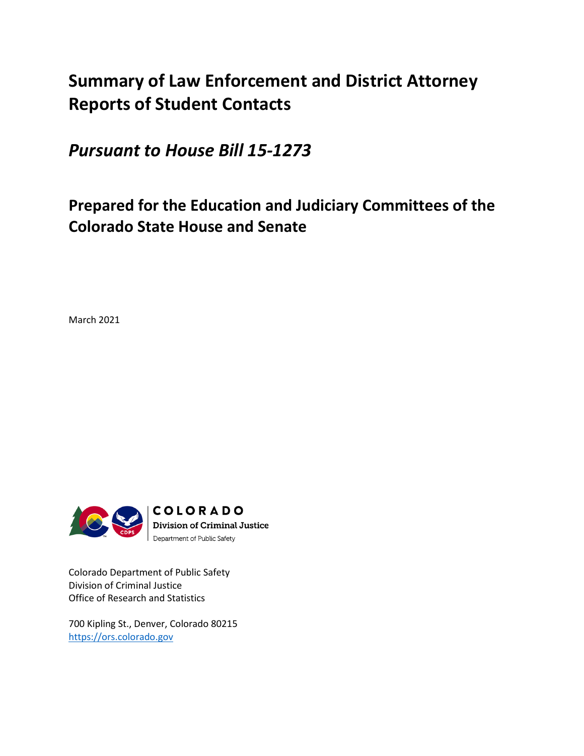# Summary of Law Enforcement and District Attorney Reports of Student Contacts

## *Pursuant to House Bill 15-1273*

## Prepared for the Education and Judiciary Committees of the Colorado State House and Senate

March 2021

COLORADO
Division of Criminal Justice
Department of Public Safety

Colorado Department of Public Safety
Division of Criminal Justice
Office of Research and Statistics

700 Kipling St., Denver, Colorado 80215
https://ors.colorado.gov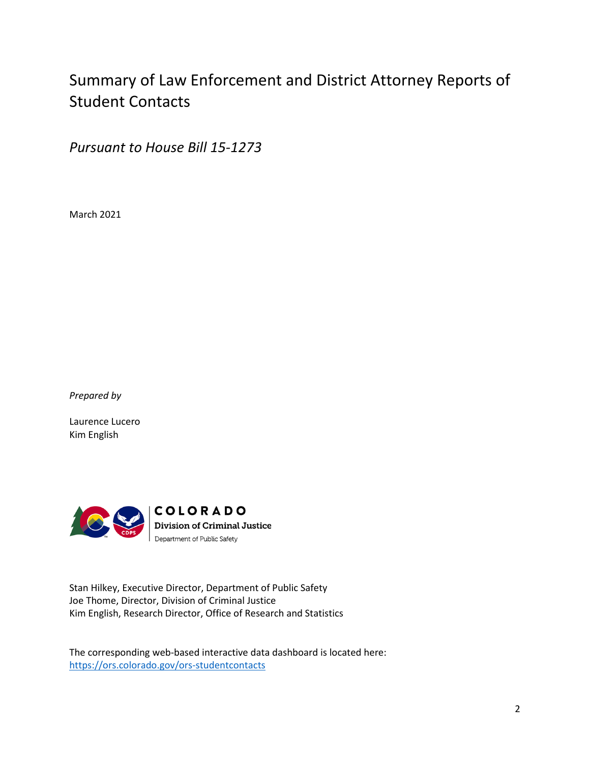# Summary of Law Enforcement and District Attorney Reports of Student Contacts

*Pursuant to House Bill 15-1273*

March 2021

*Prepared by*

Laurence Lucero
Kim English

COLORADO
Division of Criminal Justice
Department of Public Safety

Stan Hilkey, Executive Director, Department of Public Safety
Joe Thome, Director, Division of Criminal Justice
Kim English, Research Director, Office of Research and Statistics

The corresponding web-based interactive data dashboard is located here:
https://ors.colorado.gov/ors-studentcontacts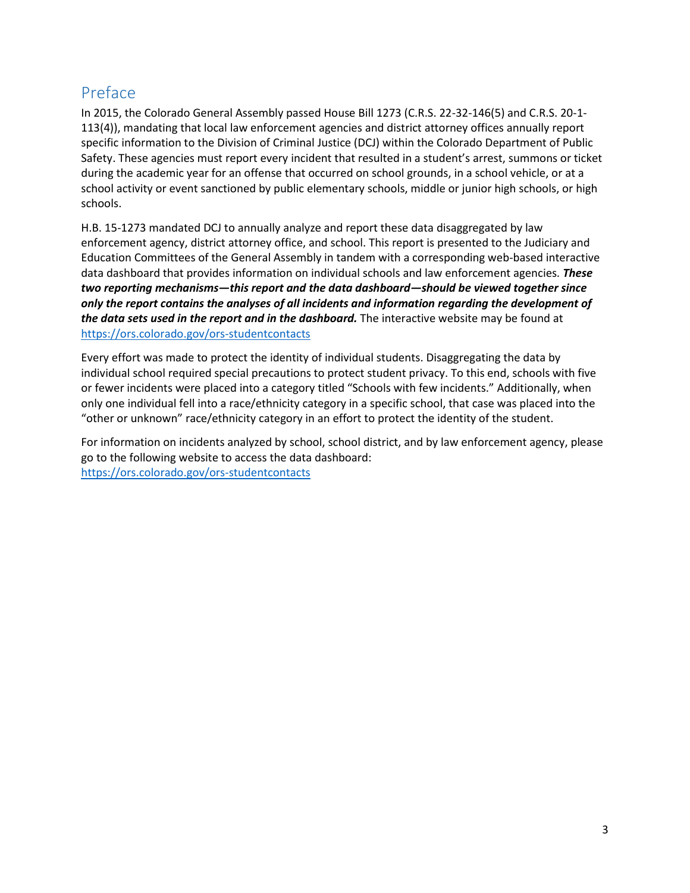## Preface

In 2015, the Colorado General Assembly passed House Bill 1273 (C.R.S. 22-32-146(5) and C.R.S. 20-1-113(4)), mandating that local law enforcement agencies and district attorney offices annually report specific information to the Division of Criminal Justice (DCJ) within the Colorado Department of Public Safety. These agencies must report every incident that resulted in a student's arrest, summons or ticket during the academic year for an offense that occurred on school grounds, in a school vehicle, or at a school activity or event sanctioned by public elementary schools, middle or junior high schools, or high schools.

H.B. 15-1273 mandated DCJ to annually analyze and report these data disaggregated by law enforcement agency, district attorney office, and school. This report is presented to the Judiciary and Education Committees of the General Assembly in tandem with a corresponding web-based interactive data dashboard that provides information on individual schools and law enforcement agencies. ***These two reporting mechanisms—this report and the data dashboard—should be viewed together since only the report contains the analyses of all incidents and information regarding the development of the data sets used in the report and in the dashboard.*** The interactive website may be found at https://ors.colorado.gov/ors-studentcontacts

Every effort was made to protect the identity of individual students. Disaggregating the data by individual school required special precautions to protect student privacy. To this end, schools with five or fewer incidents were placed into a category titled "Schools with few incidents." Additionally, when only one individual fell into a race/ethnicity category in a specific school, that case was placed into the "other or unknown" race/ethnicity category in an effort to protect the identity of the student.

For information on incidents analyzed by school, school district, and by law enforcement agency, please go to the following website to access the data dashboard:
https://ors.colorado.gov/ors-studentcontacts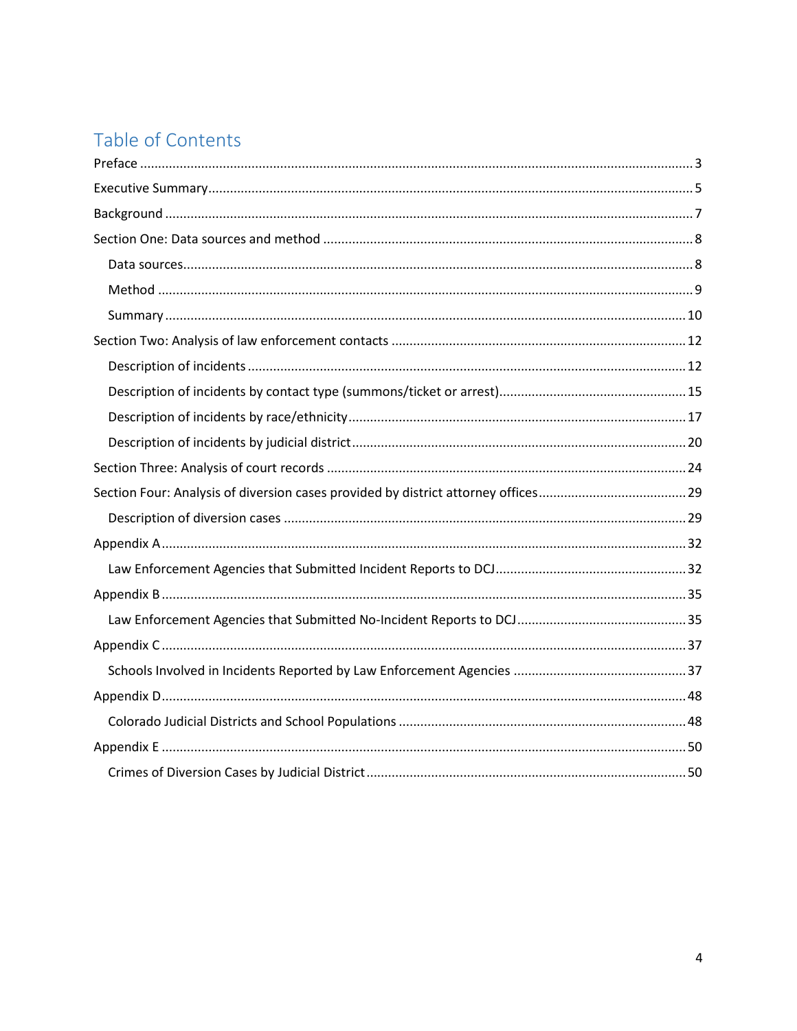# Table of Contents

Preface ........................................................................................................................................ 3

Executive Summary ....................................................................................................................... 5

Background .................................................................................................................................. 7

Section One: Data sources and method ...................................................................................... 8

- Data sources ............................................................................................................................. 8
- Method ..................................................................................................................................... 9
- Summary ................................................................................................................................. 10

Section Two: Analysis of law enforcement contacts .................................................................. 12

- Description of incidents .......................................................................................................... 12
- Description of incidents by contact type (summons/ticket or arrest) ..................................... 15
- Description of incidents by race/ethnicity .............................................................................. 17
- Description of incidents by judicial district ............................................................................. 20

Section Three: Analysis of court records .................................................................................... 24

Section Four: Analysis of diversion cases provided by district attorney offices ......................... 29

- Description of diversion cases ................................................................................................ 29

Appendix A ................................................................................................................................. 32

- Law Enforcement Agencies that Submitted Incident Reports to DCJ ..................................... 32

Appendix B ................................................................................................................................. 35

- Law Enforcement Agencies that Submitted No-Incident Reports to DCJ ................................ 35

Appendix C ................................................................................................................................. 37

- Schools Involved in Incidents Reported by Law Enforcement Agencies ................................. 37

Appendix D ................................................................................................................................. 48

- Colorado Judicial Districts and School Populations ................................................................ 48

Appendix E ................................................................................................................................. 50

- Crimes of Diversion Cases by Judicial District ......................................................................... 50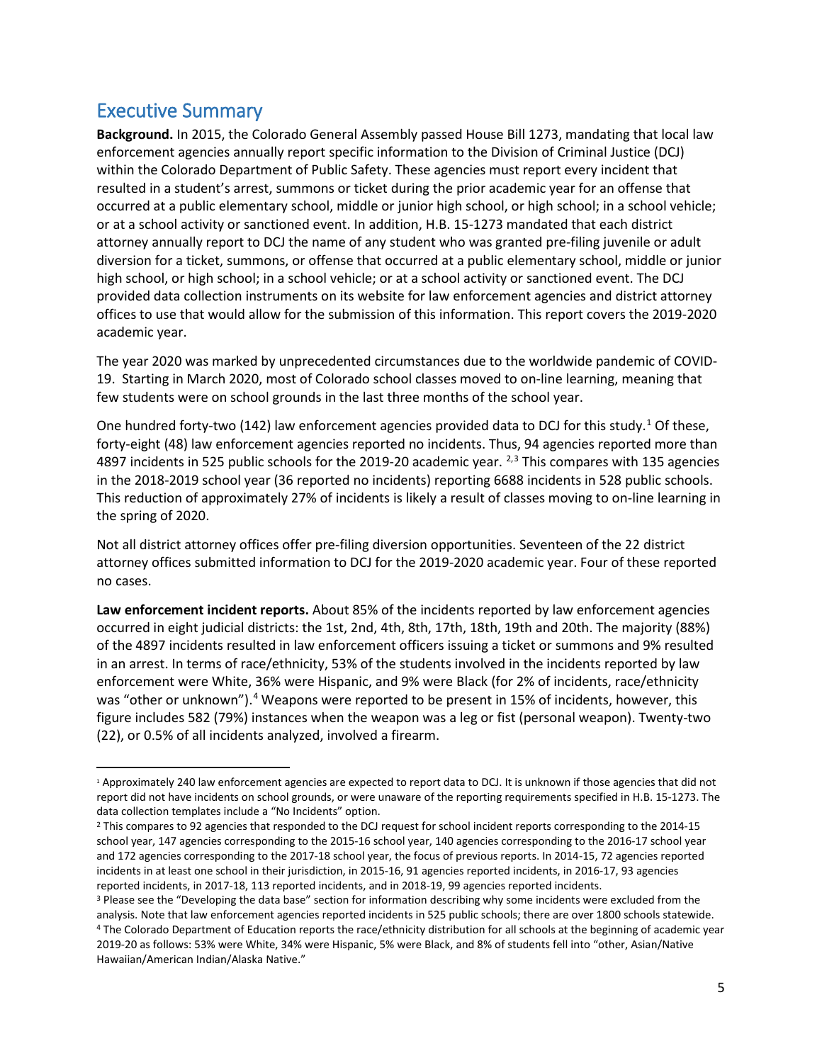## Executive Summary

**Background.** In 2015, the Colorado General Assembly passed House Bill 1273, mandating that local law enforcement agencies annually report specific information to the Division of Criminal Justice (DCJ) within the Colorado Department of Public Safety. These agencies must report every incident that resulted in a student's arrest, summons or ticket during the prior academic year for an offense that occurred at a public elementary school, middle or junior high school, or high school; in a school vehicle; or at a school activity or sanctioned event. In addition, H.B. 15-1273 mandated that each district attorney annually report to DCJ the name of any student who was granted pre-filing juvenile or adult diversion for a ticket, summons, or offense that occurred at a public elementary school, middle or junior high school, or high school; in a school vehicle; or at a school activity or sanctioned event. The DCJ provided data collection instruments on its website for law enforcement agencies and district attorney offices to use that would allow for the submission of this information. This report covers the 2019-2020 academic year.

The year 2020 was marked by unprecedented circumstances due to the worldwide pandemic of COVID-19. Starting in March 2020, most of Colorado school classes moved to on-line learning, meaning that few students were on school grounds in the last three months of the school year.

One hundred forty-two (142) law enforcement agencies provided data to DCJ for this study.[1] Of these, forty-eight (48) law enforcement agencies reported no incidents. Thus, 94 agencies reported more than 4897 incidents in 525 public schools for the 2019-20 academic year. [2,3] This compares with 135 agencies in the 2018-2019 school year (36 reported no incidents) reporting 6688 incidents in 528 public schools. This reduction of approximately 27% of incidents is likely a result of classes moving to on-line learning in the spring of 2020.

Not all district attorney offices offer pre-filing diversion opportunities. Seventeen of the 22 district attorney offices submitted information to DCJ for the 2019-2020 academic year. Four of these reported no cases.

**Law enforcement incident reports.** About 85% of the incidents reported by law enforcement agencies occurred in eight judicial districts: the 1st, 2nd, 4th, 8th, 17th, 18th, 19th and 20th. The majority (88%) of the 4897 incidents resulted in law enforcement officers issuing a ticket or summons and 9% resulted in an arrest. In terms of race/ethnicity, 53% of the students involved in the incidents reported by law enforcement were White, 36% were Hispanic, and 9% were Black (for 2% of incidents, race/ethnicity was "other or unknown").[4] Weapons were reported to be present in 15% of incidents, however, this figure includes 582 (79%) instances when the weapon was a leg or fist (personal weapon). Twenty-two (22), or 0.5% of all incidents analyzed, involved a firearm.

---

[1] Approximately 240 law enforcement agencies are expected to report data to DCJ. It is unknown if those agencies that did not report did not have incidents on school grounds, or were unaware of the reporting requirements specified in H.B. 15-1273. The data collection templates include a "No Incidents" option.

[2] This compares to 92 agencies that responded to the DCJ request for school incident reports corresponding to the 2014-15 school year, 147 agencies corresponding to the 2015-16 school year, 140 agencies corresponding to the 2016-17 school year and 172 agencies corresponding to the 2017-18 school year, the focus of previous reports. In 2014-15, 72 agencies reported incidents in at least one school in their jurisdiction, in 2015-16, 91 agencies reported incidents, in 2016-17, 93 agencies reported incidents, in 2017-18, 113 reported incidents, and in 2018-19, 99 agencies reported incidents.

[3] Please see the "Developing the data base" section for information describing why some incidents were excluded from the analysis. Note that law enforcement agencies reported incidents in 525 public schools; there are over 1800 schools statewide.

[4] The Colorado Department of Education reports the race/ethnicity distribution for all schools at the beginning of academic year 2019-20 as follows: 53% were White, 34% were Hispanic, 5% were Black, and 8% of students fell into "other, Asian/Native Hawaiian/American Indian/Alaska Native."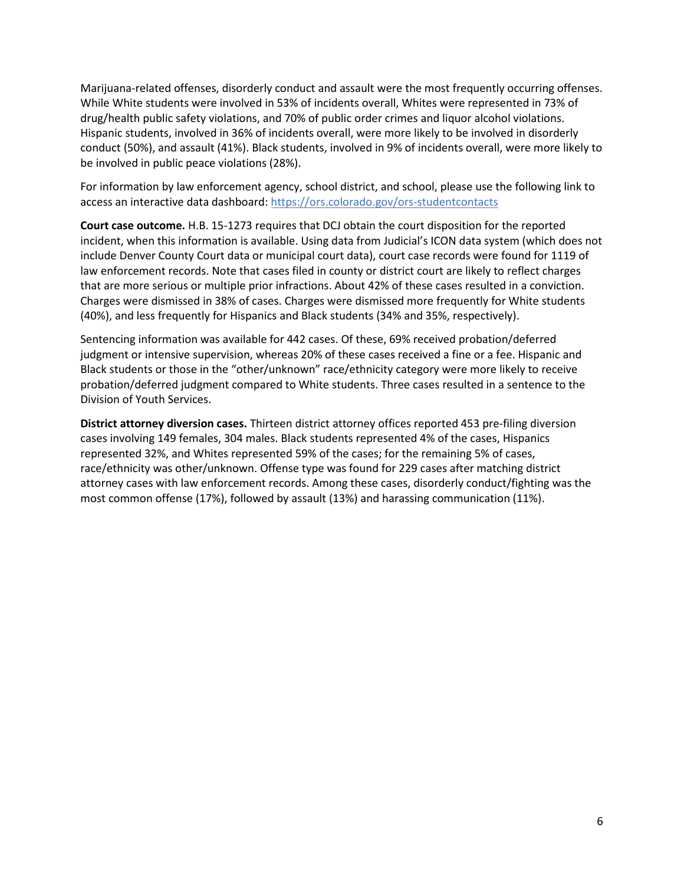Marijuana-related offenses, disorderly conduct and assault were the most frequently occurring offenses. While White students were involved in 53% of incidents overall, Whites were represented in 73% of drug/health public safety violations, and 70% of public order crimes and liquor alcohol violations. Hispanic students, involved in 36% of incidents overall, were more likely to be involved in disorderly conduct (50%), and assault (41%). Black students, involved in 9% of incidents overall, were more likely to be involved in public peace violations (28%).

For information by law enforcement agency, school district, and school, please use the following link to access an interactive data dashboard: https://ors.colorado.gov/ors-studentcontacts

**Court case outcome.** H.B. 15-1273 requires that DCJ obtain the court disposition for the reported incident, when this information is available. Using data from Judicial's ICON data system (which does not include Denver County Court data or municipal court data), court case records were found for 1119 of law enforcement records. Note that cases filed in county or district court are likely to reflect charges that are more serious or multiple prior infractions. About 42% of these cases resulted in a conviction. Charges were dismissed in 38% of cases. Charges were dismissed more frequently for White students (40%), and less frequently for Hispanics and Black students (34% and 35%, respectively).

Sentencing information was available for 442 cases. Of these, 69% received probation/deferred judgment or intensive supervision, whereas 20% of these cases received a fine or a fee. Hispanic and Black students or those in the "other/unknown" race/ethnicity category were more likely to receive probation/deferred judgment compared to White students. Three cases resulted in a sentence to the Division of Youth Services.

**District attorney diversion cases.** Thirteen district attorney offices reported 453 pre-filing diversion cases involving 149 females, 304 males. Black students represented 4% of the cases, Hispanics represented 32%, and Whites represented 59% of the cases; for the remaining 5% of cases, race/ethnicity was other/unknown. Offense type was found for 229 cases after matching district attorney cases with law enforcement records. Among these cases, disorderly conduct/fighting was the most common offense (17%), followed by assault (13%) and harassing communication (11%).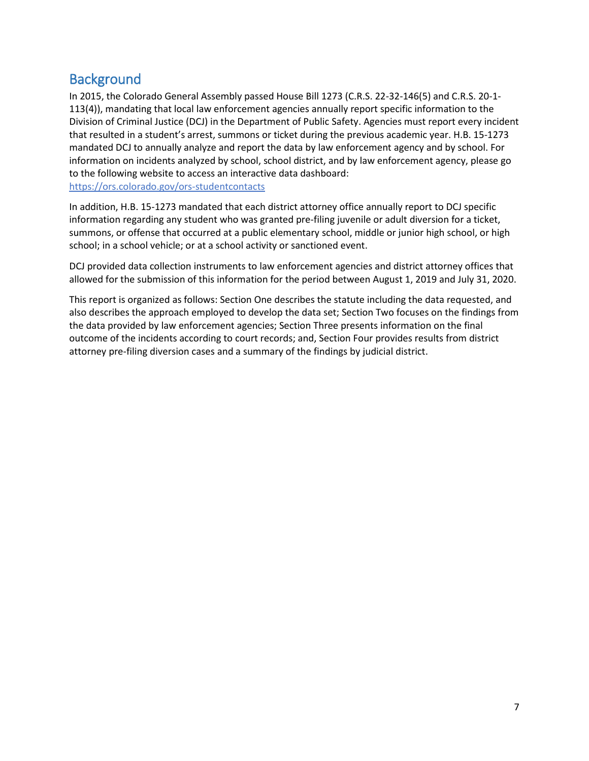## Background

In 2015, the Colorado General Assembly passed House Bill 1273 (C.R.S. 22-32-146(5) and C.R.S. 20-1-113(4)), mandating that local law enforcement agencies annually report specific information to the Division of Criminal Justice (DCJ) in the Department of Public Safety. Agencies must report every incident that resulted in a student's arrest, summons or ticket during the previous academic year. H.B. 15-1273 mandated DCJ to annually analyze and report the data by law enforcement agency and by school. For information on incidents analyzed by school, school district, and by law enforcement agency, please go to the following website to access an interactive data dashboard: https://ors.colorado.gov/ors-studentcontacts

In addition, H.B. 15-1273 mandated that each district attorney office annually report to DCJ specific information regarding any student who was granted pre-filing juvenile or adult diversion for a ticket, summons, or offense that occurred at a public elementary school, middle or junior high school, or high school; in a school vehicle; or at a school activity or sanctioned event.

DCJ provided data collection instruments to law enforcement agencies and district attorney offices that allowed for the submission of this information for the period between August 1, 2019 and July 31, 2020.

This report is organized as follows: Section One describes the statute including the data requested, and also describes the approach employed to develop the data set; Section Two focuses on the findings from the data provided by law enforcement agencies; Section Three presents information on the final outcome of the incidents according to court records; and, Section Four provides results from district attorney pre-filing diversion cases and a summary of the findings by judicial district.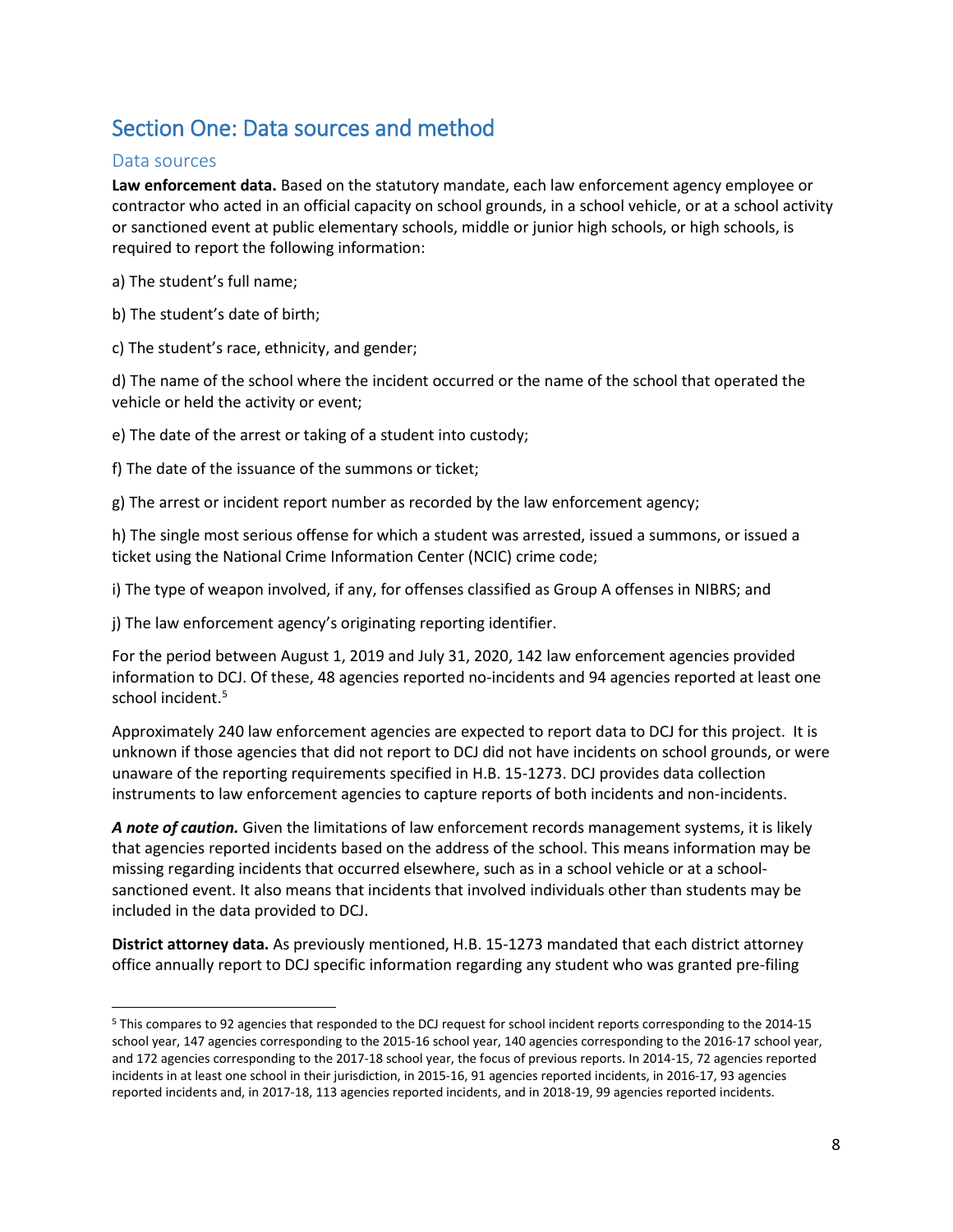# Section One: Data sources and method

## Data sources

**Law enforcement data.** Based on the statutory mandate, each law enforcement agency employee or contractor who acted in an official capacity on school grounds, in a school vehicle, or at a school activity or sanctioned event at public elementary schools, middle or junior high schools, or high schools, is required to report the following information:

a) The student's full name;

b) The student's date of birth;

c) The student's race, ethnicity, and gender;

d) The name of the school where the incident occurred or the name of the school that operated the vehicle or held the activity or event;

e) The date of the arrest or taking of a student into custody;

f) The date of the issuance of the summons or ticket;

g) The arrest or incident report number as recorded by the law enforcement agency;

h) The single most serious offense for which a student was arrested, issued a summons, or issued a ticket using the National Crime Information Center (NCIC) crime code;

i) The type of weapon involved, if any, for offenses classified as Group A offenses in NIBRS; and

j) The law enforcement agency's originating reporting identifier.

For the period between August 1, 2019 and July 31, 2020, 142 law enforcement agencies provided information to DCJ. Of these, 48 agencies reported no-incidents and 94 agencies reported at least one school incident.[5]

Approximately 240 law enforcement agencies are expected to report data to DCJ for this project. It is unknown if those agencies that did not report to DCJ did not have incidents on school grounds, or were unaware of the reporting requirements specified in H.B. 15-1273. DCJ provides data collection instruments to law enforcement agencies to capture reports of both incidents and non-incidents.

***A note of caution.*** Given the limitations of law enforcement records management systems, it is likely that agencies reported incidents based on the address of the school. This means information may be missing regarding incidents that occurred elsewhere, such as in a school vehicle or at a school-sanctioned event. It also means that incidents that involved individuals other than students may be included in the data provided to DCJ.

**District attorney data.** As previously mentioned, H.B. 15-1273 mandated that each district attorney office annually report to DCJ specific information regarding any student who was granted pre-filing

[5] This compares to 92 agencies that responded to the DCJ request for school incident reports corresponding to the 2014-15 school year, 147 agencies corresponding to the 2015-16 school year, 140 agencies corresponding to the 2016-17 school year, and 172 agencies corresponding to the 2017-18 school year, the focus of previous reports. In 2014-15, 72 agencies reported incidents in at least one school in their jurisdiction, in 2015-16, 91 agencies reported incidents, in 2016-17, 93 agencies reported incidents and, in 2017-18, 113 agencies reported incidents, and in 2018-19, 99 agencies reported incidents.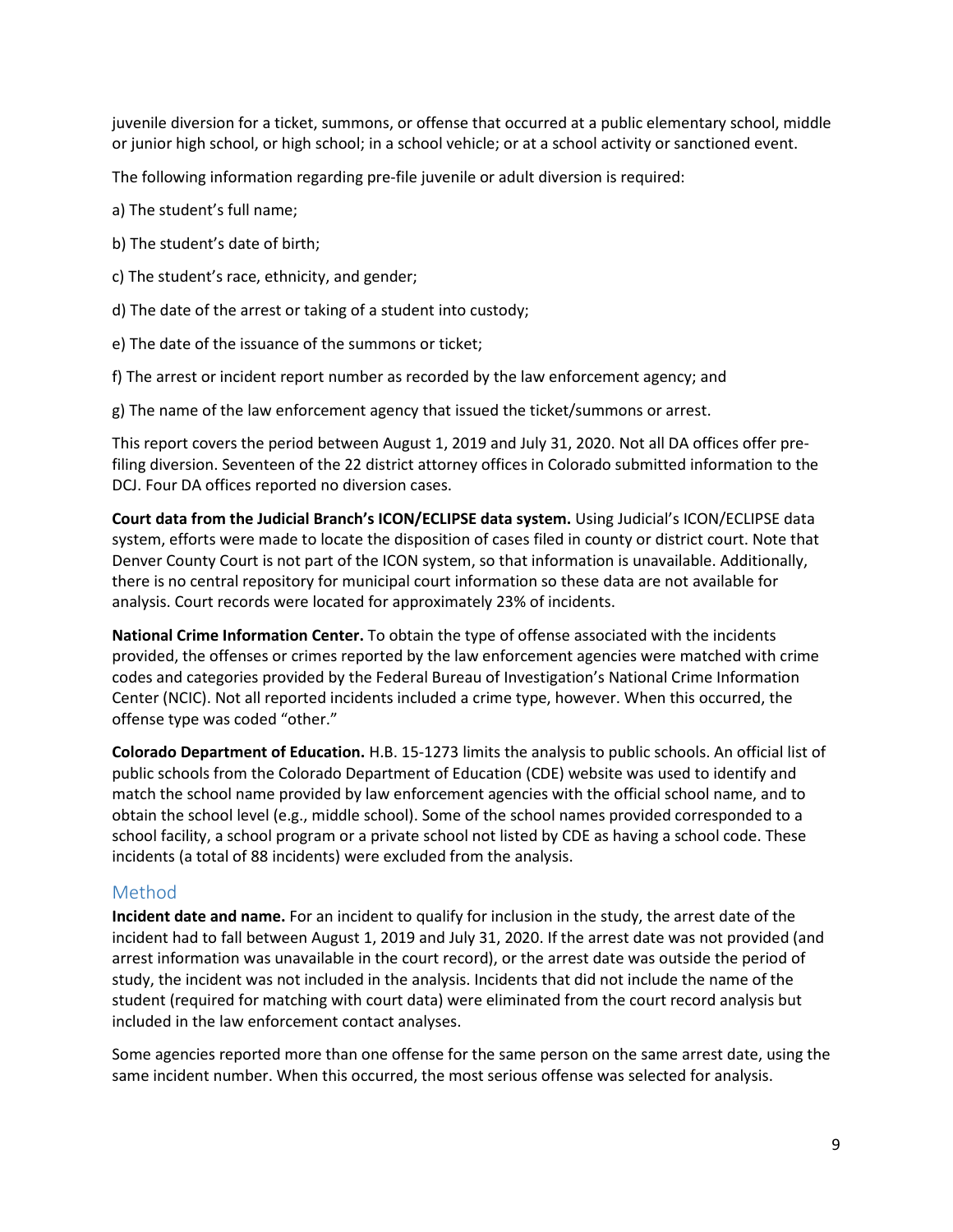juvenile diversion for a ticket, summons, or offense that occurred at a public elementary school, middle or junior high school, or high school; in a school vehicle; or at a school activity or sanctioned event.

The following information regarding pre-file juvenile or adult diversion is required:

a) The student's full name;

b) The student's date of birth;

c) The student's race, ethnicity, and gender;

d) The date of the arrest or taking of a student into custody;

e) The date of the issuance of the summons or ticket;

f) The arrest or incident report number as recorded by the law enforcement agency; and

g) The name of the law enforcement agency that issued the ticket/summons or arrest.

This report covers the period between August 1, 2019 and July 31, 2020. Not all DA offices offer pre-filing diversion. Seventeen of the 22 district attorney offices in Colorado submitted information to the DCJ. Four DA offices reported no diversion cases.

**Court data from the Judicial Branch's ICON/ECLIPSE data system.** Using Judicial's ICON/ECLIPSE data system, efforts were made to locate the disposition of cases filed in county or district court. Note that Denver County Court is not part of the ICON system, so that information is unavailable. Additionally, there is no central repository for municipal court information so these data are not available for analysis. Court records were located for approximately 23% of incidents.

**National Crime Information Center.** To obtain the type of offense associated with the incidents provided, the offenses or crimes reported by the law enforcement agencies were matched with crime codes and categories provided by the Federal Bureau of Investigation's National Crime Information Center (NCIC). Not all reported incidents included a crime type, however. When this occurred, the offense type was coded "other."

**Colorado Department of Education.** H.B. 15-1273 limits the analysis to public schools. An official list of public schools from the Colorado Department of Education (CDE) website was used to identify and match the school name provided by law enforcement agencies with the official school name, and to obtain the school level (e.g., middle school). Some of the school names provided corresponded to a school facility, a school program or a private school not listed by CDE as having a school code. These incidents (a total of 88 incidents) were excluded from the analysis.

## Method

**Incident date and name.** For an incident to qualify for inclusion in the study, the arrest date of the incident had to fall between August 1, 2019 and July 31, 2020. If the arrest date was not provided (and arrest information was unavailable in the court record), or the arrest date was outside the period of study, the incident was not included in the analysis. Incidents that did not include the name of the student (required for matching with court data) were eliminated from the court record analysis but included in the law enforcement contact analyses.

Some agencies reported more than one offense for the same person on the same arrest date, using the same incident number. When this occurred, the most serious offense was selected for analysis.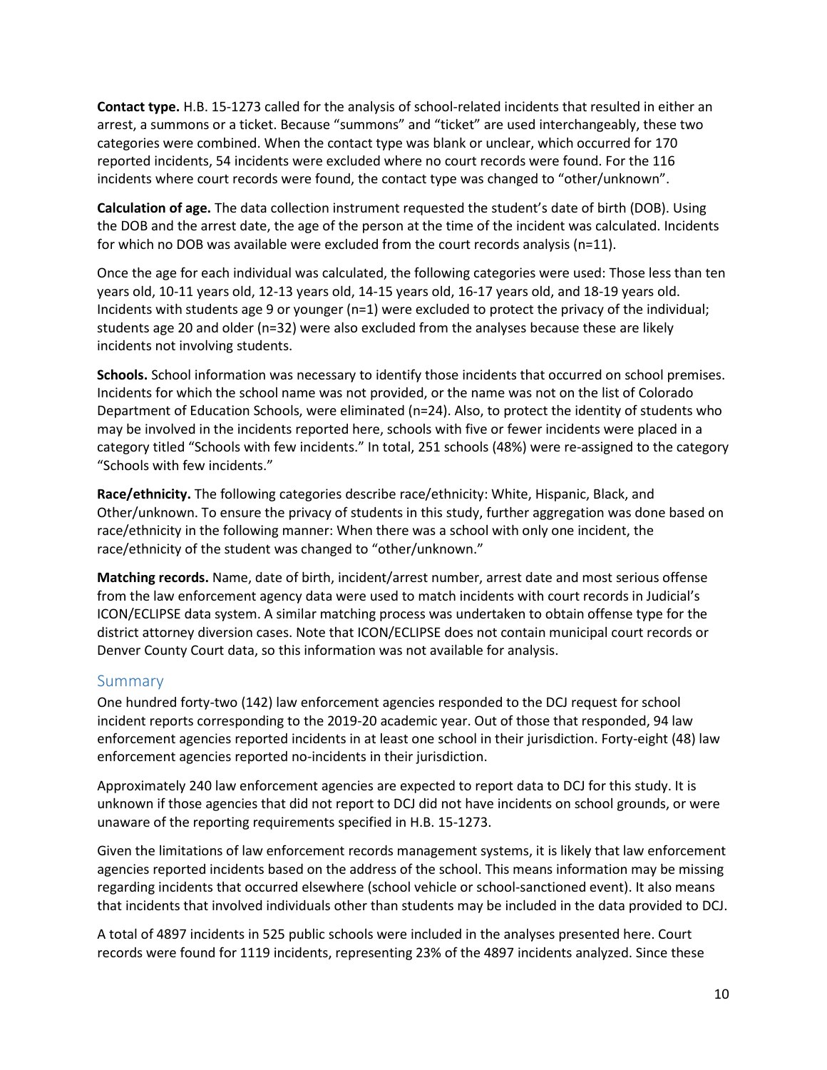**Contact type.** H.B. 15-1273 called for the analysis of school-related incidents that resulted in either an arrest, a summons or a ticket. Because "summons" and "ticket" are used interchangeably, these two categories were combined. When the contact type was blank or unclear, which occurred for 170 reported incidents, 54 incidents were excluded where no court records were found. For the 116 incidents where court records were found, the contact type was changed to "other/unknown".

**Calculation of age.** The data collection instrument requested the student's date of birth (DOB). Using the DOB and the arrest date, the age of the person at the time of the incident was calculated. Incidents for which no DOB was available were excluded from the court records analysis (n=11).

Once the age for each individual was calculated, the following categories were used: Those less than ten years old, 10-11 years old, 12-13 years old, 14-15 years old, 16-17 years old, and 18-19 years old. Incidents with students age 9 or younger (n=1) were excluded to protect the privacy of the individual; students age 20 and older (n=32) were also excluded from the analyses because these are likely incidents not involving students.

**Schools.** School information was necessary to identify those incidents that occurred on school premises. Incidents for which the school name was not provided, or the name was not on the list of Colorado Department of Education Schools, were eliminated (n=24). Also, to protect the identity of students who may be involved in the incidents reported here, schools with five or fewer incidents were placed in a category titled "Schools with few incidents." In total, 251 schools (48%) were re-assigned to the category "Schools with few incidents."

**Race/ethnicity.** The following categories describe race/ethnicity: White, Hispanic, Black, and Other/unknown. To ensure the privacy of students in this study, further aggregation was done based on race/ethnicity in the following manner: When there was a school with only one incident, the race/ethnicity of the student was changed to "other/unknown."

**Matching records.** Name, date of birth, incident/arrest number, arrest date and most serious offense from the law enforcement agency data were used to match incidents with court records in Judicial's ICON/ECLIPSE data system. A similar matching process was undertaken to obtain offense type for the district attorney diversion cases. Note that ICON/ECLIPSE does not contain municipal court records or Denver County Court data, so this information was not available for analysis.

## Summary

One hundred forty-two (142) law enforcement agencies responded to the DCJ request for school incident reports corresponding to the 2019-20 academic year. Out of those that responded, 94 law enforcement agencies reported incidents in at least one school in their jurisdiction. Forty-eight (48) law enforcement agencies reported no-incidents in their jurisdiction.

Approximately 240 law enforcement agencies are expected to report data to DCJ for this study. It is unknown if those agencies that did not report to DCJ did not have incidents on school grounds, or were unaware of the reporting requirements specified in H.B. 15-1273.

Given the limitations of law enforcement records management systems, it is likely that law enforcement agencies reported incidents based on the address of the school. This means information may be missing regarding incidents that occurred elsewhere (school vehicle or school-sanctioned event). It also means that incidents that involved individuals other than students may be included in the data provided to DCJ.

A total of 4897 incidents in 525 public schools were included in the analyses presented here. Court records were found for 1119 incidents, representing 23% of the 4897 incidents analyzed. Since these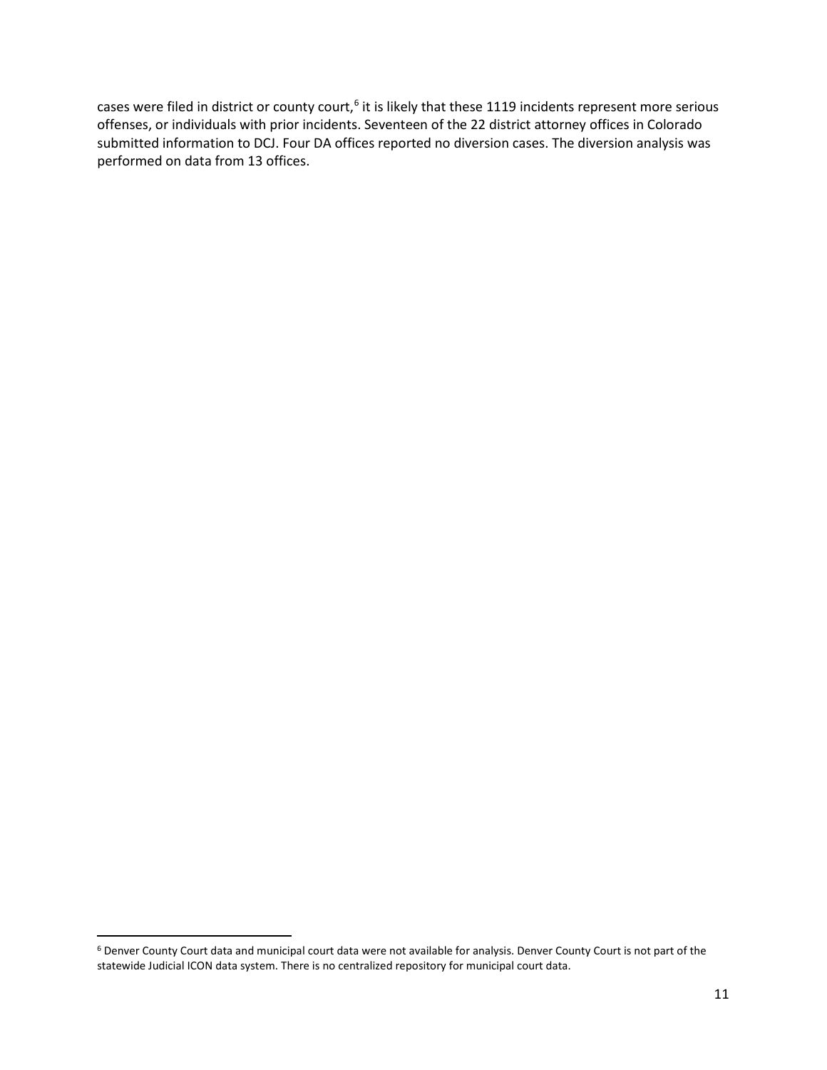cases were filed in district or county court,[6] it is likely that these 1119 incidents represent more serious offenses, or individuals with prior incidents. Seventeen of the 22 district attorney offices in Colorado submitted information to DCJ. Four DA offices reported no diversion cases. The diversion analysis was performed on data from 13 offices.

---

[6] Denver County Court data and municipal court data were not available for analysis. Denver County Court is not part of the statewide Judicial ICON data system. There is no centralized repository for municipal court data.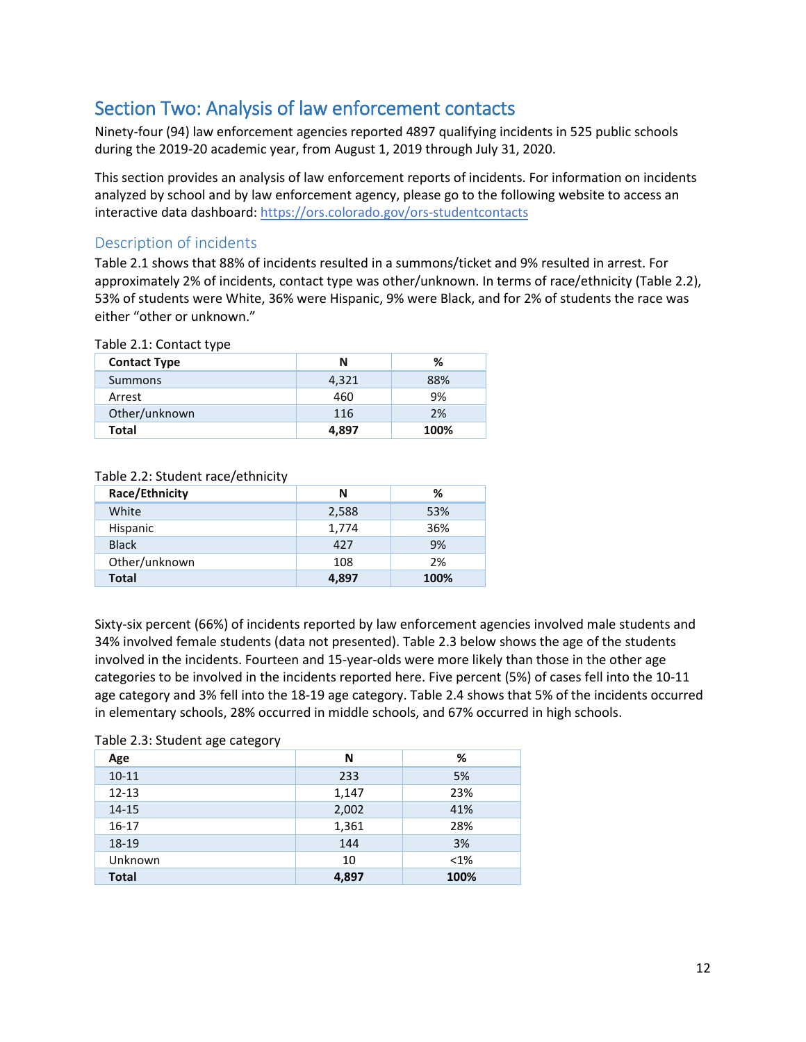## Section Two: Analysis of law enforcement contacts

Ninety-four (94) law enforcement agencies reported 4897 qualifying incidents in 525 public schools during the 2019-20 academic year, from August 1, 2019 through July 31, 2020.

This section provides an analysis of law enforcement reports of incidents. For information on incidents analyzed by school and by law enforcement agency, please go to the following website to access an interactive data dashboard: https://ors.colorado.gov/ors-studentcontacts

### Description of incidents

Table 2.1 shows that 88% of incidents resulted in a summons/ticket and 9% resulted in arrest. For approximately 2% of incidents, contact type was other/unknown. In terms of race/ethnicity (Table 2.2), 53% of students were White, 36% were Hispanic, 9% were Black, and for 2% of students the race was either "other or unknown."

Table 2.1: Contact type

| Contact Type | N | % |
|---|---|---|
| Summons | 4,321 | 88% |
| Arrest | 460 | 9% |
| Other/unknown | 116 | 2% |
| **Total** | **4,897** | **100%** |

Table 2.2: Student race/ethnicity

| Race/Ethnicity | N | % |
|---|---|---|
| White | 2,588 | 53% |
| Hispanic | 1,774 | 36% |
| Black | 427 | 9% |
| Other/unknown | 108 | 2% |
| **Total** | **4,897** | **100%** |

Sixty-six percent (66%) of incidents reported by law enforcement agencies involved male students and 34% involved female students (data not presented). Table 2.3 below shows the age of the students involved in the incidents. Fourteen and 15-year-olds were more likely than those in the other age categories to be involved in the incidents reported here. Five percent (5%) of cases fell into the 10-11 age category and 3% fell into the 18-19 age category. Table 2.4 shows that 5% of the incidents occurred in elementary schools, 28% occurred in middle schools, and 67% occurred in high schools.

Table 2.3: Student age category

| Age | N | % |
|---|---|---|
| 10-11 | 233 | 5% |
| 12-13 | 1,147 | 23% |
| 14-15 | 2,002 | 41% |
| 16-17 | 1,361 | 28% |
| 18-19 | 144 | 3% |
| Unknown | 10 | <1% |
| **Total** | **4,897** | **100%** |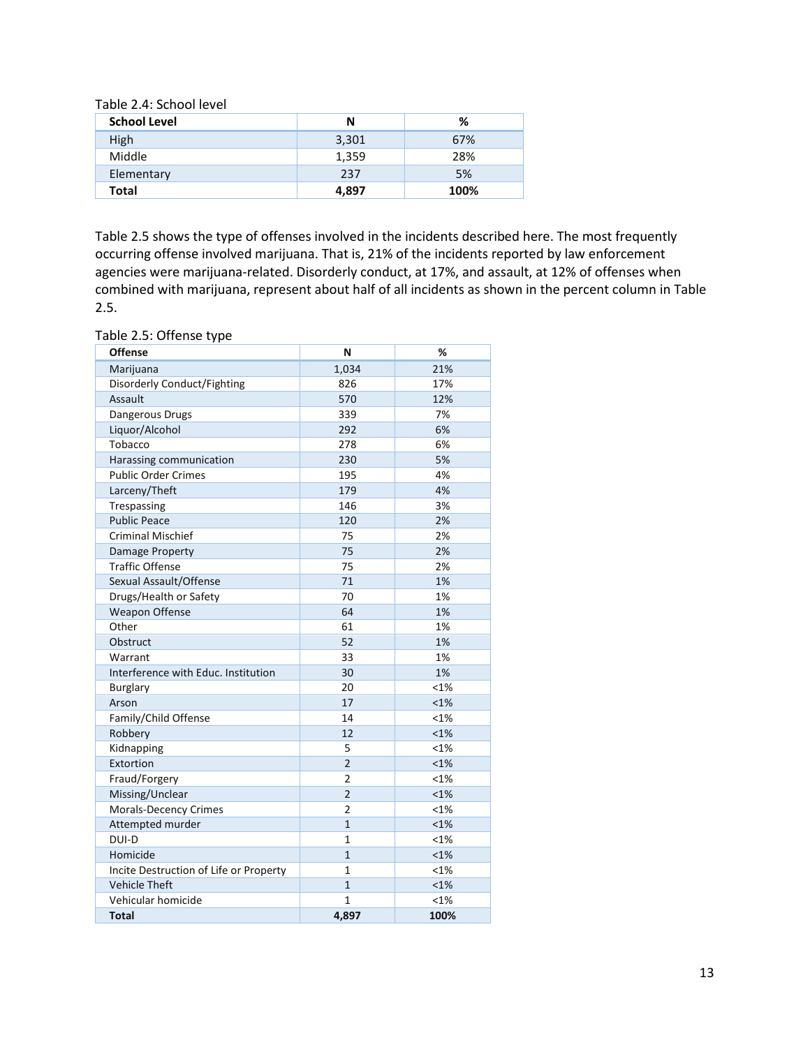Table 2.4: School level

| School Level | N | % |
|---|---|---|
| High | 3,301 | 67% |
| Middle | 1,359 | 28% |
| Elementary | 237 | 5% |
| **Total** | **4,897** | **100%** |

Table 2.5 shows the type of offenses involved in the incidents described here. The most frequently occurring offense involved marijuana. That is, 21% of the incidents reported by law enforcement agencies were marijuana-related. Disorderly conduct, at 17%, and assault, at 12% of offenses when combined with marijuana, represent about half of all incidents as shown in the percent column in Table 2.5.

Table 2.5: Offense type

| Offense | N | % |
|---|---|---|
| Marijuana | 1,034 | 21% |
| Disorderly Conduct/Fighting | 826 | 17% |
| Assault | 570 | 12% |
| Dangerous Drugs | 339 | 7% |
| Liquor/Alcohol | 292 | 6% |
| Tobacco | 278 | 6% |
| Harassing communication | 230 | 5% |
| Public Order Crimes | 195 | 4% |
| Larceny/Theft | 179 | 4% |
| Trespassing | 146 | 3% |
| Public Peace | 120 | 2% |
| Criminal Mischief | 75 | 2% |
| Damage Property | 75 | 2% |
| Traffic Offense | 75 | 2% |
| Sexual Assault/Offense | 71 | 1% |
| Drugs/Health or Safety | 70 | 1% |
| Weapon Offense | 64 | 1% |
| Other | 61 | 1% |
| Obstruct | 52 | 1% |
| Warrant | 33 | 1% |
| Interference with Educ. Institution | 30 | 1% |
| Burglary | 20 | <1% |
| Arson | 17 | <1% |
| Family/Child Offense | 14 | <1% |
| Robbery | 12 | <1% |
| Kidnapping | 5 | <1% |
| Extortion | 2 | <1% |
| Fraud/Forgery | 2 | <1% |
| Missing/Unclear | 2 | <1% |
| Morals-Decency Crimes | 2 | <1% |
| Attempted murder | 1 | <1% |
| DUI-D | 1 | <1% |
| Homicide | 1 | <1% |
| Incite Destruction of Life or Property | 1 | <1% |
| Vehicle Theft | 1 | <1% |
| Vehicular homicide | 1 | <1% |
| **Total** | **4,897** | **100%** |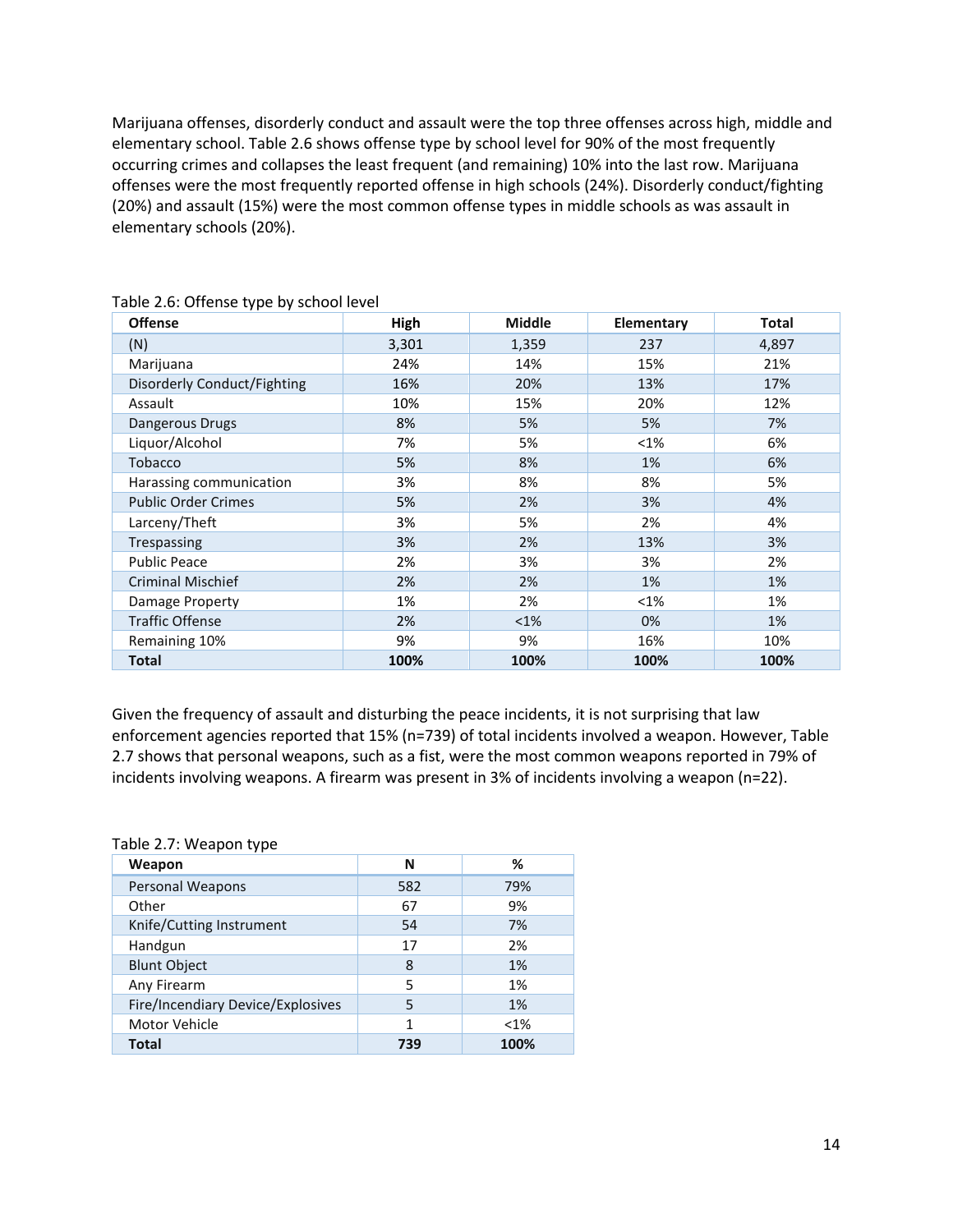Marijuana offenses, disorderly conduct and assault were the top three offenses across high, middle and elementary school. Table 2.6 shows offense type by school level for 90% of the most frequently occurring crimes and collapses the least frequent (and remaining) 10% into the last row. Marijuana offenses were the most frequently reported offense in high schools (24%). Disorderly conduct/fighting (20%) and assault (15%) were the most common offense types in middle schools as was assault in elementary schools (20%).

Table 2.6: Offense type by school level

| Offense | High | Middle | Elementary | Total |
|---|---|---|---|---|
| (N) | 3,301 | 1,359 | 237 | 4,897 |
| Marijuana | 24% | 14% | 15% | 21% |
| Disorderly Conduct/Fighting | 16% | 20% | 13% | 17% |
| Assault | 10% | 15% | 20% | 12% |
| Dangerous Drugs | 8% | 5% | 5% | 7% |
| Liquor/Alcohol | 7% | 5% | <1% | 6% |
| Tobacco | 5% | 8% | 1% | 6% |
| Harassing communication | 3% | 8% | 8% | 5% |
| Public Order Crimes | 5% | 2% | 3% | 4% |
| Larceny/Theft | 3% | 5% | 2% | 4% |
| Trespassing | 3% | 2% | 13% | 3% |
| Public Peace | 2% | 3% | 3% | 2% |
| Criminal Mischief | 2% | 2% | 1% | 1% |
| Damage Property | 1% | 2% | <1% | 1% |
| Traffic Offense | 2% | <1% | 0% | 1% |
| Remaining 10% | 9% | 9% | 16% | 10% |
| **Total** | **100%** | **100%** | **100%** | **100%** |

Given the frequency of assault and disturbing the peace incidents, it is not surprising that law enforcement agencies reported that 15% (n=739) of total incidents involved a weapon. However, Table 2.7 shows that personal weapons, such as a fist, were the most common weapons reported in 79% of incidents involving weapons. A firearm was present in 3% of incidents involving a weapon (n=22).

Table 2.7: Weapon type

| Weapon | N | % |
|---|---|---|
| Personal Weapons | 582 | 79% |
| Other | 67 | 9% |
| Knife/Cutting Instrument | 54 | 7% |
| Handgun | 17 | 2% |
| Blunt Object | 8 | 1% |
| Any Firearm | 5 | 1% |
| Fire/Incendiary Device/Explosives | 5 | 1% |
| Motor Vehicle | 1 | <1% |
| **Total** | **739** | **100%** |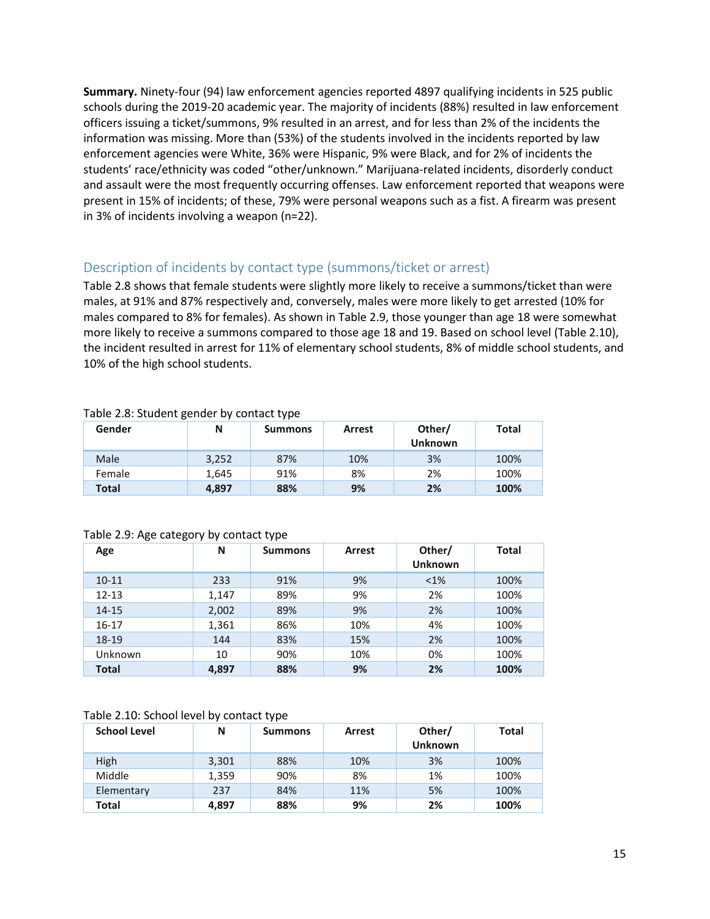**Summary.** Ninety-four (94) law enforcement agencies reported 4897 qualifying incidents in 525 public schools during the 2019-20 academic year. The majority of incidents (88%) resulted in law enforcement officers issuing a ticket/summons, 9% resulted in an arrest, and for less than 2% of the incidents the information was missing. More than (53%) of the students involved in the incidents reported by law enforcement agencies were White, 36% were Hispanic, 9% were Black, and for 2% of incidents the students' race/ethnicity was coded "other/unknown." Marijuana-related incidents, disorderly conduct and assault were the most frequently occurring offenses. Law enforcement reported that weapons were present in 15% of incidents; of these, 79% were personal weapons such as a fist. A firearm was present in 3% of incidents involving a weapon (n=22).

## Description of incidents by contact type (summons/ticket or arrest)

Table 2.8 shows that female students were slightly more likely to receive a summons/ticket than were males, at 91% and 87% respectively and, conversely, males were more likely to get arrested (10% for males compared to 8% for females). As shown in Table 2.9, those younger than age 18 were somewhat more likely to receive a summons compared to those age 18 and 19. Based on school level (Table 2.10), the incident resulted in arrest for 11% of elementary school students, 8% of middle school students, and 10% of the high school students.

Table 2.8: Student gender by contact type

| Gender | N | Summons | Arrest | Other/ Unknown | Total |
|---|---|---|---|---|---|
| Male | 3,252 | 87% | 10% | 3% | 100% |
| Female | 1,645 | 91% | 8% | 2% | 100% |
| **Total** | **4,897** | **88%** | **9%** | **2%** | **100%** |

Table 2.9: Age category by contact type

| Age | N | Summons | Arrest | Other/ Unknown | Total |
|---|---|---|---|---|---|
| 10-11 | 233 | 91% | 9% | <1% | 100% |
| 12-13 | 1,147 | 89% | 9% | 2% | 100% |
| 14-15 | 2,002 | 89% | 9% | 2% | 100% |
| 16-17 | 1,361 | 86% | 10% | 4% | 100% |
| 18-19 | 144 | 83% | 15% | 2% | 100% |
| Unknown | 10 | 90% | 10% | 0% | 100% |
| **Total** | **4,897** | **88%** | **9%** | **2%** | **100%** |

Table 2.10: School level by contact type

| School Level | N | Summons | Arrest | Other/ Unknown | Total |
|---|---|---|---|---|---|
| High | 3,301 | 88% | 10% | 3% | 100% |
| Middle | 1,359 | 90% | 8% | 1% | 100% |
| Elementary | 237 | 84% | 11% | 5% | 100% |
| **Total** | **4,897** | **88%** | **9%** | **2%** | **100%** |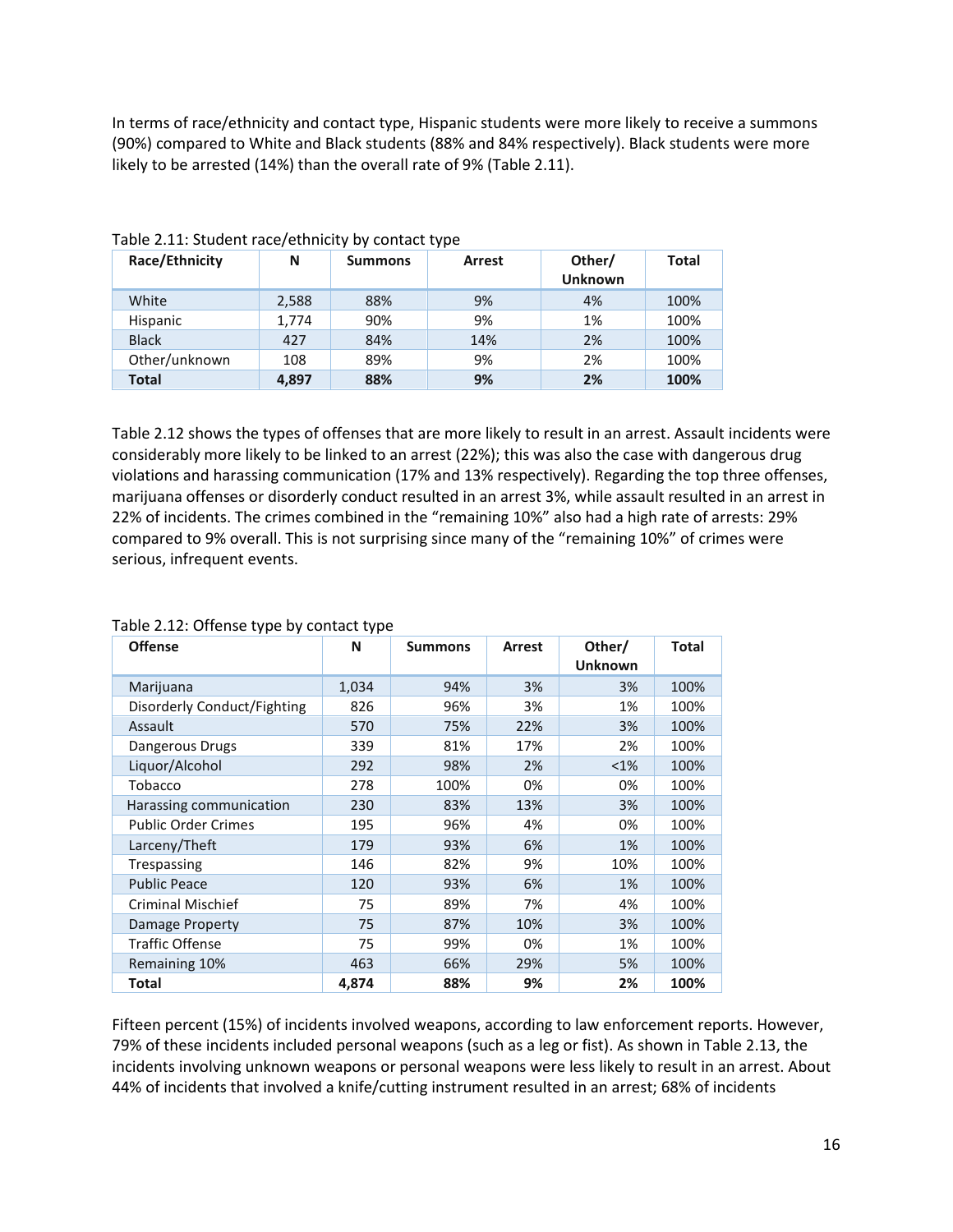In terms of race/ethnicity and contact type, Hispanic students were more likely to receive a summons (90%) compared to White and Black students (88% and 84% respectively). Black students were more likely to be arrested (14%) than the overall rate of 9% (Table 2.11).

Table 2.11: Student race/ethnicity by contact type

| Race/Ethnicity | N | Summons | Arrest | Other/ Unknown | Total |
|---|---|---|---|---|---|
| White | 2,588 | 88% | 9% | 4% | 100% |
| Hispanic | 1,774 | 90% | 9% | 1% | 100% |
| Black | 427 | 84% | 14% | 2% | 100% |
| Other/unknown | 108 | 89% | 9% | 2% | 100% |
| **Total** | **4,897** | **88%** | **9%** | **2%** | **100%** |

Table 2.12 shows the types of offenses that are more likely to result in an arrest. Assault incidents were considerably more likely to be linked to an arrest (22%); this was also the case with dangerous drug violations and harassing communication (17% and 13% respectively). Regarding the top three offenses, marijuana offenses or disorderly conduct resulted in an arrest 3%, while assault resulted in an arrest in 22% of incidents. The crimes combined in the "remaining 10%" also had a high rate of arrests: 29% compared to 9% overall. This is not surprising since many of the "remaining 10%" of crimes were serious, infrequent events.

Table 2.12: Offense type by contact type

| Offense | N | Summons | Arrest | Other/ Unknown | Total |
|---|---|---|---|---|---|
| Marijuana | 1,034 | 94% | 3% | 3% | 100% |
| Disorderly Conduct/Fighting | 826 | 96% | 3% | 1% | 100% |
| Assault | 570 | 75% | 22% | 3% | 100% |
| Dangerous Drugs | 339 | 81% | 17% | 2% | 100% |
| Liquor/Alcohol | 292 | 98% | 2% | <1% | 100% |
| Tobacco | 278 | 100% | 0% | 0% | 100% |
| Harassing communication | 230 | 83% | 13% | 3% | 100% |
| Public Order Crimes | 195 | 96% | 4% | 0% | 100% |
| Larceny/Theft | 179 | 93% | 6% | 1% | 100% |
| Trespassing | 146 | 82% | 9% | 10% | 100% |
| Public Peace | 120 | 93% | 6% | 1% | 100% |
| Criminal Mischief | 75 | 89% | 7% | 4% | 100% |
| Damage Property | 75 | 87% | 10% | 3% | 100% |
| Traffic Offense | 75 | 99% | 0% | 1% | 100% |
| Remaining 10% | 463 | 66% | 29% | 5% | 100% |
| **Total** | **4,874** | **88%** | **9%** | **2%** | **100%** |

Fifteen percent (15%) of incidents involved weapons, according to law enforcement reports. However, 79% of these incidents included personal weapons (such as a leg or fist). As shown in Table 2.13, the incidents involving unknown weapons or personal weapons were less likely to result in an arrest. About 44% of incidents that involved a knife/cutting instrument resulted in an arrest; 68% of incidents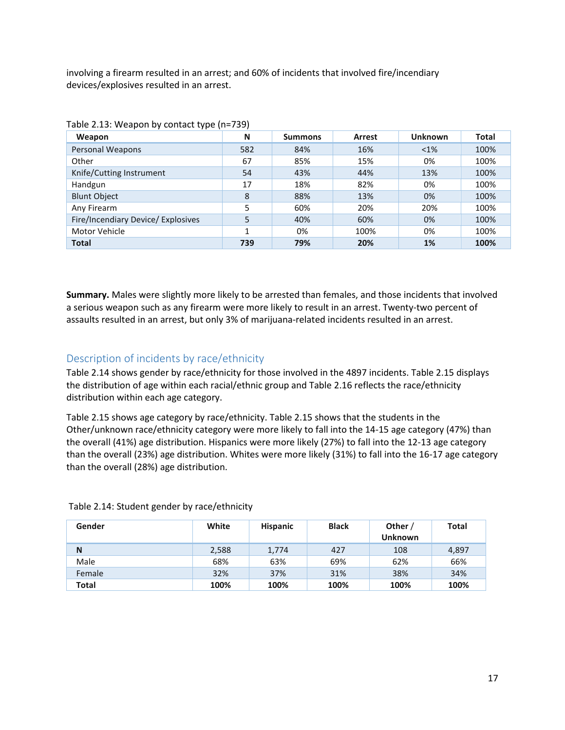involving a firearm resulted in an arrest; and 60% of incidents that involved fire/incendiary devices/explosives resulted in an arrest.

Table 2.13: Weapon by contact type (n=739)

| Weapon | N | Summons | Arrest | Unknown | Total |
|---|---|---|---|---|---|
| Personal Weapons | 582 | 84% | 16% | <1% | 100% |
| Other | 67 | 85% | 15% | 0% | 100% |
| Knife/Cutting Instrument | 54 | 43% | 44% | 13% | 100% |
| Handgun | 17 | 18% | 82% | 0% | 100% |
| Blunt Object | 8 | 88% | 13% | 0% | 100% |
| Any Firearm | 5 | 60% | 20% | 20% | 100% |
| Fire/Incendiary Device/ Explosives | 5 | 40% | 60% | 0% | 100% |
| Motor Vehicle | 1 | 0% | 100% | 0% | 100% |
| **Total** | **739** | **79%** | **20%** | **1%** | **100%** |

**Summary.** Males were slightly more likely to be arrested than females, and those incidents that involved a serious weapon such as any firearm were more likely to result in an arrest. Twenty-two percent of assaults resulted in an arrest, but only 3% of marijuana-related incidents resulted in an arrest.

## Description of incidents by race/ethnicity

Table 2.14 shows gender by race/ethnicity for those involved in the 4897 incidents. Table 2.15 displays the distribution of age within each racial/ethnic group and Table 2.16 reflects the race/ethnicity distribution within each age category.

Table 2.15 shows age category by race/ethnicity. Table 2.15 shows that the students in the Other/unknown race/ethnicity category were more likely to fall into the 14-15 age category (47%) than the overall (41%) age distribution. Hispanics were more likely (27%) to fall into the 12-13 age category than the overall (23%) age distribution. Whites were more likely (31%) to fall into the 16-17 age category than the overall (28%) age distribution.

Table 2.14: Student gender by race/ethnicity

| Gender | White | Hispanic | Black | Other / Unknown | Total |
|---|---|---|---|---|---|
| **N** | 2,588 | 1,774 | 427 | 108 | 4,897 |
| Male | 68% | 63% | 69% | 62% | 66% |
| Female | 32% | 37% | 31% | 38% | 34% |
| **Total** | **100%** | **100%** | **100%** | **100%** | **100%** |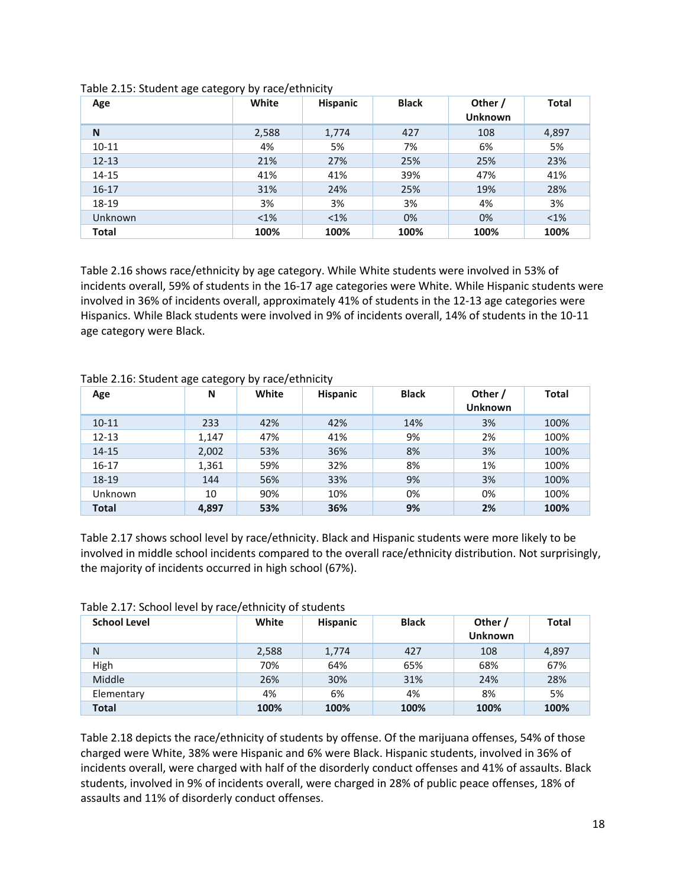Table 2.15: Student age category by race/ethnicity

| Age | White | Hispanic | Black | Other / Unknown | Total |
|---|---|---|---|---|---|
| **N** | 2,588 | 1,774 | 427 | 108 | 4,897 |
| 10-11 | 4% | 5% | 7% | 6% | 5% |
| 12-13 | 21% | 27% | 25% | 25% | 23% |
| 14-15 | 41% | 41% | 39% | 47% | 41% |
| 16-17 | 31% | 24% | 25% | 19% | 28% |
| 18-19 | 3% | 3% | 3% | 4% | 3% |
| Unknown | <1% | <1% | 0% | 0% | <1% |
| **Total** | **100%** | **100%** | **100%** | **100%** | **100%** |

Table 2.16 shows race/ethnicity by age category. While White students were involved in 53% of incidents overall, 59% of students in the 16-17 age categories were White. While Hispanic students were involved in 36% of incidents overall, approximately 41% of students in the 12-13 age categories were Hispanics. While Black students were involved in 9% of incidents overall, 14% of students in the 10-11 age category were Black.

Table 2.16: Student age category by race/ethnicity

| Age | N | White | Hispanic | Black | Other / Unknown | Total |
|---|---|---|---|---|---|---|
| 10-11 | 233 | 42% | 42% | 14% | 3% | 100% |
| 12-13 | 1,147 | 47% | 41% | 9% | 2% | 100% |
| 14-15 | 2,002 | 53% | 36% | 8% | 3% | 100% |
| 16-17 | 1,361 | 59% | 32% | 8% | 1% | 100% |
| 18-19 | 144 | 56% | 33% | 9% | 3% | 100% |
| Unknown | 10 | 90% | 10% | 0% | 0% | 100% |
| **Total** | **4,897** | **53%** | **36%** | **9%** | **2%** | **100%** |

Table 2.17 shows school level by race/ethnicity. Black and Hispanic students were more likely to be involved in middle school incidents compared to the overall race/ethnicity distribution. Not surprisingly, the majority of incidents occurred in high school (67%).

Table 2.17: School level by race/ethnicity of students

| School Level | White | Hispanic | Black | Other / Unknown | Total |
|---|---|---|---|---|---|
| N | 2,588 | 1,774 | 427 | 108 | 4,897 |
| High | 70% | 64% | 65% | 68% | 67% |
| Middle | 26% | 30% | 31% | 24% | 28% |
| Elementary | 4% | 6% | 4% | 8% | 5% |
| **Total** | **100%** | **100%** | **100%** | **100%** | **100%** |

Table 2.18 depicts the race/ethnicity of students by offense. Of the marijuana offenses, 54% of those charged were White, 38% were Hispanic and 6% were Black. Hispanic students, involved in 36% of incidents overall, were charged with half of the disorderly conduct offenses and 41% of assaults. Black students, involved in 9% of incidents overall, were charged in 28% of public peace offenses, 18% of assaults and 11% of disorderly conduct offenses.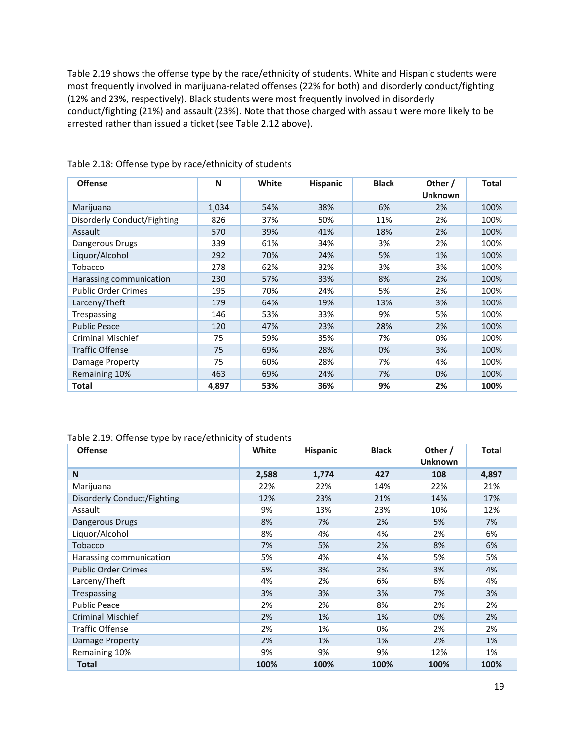Table 2.19 shows the offense type by the race/ethnicity of students. White and Hispanic students were most frequently involved in marijuana-related offenses (22% for both) and disorderly conduct/fighting (12% and 23%, respectively). Black students were most frequently involved in disorderly conduct/fighting (21%) and assault (23%). Note that those charged with assault were more likely to be arrested rather than issued a ticket (see Table 2.12 above).

Table 2.18: Offense type by race/ethnicity of students

| Offense | N | White | Hispanic | Black | Other / Unknown | Total |
|---|---|---|---|---|---|---|
| Marijuana | 1,034 | 54% | 38% | 6% | 2% | 100% |
| Disorderly Conduct/Fighting | 826 | 37% | 50% | 11% | 2% | 100% |
| Assault | 570 | 39% | 41% | 18% | 2% | 100% |
| Dangerous Drugs | 339 | 61% | 34% | 3% | 2% | 100% |
| Liquor/Alcohol | 292 | 70% | 24% | 5% | 1% | 100% |
| Tobacco | 278 | 62% | 32% | 3% | 3% | 100% |
| Harassing communication | 230 | 57% | 33% | 8% | 2% | 100% |
| Public Order Crimes | 195 | 70% | 24% | 5% | 2% | 100% |
| Larceny/Theft | 179 | 64% | 19% | 13% | 3% | 100% |
| Trespassing | 146 | 53% | 33% | 9% | 5% | 100% |
| Public Peace | 120 | 47% | 23% | 28% | 2% | 100% |
| Criminal Mischief | 75 | 59% | 35% | 7% | 0% | 100% |
| Traffic Offense | 75 | 69% | 28% | 0% | 3% | 100% |
| Damage Property | 75 | 60% | 28% | 7% | 4% | 100% |
| Remaining 10% | 463 | 69% | 24% | 7% | 0% | 100% |
| **Total** | **4,897** | **53%** | **36%** | **9%** | **2%** | **100%** |

Table 2.19: Offense type by race/ethnicity of students

| Offense | White | Hispanic | Black | Other / Unknown | Total |
|---|---|---|---|---|---|
| **N** | **2,588** | **1,774** | **427** | **108** | **4,897** |
| Marijuana | 22% | 22% | 14% | 22% | 21% |
| Disorderly Conduct/Fighting | 12% | 23% | 21% | 14% | 17% |
| Assault | 9% | 13% | 23% | 10% | 12% |
| Dangerous Drugs | 8% | 7% | 2% | 5% | 7% |
| Liquor/Alcohol | 8% | 4% | 4% | 2% | 6% |
| Tobacco | 7% | 5% | 2% | 8% | 6% |
| Harassing communication | 5% | 4% | 4% | 5% | 5% |
| Public Order Crimes | 5% | 3% | 2% | 3% | 4% |
| Larceny/Theft | 4% | 2% | 6% | 6% | 4% |
| Trespassing | 3% | 3% | 3% | 7% | 3% |
| Public Peace | 2% | 2% | 8% | 2% | 2% |
| Criminal Mischief | 2% | 1% | 1% | 0% | 2% |
| Traffic Offense | 2% | 1% | 0% | 2% | 2% |
| Damage Property | 2% | 1% | 1% | 2% | 1% |
| Remaining 10% | 9% | 9% | 9% | 12% | 1% |
| **Total** | **100%** | **100%** | **100%** | **100%** | **100%** |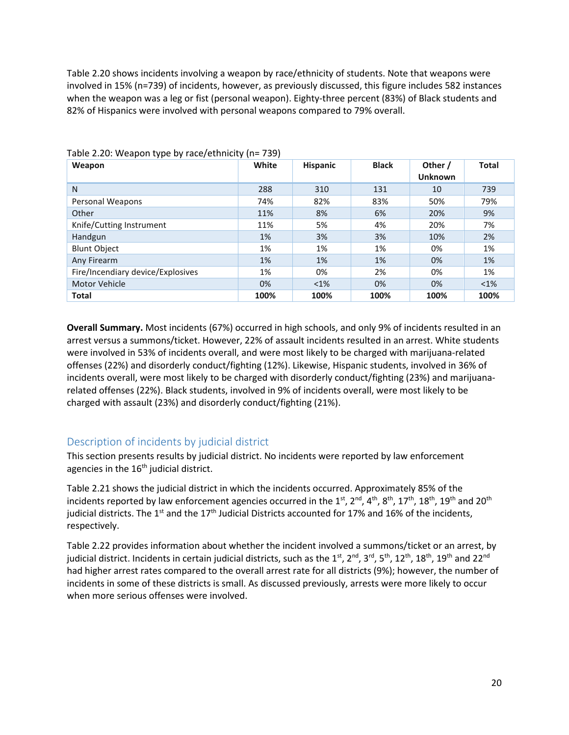Table 2.20 shows incidents involving a weapon by race/ethnicity of students. Note that weapons were involved in 15% (n=739) of incidents, however, as previously discussed, this figure includes 582 instances when the weapon was a leg or fist (personal weapon). Eighty-three percent (83%) of Black students and 82% of Hispanics were involved with personal weapons compared to 79% overall.

Table 2.20: Weapon type by race/ethnicity (n= 739)

| Weapon | White | Hispanic | Black | Other / Unknown | Total |
|---|---|---|---|---|---|
| N | 288 | 310 | 131 | 10 | 739 |
| Personal Weapons | 74% | 82% | 83% | 50% | 79% |
| Other | 11% | 8% | 6% | 20% | 9% |
| Knife/Cutting Instrument | 11% | 5% | 4% | 20% | 7% |
| Handgun | 1% | 3% | 3% | 10% | 2% |
| Blunt Object | 1% | 1% | 1% | 0% | 1% |
| Any Firearm | 1% | 1% | 1% | 0% | 1% |
| Fire/Incendiary device/Explosives | 1% | 0% | 2% | 0% | 1% |
| Motor Vehicle | 0% | <1% | 0% | 0% | <1% |
| **Total** | **100%** | **100%** | **100%** | **100%** | **100%** |

**Overall Summary.** Most incidents (67%) occurred in high schools, and only 9% of incidents resulted in an arrest versus a summons/ticket. However, 22% of assault incidents resulted in an arrest. White students were involved in 53% of incidents overall, and were most likely to be charged with marijuana-related offenses (22%) and disorderly conduct/fighting (12%). Likewise, Hispanic students, involved in 36% of incidents overall, were most likely to be charged with disorderly conduct/fighting (23%) and marijuana-related offenses (22%). Black students, involved in 9% of incidents overall, were most likely to be charged with assault (23%) and disorderly conduct/fighting (21%).

## Description of incidents by judicial district

This section presents results by judicial district. No incidents were reported by law enforcement agencies in the 16th judicial district.

Table 2.21 shows the judicial district in which the incidents occurred. Approximately 85% of the incidents reported by law enforcement agencies occurred in the 1st, 2nd, 4th, 8th, 17th, 18th, 19th and 20th judicial districts. The 1st and the 17th Judicial Districts accounted for 17% and 16% of the incidents, respectively.

Table 2.22 provides information about whether the incident involved a summons/ticket or an arrest, by judicial district. Incidents in certain judicial districts, such as the 1st, 2nd, 3rd, 5th, 12th, 18th, 19th and 22nd had higher arrest rates compared to the overall arrest rate for all districts (9%); however, the number of incidents in some of these districts is small. As discussed previously, arrests were more likely to occur when more serious offenses were involved.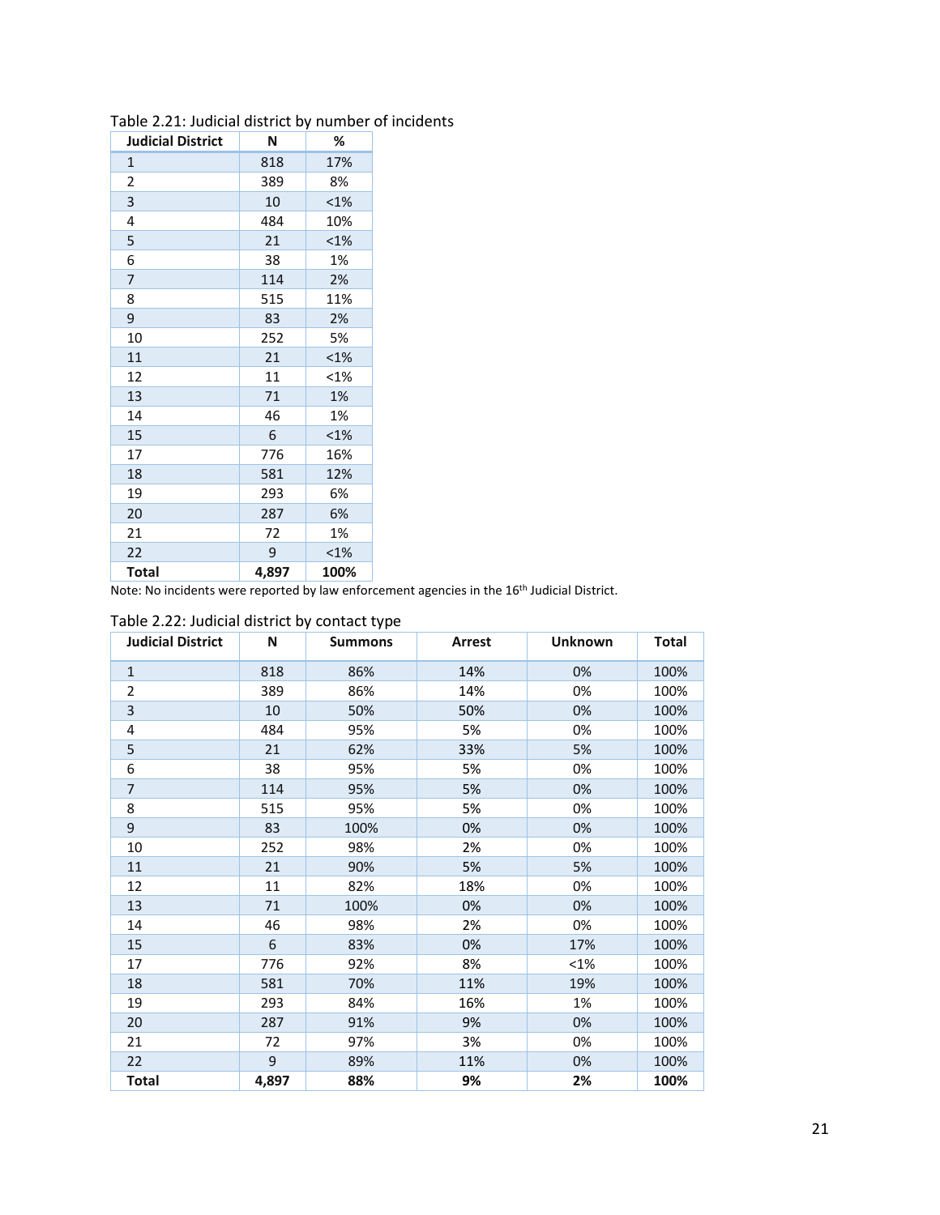Table 2.21: Judicial district by number of incidents

| Judicial District | N | % |
|---|---|---|
| 1 | 818 | 17% |
| 2 | 389 | 8% |
| 3 | 10 | <1% |
| 4 | 484 | 10% |
| 5 | 21 | <1% |
| 6 | 38 | 1% |
| 7 | 114 | 2% |
| 8 | 515 | 11% |
| 9 | 83 | 2% |
| 10 | 252 | 5% |
| 11 | 21 | <1% |
| 12 | 11 | <1% |
| 13 | 71 | 1% |
| 14 | 46 | 1% |
| 15 | 6 | <1% |
| 17 | 776 | 16% |
| 18 | 581 | 12% |
| 19 | 293 | 6% |
| 20 | 287 | 6% |
| 21 | 72 | 1% |
| 22 | 9 | <1% |
| **Total** | **4,897** | **100%** |

Note: No incidents were reported by law enforcement agencies in the 16th Judicial District.

Table 2.22: Judicial district by contact type

| Judicial District | N | Summons | Arrest | Unknown | Total |
|---|---|---|---|---|---|
| 1 | 818 | 86% | 14% | 0% | 100% |
| 2 | 389 | 86% | 14% | 0% | 100% |
| 3 | 10 | 50% | 50% | 0% | 100% |
| 4 | 484 | 95% | 5% | 0% | 100% |
| 5 | 21 | 62% | 33% | 5% | 100% |
| 6 | 38 | 95% | 5% | 0% | 100% |
| 7 | 114 | 95% | 5% | 0% | 100% |
| 8 | 515 | 95% | 5% | 0% | 100% |
| 9 | 83 | 100% | 0% | 0% | 100% |
| 10 | 252 | 98% | 2% | 0% | 100% |
| 11 | 21 | 90% | 5% | 5% | 100% |
| 12 | 11 | 82% | 18% | 0% | 100% |
| 13 | 71 | 100% | 0% | 0% | 100% |
| 14 | 46 | 98% | 2% | 0% | 100% |
| 15 | 6 | 83% | 0% | 17% | 100% |
| 17 | 776 | 92% | 8% | <1% | 100% |
| 18 | 581 | 70% | 11% | 19% | 100% |
| 19 | 293 | 84% | 16% | 1% | 100% |
| 20 | 287 | 91% | 9% | 0% | 100% |
| 21 | 72 | 97% | 3% | 0% | 100% |
| 22 | 9 | 89% | 11% | 0% | 100% |
| **Total** | **4,897** | **88%** | **9%** | **2%** | **100%** |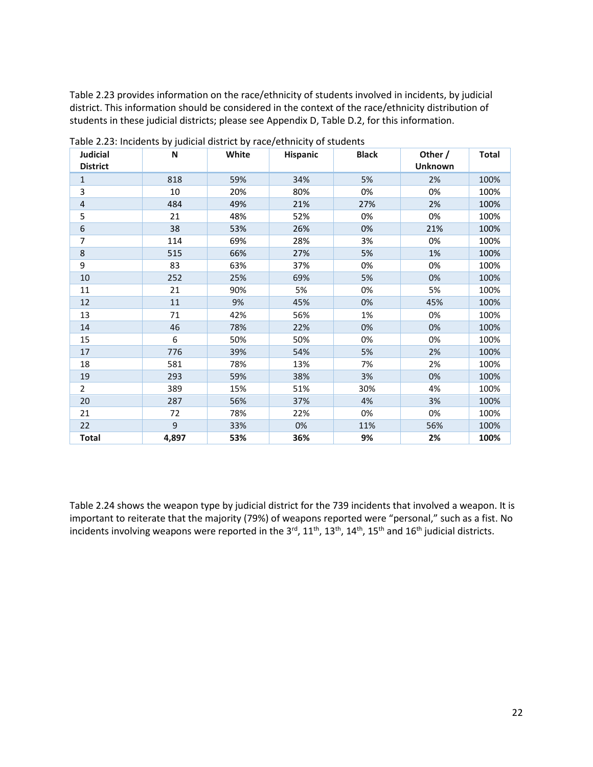Table 2.23 provides information on the race/ethnicity of students involved in incidents, by judicial district. This information should be considered in the context of the race/ethnicity distribution of students in these judicial districts; please see Appendix D, Table D.2, for this information.

Table 2.23: Incidents by judicial district by race/ethnicity of students

| Judicial District | N | White | Hispanic | Black | Other / Unknown | Total |
|---|---|---|---|---|---|---|
| 1 | 818 | 59% | 34% | 5% | 2% | 100% |
| 3 | 10 | 20% | 80% | 0% | 0% | 100% |
| 4 | 484 | 49% | 21% | 27% | 2% | 100% |
| 5 | 21 | 48% | 52% | 0% | 0% | 100% |
| 6 | 38 | 53% | 26% | 0% | 21% | 100% |
| 7 | 114 | 69% | 28% | 3% | 0% | 100% |
| 8 | 515 | 66% | 27% | 5% | 1% | 100% |
| 9 | 83 | 63% | 37% | 0% | 0% | 100% |
| 10 | 252 | 25% | 69% | 5% | 0% | 100% |
| 11 | 21 | 90% | 5% | 0% | 5% | 100% |
| 12 | 11 | 9% | 45% | 0% | 45% | 100% |
| 13 | 71 | 42% | 56% | 1% | 0% | 100% |
| 14 | 46 | 78% | 22% | 0% | 0% | 100% |
| 15 | 6 | 50% | 50% | 0% | 0% | 100% |
| 17 | 776 | 39% | 54% | 5% | 2% | 100% |
| 18 | 581 | 78% | 13% | 7% | 2% | 100% |
| 19 | 293 | 59% | 38% | 3% | 0% | 100% |
| 2 | 389 | 15% | 51% | 30% | 4% | 100% |
| 20 | 287 | 56% | 37% | 4% | 3% | 100% |
| 21 | 72 | 78% | 22% | 0% | 0% | 100% |
| 22 | 9 | 33% | 0% | 11% | 56% | 100% |
| **Total** | **4,897** | **53%** | **36%** | **9%** | **2%** | **100%** |

Table 2.24 shows the weapon type by judicial district for the 739 incidents that involved a weapon. It is important to reiterate that the majority (79%) of weapons reported were "personal," such as a fist. No incidents involving weapons were reported in the 3rd, 11th, 13th, 14th, 15th and 16th judicial districts.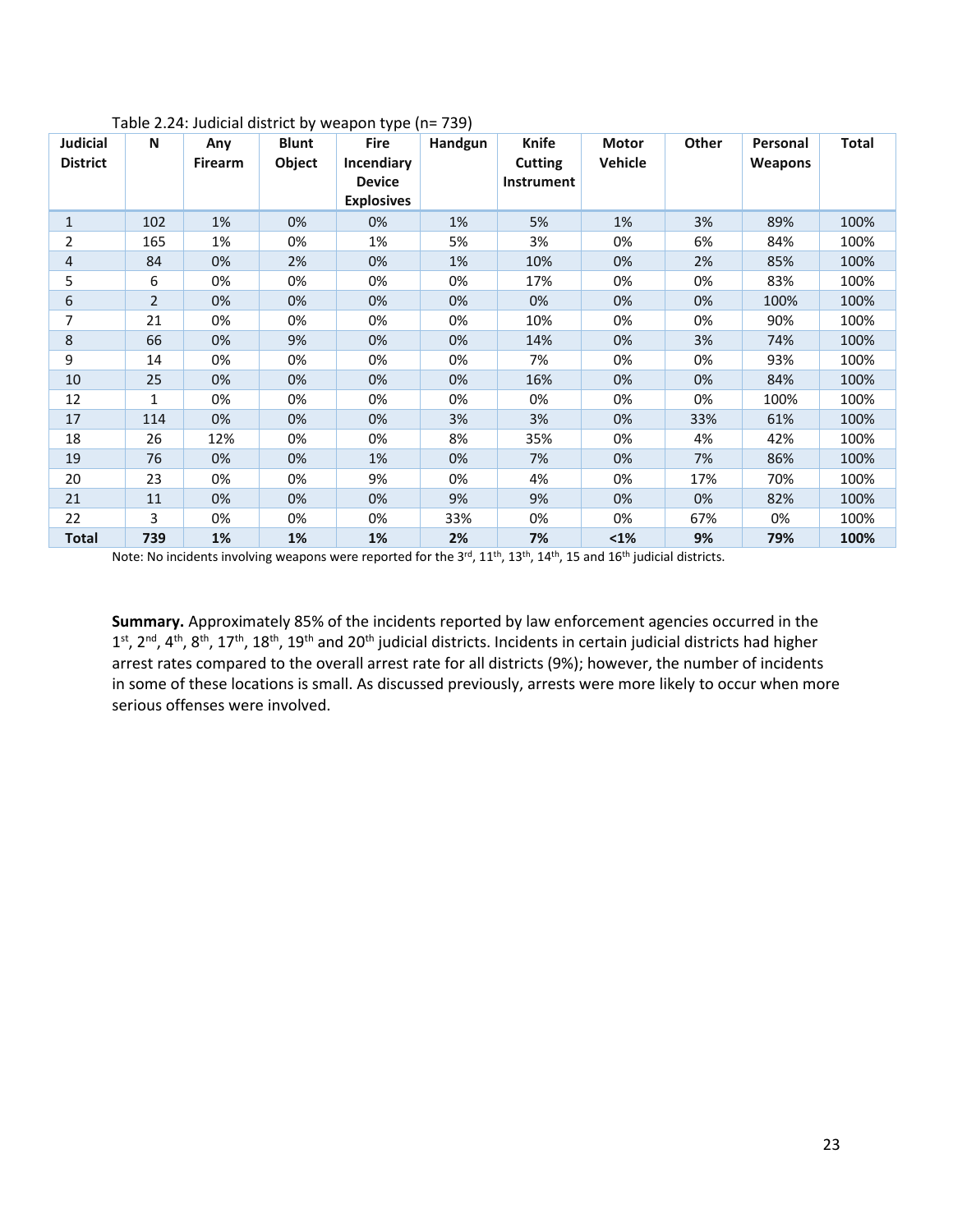Table 2.24: Judicial district by weapon type (n= 739)

| Judicial District | N | Any Firearm | Blunt Object | Fire Incendiary Device Explosives | Handgun | Knife Cutting Instrument | Motor Vehicle | Other | Personal Weapons | Total |
|---|---|---|---|---|---|---|---|---|---|---|
| 1 | 102 | 1% | 0% | 0% | 1% | 5% | 1% | 3% | 89% | 100% |
| 2 | 165 | 1% | 0% | 1% | 5% | 3% | 0% | 6% | 84% | 100% |
| 4 | 84 | 0% | 2% | 0% | 1% | 10% | 0% | 2% | 85% | 100% |
| 5 | 6 | 0% | 0% | 0% | 0% | 17% | 0% | 0% | 83% | 100% |
| 6 | 2 | 0% | 0% | 0% | 0% | 0% | 0% | 0% | 100% | 100% |
| 7 | 21 | 0% | 0% | 0% | 0% | 10% | 0% | 0% | 90% | 100% |
| 8 | 66 | 0% | 9% | 0% | 0% | 14% | 0% | 3% | 74% | 100% |
| 9 | 14 | 0% | 0% | 0% | 0% | 7% | 0% | 0% | 93% | 100% |
| 10 | 25 | 0% | 0% | 0% | 0% | 16% | 0% | 0% | 84% | 100% |
| 12 | 1 | 0% | 0% | 0% | 0% | 0% | 0% | 0% | 100% | 100% |
| 17 | 114 | 0% | 0% | 0% | 3% | 3% | 0% | 33% | 61% | 100% |
| 18 | 26 | 12% | 0% | 0% | 8% | 35% | 0% | 4% | 42% | 100% |
| 19 | 76 | 0% | 0% | 1% | 0% | 7% | 0% | 7% | 86% | 100% |
| 20 | 23 | 0% | 0% | 9% | 0% | 4% | 0% | 17% | 70% | 100% |
| 21 | 11 | 0% | 0% | 0% | 9% | 9% | 0% | 0% | 82% | 100% |
| 22 | 3 | 0% | 0% | 0% | 33% | 0% | 0% | 67% | 0% | 100% |
| **Total** | **739** | **1%** | **1%** | **1%** | **2%** | **7%** | **<1%** | **9%** | **79%** | **100%** |

Note: No incidents involving weapons were reported for the 3rd, 11th, 13th, 14th, 15 and 16th judicial districts.

**Summary.** Approximately 85% of the incidents reported by law enforcement agencies occurred in the 1st, 2nd, 4th, 8th, 17th, 18th, 19th and 20th judicial districts. Incidents in certain judicial districts had higher arrest rates compared to the overall arrest rate for all districts (9%); however, the number of incidents in some of these locations is small. As discussed previously, arrests were more likely to occur when more serious offenses were involved.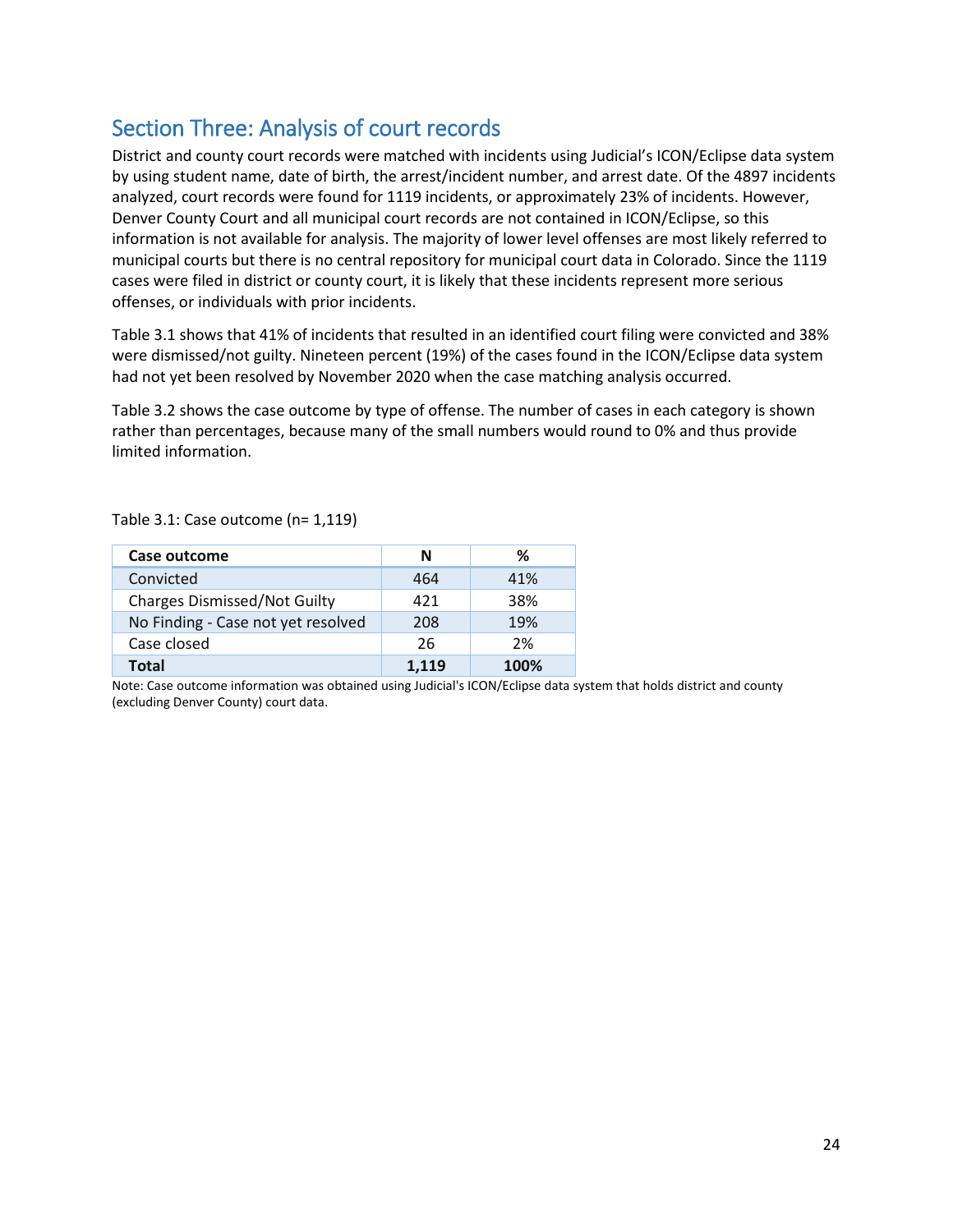## Section Three: Analysis of court records

District and county court records were matched with incidents using Judicial's ICON/Eclipse data system by using student name, date of birth, the arrest/incident number, and arrest date. Of the 4897 incidents analyzed, court records were found for 1119 incidents, or approximately 23% of incidents. However, Denver County Court and all municipal court records are not contained in ICON/Eclipse, so this information is not available for analysis. The majority of lower level offenses are most likely referred to municipal courts but there is no central repository for municipal court data in Colorado. Since the 1119 cases were filed in district or county court, it is likely that these incidents represent more serious offenses, or individuals with prior incidents.

Table 3.1 shows that 41% of incidents that resulted in an identified court filing were convicted and 38% were dismissed/not guilty. Nineteen percent (19%) of the cases found in the ICON/Eclipse data system had not yet been resolved by November 2020 when the case matching analysis occurred.

Table 3.2 shows the case outcome by type of offense. The number of cases in each category is shown rather than percentages, because many of the small numbers would round to 0% and thus provide limited information.

Table 3.1: Case outcome (n= 1,119)

| Case outcome | N | % |
|---|---|---|
| Convicted | 464 | 41% |
| Charges Dismissed/Not Guilty | 421 | 38% |
| No Finding - Case not yet resolved | 208 | 19% |
| Case closed | 26 | 2% |
| **Total** | **1,119** | **100%** |

Note: Case outcome information was obtained using Judicial's ICON/Eclipse data system that holds district and county (excluding Denver County) court data.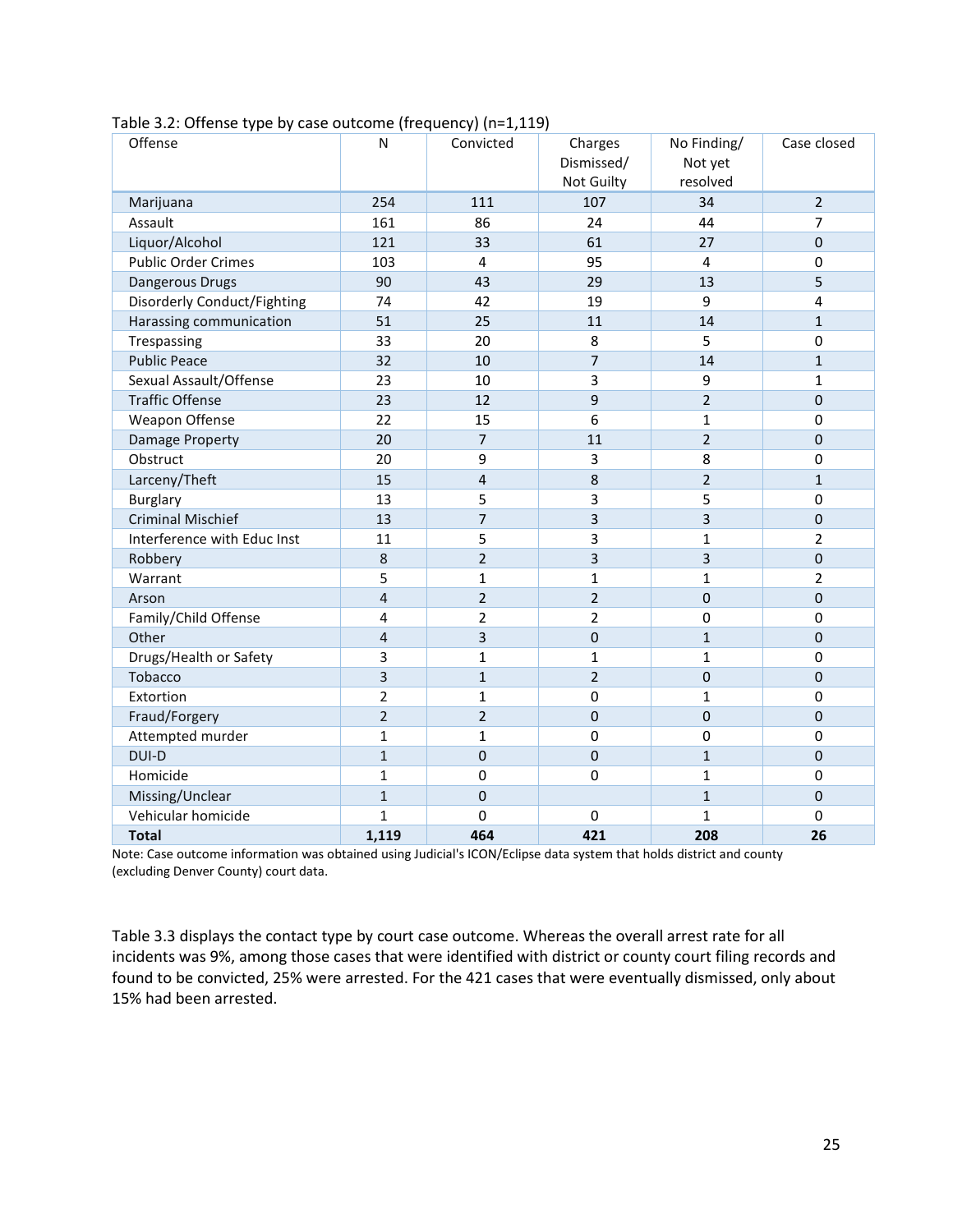Table 3.2: Offense type by case outcome (frequency) (n=1,119)

| Offense | N | Convicted | Charges Dismissed/ Not Guilty | No Finding/ Not yet resolved | Case closed |
|---|---|---|---|---|---|
| Marijuana | 254 | 111 | 107 | 34 | 2 |
| Assault | 161 | 86 | 24 | 44 | 7 |
| Liquor/Alcohol | 121 | 33 | 61 | 27 | 0 |
| Public Order Crimes | 103 | 4 | 95 | 4 | 0 |
| Dangerous Drugs | 90 | 43 | 29 | 13 | 5 |
| Disorderly Conduct/Fighting | 74 | 42 | 19 | 9 | 4 |
| Harassing communication | 51 | 25 | 11 | 14 | 1 |
| Trespassing | 33 | 20 | 8 | 5 | 0 |
| Public Peace | 32 | 10 | 7 | 14 | 1 |
| Sexual Assault/Offense | 23 | 10 | 3 | 9 | 1 |
| Traffic Offense | 23 | 12 | 9 | 2 | 0 |
| Weapon Offense | 22 | 15 | 6 | 1 | 0 |
| Damage Property | 20 | 7 | 11 | 2 | 0 |
| Obstruct | 20 | 9 | 3 | 8 | 0 |
| Larceny/Theft | 15 | 4 | 8 | 2 | 1 |
| Burglary | 13 | 5 | 3 | 5 | 0 |
| Criminal Mischief | 13 | 7 | 3 | 3 | 0 |
| Interference with Educ Inst | 11 | 5 | 3 | 1 | 2 |
| Robbery | 8 | 2 | 3 | 3 | 0 |
| Warrant | 5 | 1 | 1 | 1 | 2 |
| Arson | 4 | 2 | 2 | 0 | 0 |
| Family/Child Offense | 4 | 2 | 2 | 0 | 0 |
| Other | 4 | 3 | 0 | 1 | 0 |
| Drugs/Health or Safety | 3 | 1 | 1 | 1 | 0 |
| Tobacco | 3 | 1 | 2 | 0 | 0 |
| Extortion | 2 | 1 | 0 | 1 | 0 |
| Fraud/Forgery | 2 | 2 | 0 | 0 | 0 |
| Attempted murder | 1 | 1 | 0 | 0 | 0 |
| DUI-D | 1 | 0 | 0 | 1 | 0 |
| Homicide | 1 | 0 | 0 | 1 | 0 |
| Missing/Unclear | 1 | 0 | | 1 | 0 |
| Vehicular homicide | 1 | 0 | 0 | 1 | 0 |
| **Total** | **1,119** | **464** | **421** | **208** | **26** |

Note: Case outcome information was obtained using Judicial's ICON/Eclipse data system that holds district and county (excluding Denver County) court data.

Table 3.3 displays the contact type by court case outcome. Whereas the overall arrest rate for all incidents was 9%, among those cases that were identified with district or county court filing records and found to be convicted, 25% were arrested. For the 421 cases that were eventually dismissed, only about 15% had been arrested.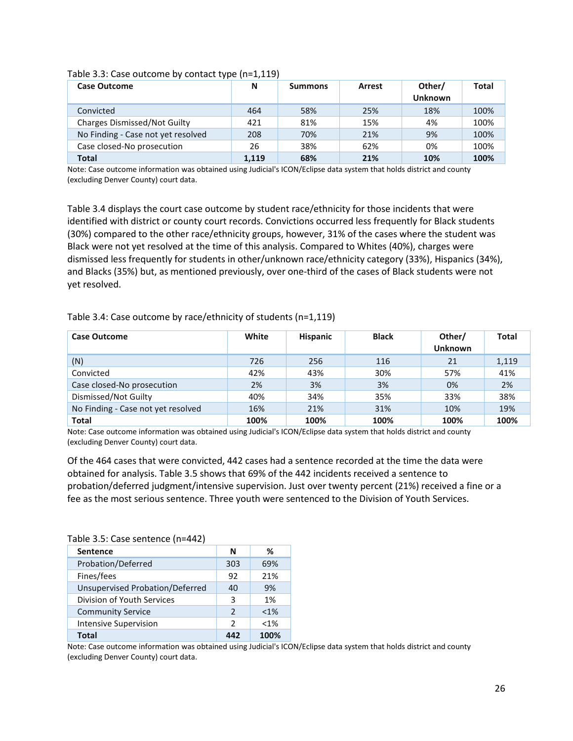Table 3.3: Case outcome by contact type (n=1,119)

| Case Outcome | N | Summons | Arrest | Other/ Unknown | Total |
|---|---|---|---|---|---|
| Convicted | 464 | 58% | 25% | 18% | 100% |
| Charges Dismissed/Not Guilty | 421 | 81% | 15% | 4% | 100% |
| No Finding - Case not yet resolved | 208 | 70% | 21% | 9% | 100% |
| Case closed-No prosecution | 26 | 38% | 62% | 0% | 100% |
| **Total** | **1,119** | **68%** | **21%** | **10%** | **100%** |

Note: Case outcome information was obtained using Judicial's ICON/Eclipse data system that holds district and county (excluding Denver County) court data.

Table 3.4 displays the court case outcome by student race/ethnicity for those incidents that were identified with district or county court records. Convictions occurred less frequently for Black students (30%) compared to the other race/ethnicity groups, however, 31% of the cases where the student was Black were not yet resolved at the time of this analysis. Compared to Whites (40%), charges were dismissed less frequently for students in other/unknown race/ethnicity category (33%), Hispanics (34%), and Blacks (35%) but, as mentioned previously, over one-third of the cases of Black students were not yet resolved.

Table 3.4: Case outcome by race/ethnicity of students (n=1,119)

| Case Outcome | White | Hispanic | Black | Other/ Unknown | Total |
|---|---|---|---|---|---|
| (N) | 726 | 256 | 116 | 21 | 1,119 |
| Convicted | 42% | 43% | 30% | 57% | 41% |
| Case closed-No prosecution | 2% | 3% | 3% | 0% | 2% |
| Dismissed/Not Guilty | 40% | 34% | 35% | 33% | 38% |
| No Finding - Case not yet resolved | 16% | 21% | 31% | 10% | 19% |
| **Total** | **100%** | **100%** | **100%** | **100%** | **100%** |

Note: Case outcome information was obtained using Judicial's ICON/Eclipse data system that holds district and county (excluding Denver County) court data.

Of the 464 cases that were convicted, 442 cases had a sentence recorded at the time the data were obtained for analysis. Table 3.5 shows that 69% of the 442 incidents received a sentence to probation/deferred judgment/intensive supervision. Just over twenty percent (21%) received a fine or a fee as the most serious sentence. Three youth were sentenced to the Division of Youth Services.

Table 3.5: Case sentence (n=442)

| Sentence | N | % |
|---|---|---|
| Probation/Deferred | 303 | 69% |
| Fines/fees | 92 | 21% |
| Unsupervised Probation/Deferred | 40 | 9% |
| Division of Youth Services | 3 | 1% |
| Community Service | 2 | <1% |
| Intensive Supervision | 2 | <1% |
| **Total** | **442** | **100%** |

Note: Case outcome information was obtained using Judicial's ICON/Eclipse data system that holds district and county (excluding Denver County) court data.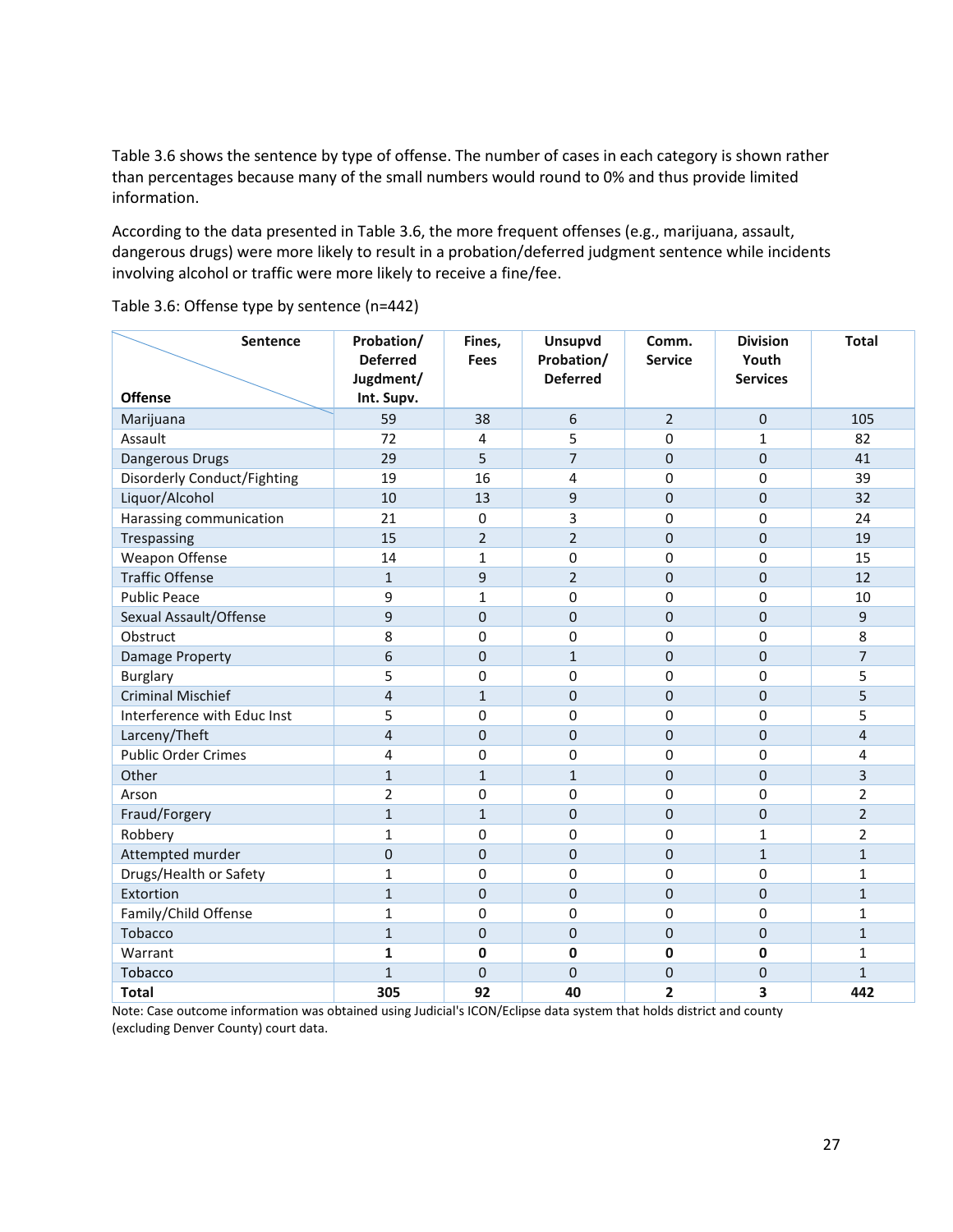Table 3.6 shows the sentence by type of offense. The number of cases in each category is shown rather than percentages because many of the small numbers would round to 0% and thus provide limited information.

According to the data presented in Table 3.6, the more frequent offenses (e.g., marijuana, assault, dangerous drugs) were more likely to result in a probation/deferred judgment sentence while incidents involving alcohol or traffic were more likely to receive a fine/fee.

Table 3.6: Offense type by sentence (n=442)

| Offense \ Sentence | Probation/ Deferred Jugdment/ Int. Supv. | Fines, Fees | Unsupvd Probation/ Deferred | Comm. Service | Division Youth Services | Total |
|---|---|---|---|---|---|---|
| Marijuana | 59 | 38 | 6 | 2 | 0 | 105 |
| Assault | 72 | 4 | 5 | 0 | 1 | 82 |
| Dangerous Drugs | 29 | 5 | 7 | 0 | 0 | 41 |
| Disorderly Conduct/Fighting | 19 | 16 | 4 | 0 | 0 | 39 |
| Liquor/Alcohol | 10 | 13 | 9 | 0 | 0 | 32 |
| Harassing communication | 21 | 0 | 3 | 0 | 0 | 24 |
| Trespassing | 15 | 2 | 2 | 0 | 0 | 19 |
| Weapon Offense | 14 | 1 | 0 | 0 | 0 | 15 |
| Traffic Offense | 1 | 9 | 2 | 0 | 0 | 12 |
| Public Peace | 9 | 1 | 0 | 0 | 0 | 10 |
| Sexual Assault/Offense | 9 | 0 | 0 | 0 | 0 | 9 |
| Obstruct | 8 | 0 | 0 | 0 | 0 | 8 |
| Damage Property | 6 | 0 | 1 | 0 | 0 | 7 |
| Burglary | 5 | 0 | 0 | 0 | 0 | 5 |
| Criminal Mischief | 4 | 1 | 0 | 0 | 0 | 5 |
| Interference with Educ Inst | 5 | 0 | 0 | 0 | 0 | 5 |
| Larceny/Theft | 4 | 0 | 0 | 0 | 0 | 4 |
| Public Order Crimes | 4 | 0 | 0 | 0 | 0 | 4 |
| Other | 1 | 1 | 1 | 0 | 0 | 3 |
| Arson | 2 | 0 | 0 | 0 | 0 | 2 |
| Fraud/Forgery | 1 | 1 | 0 | 0 | 0 | 2 |
| Robbery | 1 | 0 | 0 | 0 | 1 | 2 |
| Attempted murder | 0 | 0 | 0 | 0 | 1 | 1 |
| Drugs/Health or Safety | 1 | 0 | 0 | 0 | 0 | 1 |
| Extortion | 1 | 0 | 0 | 0 | 0 | 1 |
| Family/Child Offense | 1 | 0 | 0 | 0 | 0 | 1 |
| Tobacco | 1 | 0 | 0 | 0 | 0 | 1 |
| Warrant | **1** | **0** | **0** | **0** | **0** | 1 |
| Tobacco | 1 | 0 | 0 | 0 | 0 | 1 |
| **Total** | **305** | **92** | **40** | **2** | **3** | **442** |

Note: Case outcome information was obtained using Judicial's ICON/Eclipse data system that holds district and county (excluding Denver County) court data.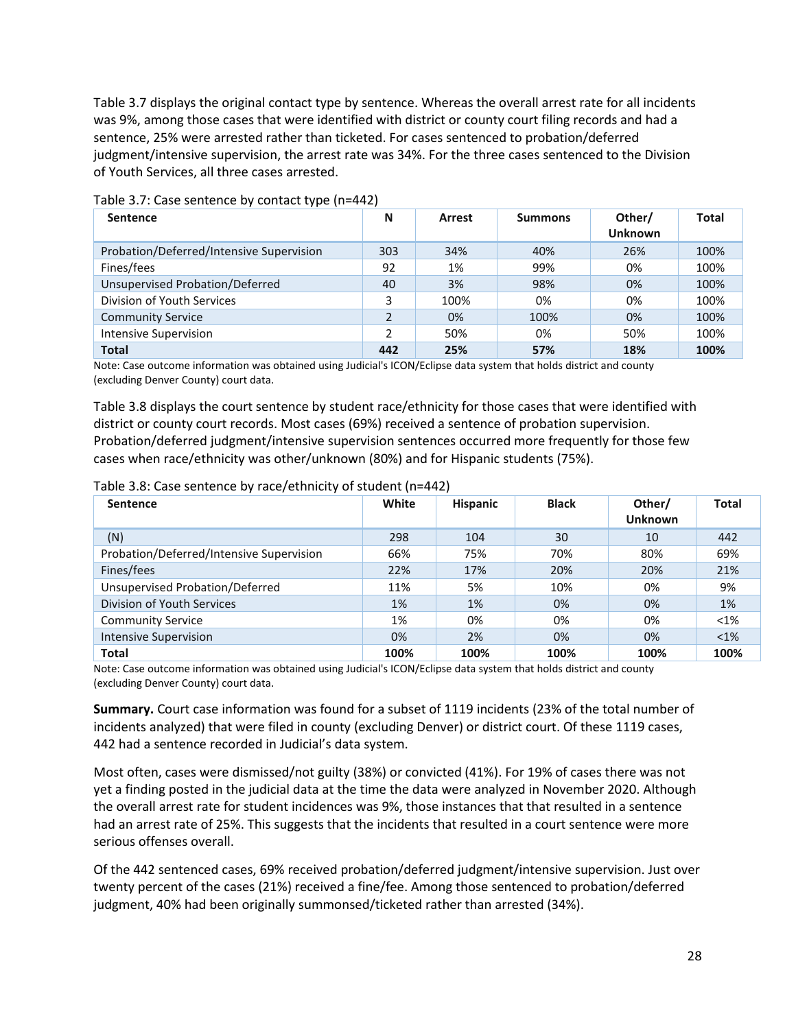Table 3.7 displays the original contact type by sentence. Whereas the overall arrest rate for all incidents was 9%, among those cases that were identified with district or county court filing records and had a sentence, 25% were arrested rather than ticketed. For cases sentenced to probation/deferred judgment/intensive supervision, the arrest rate was 34%. For the three cases sentenced to the Division of Youth Services, all three cases arrested.

Table 3.7: Case sentence by contact type (n=442)

| Sentence | N | Arrest | Summons | Other/ Unknown | Total |
|---|---|---|---|---|---|
| Probation/Deferred/Intensive Supervision | 303 | 34% | 40% | 26% | 100% |
| Fines/fees | 92 | 1% | 99% | 0% | 100% |
| Unsupervised Probation/Deferred | 40 | 3% | 98% | 0% | 100% |
| Division of Youth Services | 3 | 100% | 0% | 0% | 100% |
| Community Service | 2 | 0% | 100% | 0% | 100% |
| Intensive Supervision | 2 | 50% | 0% | 50% | 100% |
| **Total** | **442** | **25%** | **57%** | **18%** | **100%** |

Note: Case outcome information was obtained using Judicial's ICON/Eclipse data system that holds district and county (excluding Denver County) court data.

Table 3.8 displays the court sentence by student race/ethnicity for those cases that were identified with district or county court records. Most cases (69%) received a sentence of probation supervision. Probation/deferred judgment/intensive supervision sentences occurred more frequently for those few cases when race/ethnicity was other/unknown (80%) and for Hispanic students (75%).

Table 3.8: Case sentence by race/ethnicity of student (n=442)

| Sentence | White | Hispanic | Black | Other/ Unknown | Total |
|---|---|---|---|---|---|
| (N) | 298 | 104 | 30 | 10 | 442 |
| Probation/Deferred/Intensive Supervision | 66% | 75% | 70% | 80% | 69% |
| Fines/fees | 22% | 17% | 20% | 20% | 21% |
| Unsupervised Probation/Deferred | 11% | 5% | 10% | 0% | 9% |
| Division of Youth Services | 1% | 1% | 0% | 0% | 1% |
| Community Service | 1% | 0% | 0% | 0% | <1% |
| Intensive Supervision | 0% | 2% | 0% | 0% | <1% |
| **Total** | **100%** | **100%** | **100%** | **100%** | **100%** |

Note: Case outcome information was obtained using Judicial's ICON/Eclipse data system that holds district and county (excluding Denver County) court data.

**Summary.** Court case information was found for a subset of 1119 incidents (23% of the total number of incidents analyzed) that were filed in county (excluding Denver) or district court. Of these 1119 cases, 442 had a sentence recorded in Judicial's data system.

Most often, cases were dismissed/not guilty (38%) or convicted (41%). For 19% of cases there was not yet a finding posted in the judicial data at the time the data were analyzed in November 2020. Although the overall arrest rate for student incidences was 9%, those instances that that resulted in a sentence had an arrest rate of 25%. This suggests that the incidents that resulted in a court sentence were more serious offenses overall.

Of the 442 sentenced cases, 69% received probation/deferred judgment/intensive supervision. Just over twenty percent of the cases (21%) received a fine/fee. Among those sentenced to probation/deferred judgment, 40% had been originally summonsed/ticketed rather than arrested (34%).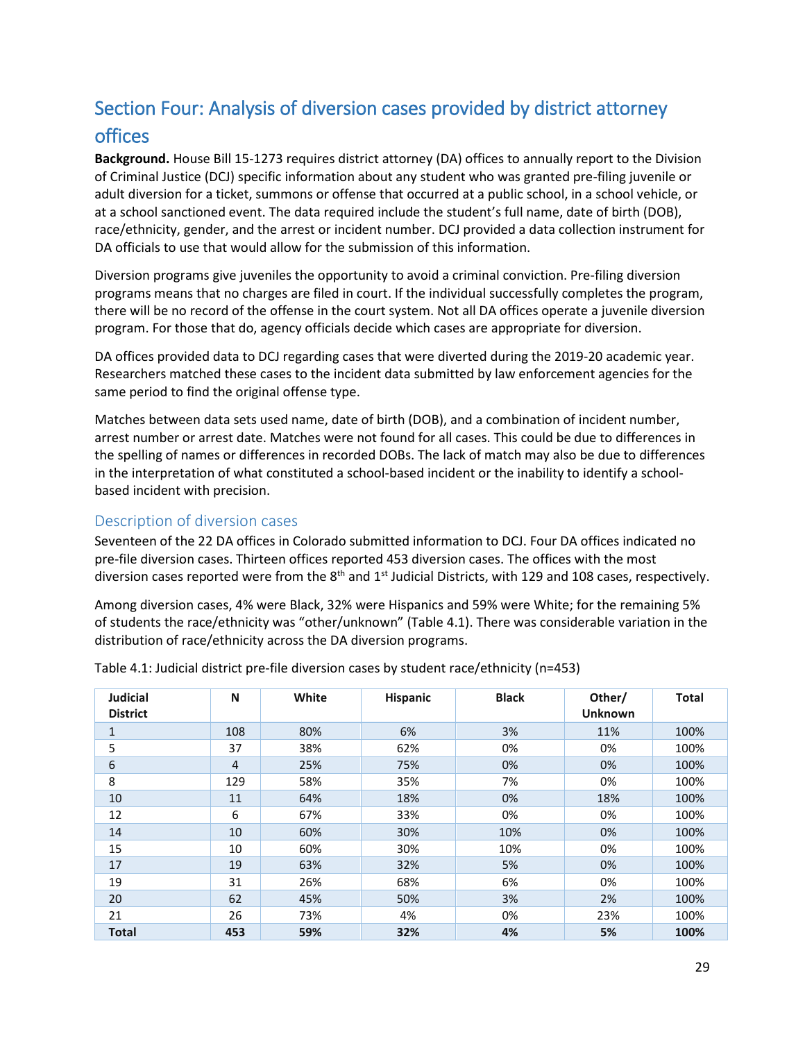## Section Four: Analysis of diversion cases provided by district attorney offices

**Background.** House Bill 15-1273 requires district attorney (DA) offices to annually report to the Division of Criminal Justice (DCJ) specific information about any student who was granted pre-filing juvenile or adult diversion for a ticket, summons or offense that occurred at a public school, in a school vehicle, or at a school sanctioned event. The data required include the student's full name, date of birth (DOB), race/ethnicity, gender, and the arrest or incident number. DCJ provided a data collection instrument for DA officials to use that would allow for the submission of this information.

Diversion programs give juveniles the opportunity to avoid a criminal conviction. Pre-filing diversion programs means that no charges are filed in court. If the individual successfully completes the program, there will be no record of the offense in the court system. Not all DA offices operate a juvenile diversion program. For those that do, agency officials decide which cases are appropriate for diversion.

DA offices provided data to DCJ regarding cases that were diverted during the 2019-20 academic year. Researchers matched these cases to the incident data submitted by law enforcement agencies for the same period to find the original offense type.

Matches between data sets used name, date of birth (DOB), and a combination of incident number, arrest number or arrest date. Matches were not found for all cases. This could be due to differences in the spelling of names or differences in recorded DOBs. The lack of match may also be due to differences in the interpretation of what constituted a school-based incident or the inability to identify a school-based incident with precision.

### Description of diversion cases

Seventeen of the 22 DA offices in Colorado submitted information to DCJ. Four DA offices indicated no pre-file diversion cases. Thirteen offices reported 453 diversion cases. The offices with the most diversion cases reported were from the 8th and 1st Judicial Districts, with 129 and 108 cases, respectively.

Among diversion cases, 4% were Black, 32% were Hispanics and 59% were White; for the remaining 5% of students the race/ethnicity was "other/unknown" (Table 4.1). There was considerable variation in the distribution of race/ethnicity across the DA diversion programs.

Table 4.1: Judicial district pre-file diversion cases by student race/ethnicity (n=453)

| Judicial District | N | White | Hispanic | Black | Other/ Unknown | Total |
|---|---|---|---|---|---|---|
| 1 | 108 | 80% | 6% | 3% | 11% | 100% |
| 5 | 37 | 38% | 62% | 0% | 0% | 100% |
| 6 | 4 | 25% | 75% | 0% | 0% | 100% |
| 8 | 129 | 58% | 35% | 7% | 0% | 100% |
| 10 | 11 | 64% | 18% | 0% | 18% | 100% |
| 12 | 6 | 67% | 33% | 0% | 0% | 100% |
| 14 | 10 | 60% | 30% | 10% | 0% | 100% |
| 15 | 10 | 60% | 30% | 10% | 0% | 100% |
| 17 | 19 | 63% | 32% | 5% | 0% | 100% |
| 19 | 31 | 26% | 68% | 6% | 0% | 100% |
| 20 | 62 | 45% | 50% | 3% | 2% | 100% |
| 21 | 26 | 73% | 4% | 0% | 23% | 100% |
| **Total** | **453** | **59%** | **32%** | **4%** | **5%** | **100%** |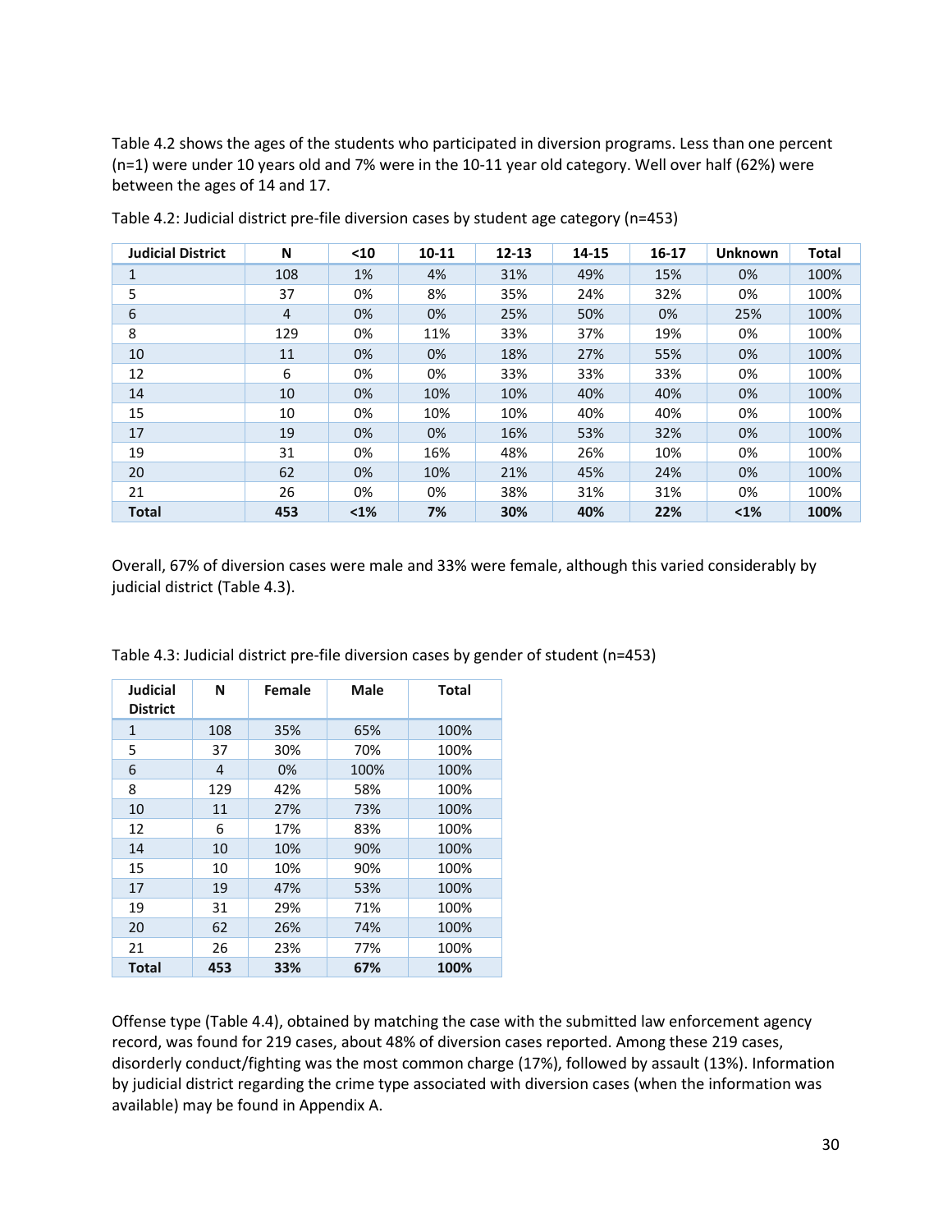Table 4.2 shows the ages of the students who participated in diversion programs. Less than one percent (n=1) were under 10 years old and 7% were in the 10-11 year old category. Well over half (62%) were between the ages of 14 and 17.

Table 4.2: Judicial district pre-file diversion cases by student age category (n=453)

| Judicial District | N | <10 | 10-11 | 12-13 | 14-15 | 16-17 | Unknown | Total |
|---|---|---|---|---|---|---|---|---|
| 1 | 108 | 1% | 4% | 31% | 49% | 15% | 0% | 100% |
| 5 | 37 | 0% | 8% | 35% | 24% | 32% | 0% | 100% |
| 6 | 4 | 0% | 0% | 25% | 50% | 0% | 25% | 100% |
| 8 | 129 | 0% | 11% | 33% | 37% | 19% | 0% | 100% |
| 10 | 11 | 0% | 0% | 18% | 27% | 55% | 0% | 100% |
| 12 | 6 | 0% | 0% | 33% | 33% | 33% | 0% | 100% |
| 14 | 10 | 0% | 10% | 10% | 40% | 40% | 0% | 100% |
| 15 | 10 | 0% | 10% | 10% | 40% | 40% | 0% | 100% |
| 17 | 19 | 0% | 0% | 16% | 53% | 32% | 0% | 100% |
| 19 | 31 | 0% | 16% | 48% | 26% | 10% | 0% | 100% |
| 20 | 62 | 0% | 10% | 21% | 45% | 24% | 0% | 100% |
| 21 | 26 | 0% | 0% | 38% | 31% | 31% | 0% | 100% |
| **Total** | **453** | **<1%** | **7%** | **30%** | **40%** | **22%** | **<1%** | **100%** |

Overall, 67% of diversion cases were male and 33% were female, although this varied considerably by judicial district (Table 4.3).

Table 4.3: Judicial district pre-file diversion cases by gender of student (n=453)

| Judicial District | N | Female | Male | Total |
|---|---|---|---|---|
| 1 | 108 | 35% | 65% | 100% |
| 5 | 37 | 30% | 70% | 100% |
| 6 | 4 | 0% | 100% | 100% |
| 8 | 129 | 42% | 58% | 100% |
| 10 | 11 | 27% | 73% | 100% |
| 12 | 6 | 17% | 83% | 100% |
| 14 | 10 | 10% | 90% | 100% |
| 15 | 10 | 10% | 90% | 100% |
| 17 | 19 | 47% | 53% | 100% |
| 19 | 31 | 29% | 71% | 100% |
| 20 | 62 | 26% | 74% | 100% |
| 21 | 26 | 23% | 77% | 100% |
| **Total** | **453** | **33%** | **67%** | **100%** |

Offense type (Table 4.4), obtained by matching the case with the submitted law enforcement agency record, was found for 219 cases, about 48% of diversion cases reported. Among these 219 cases, disorderly conduct/fighting was the most common charge (17%), followed by assault (13%). Information by judicial district regarding the crime type associated with diversion cases (when the information was available) may be found in Appendix A.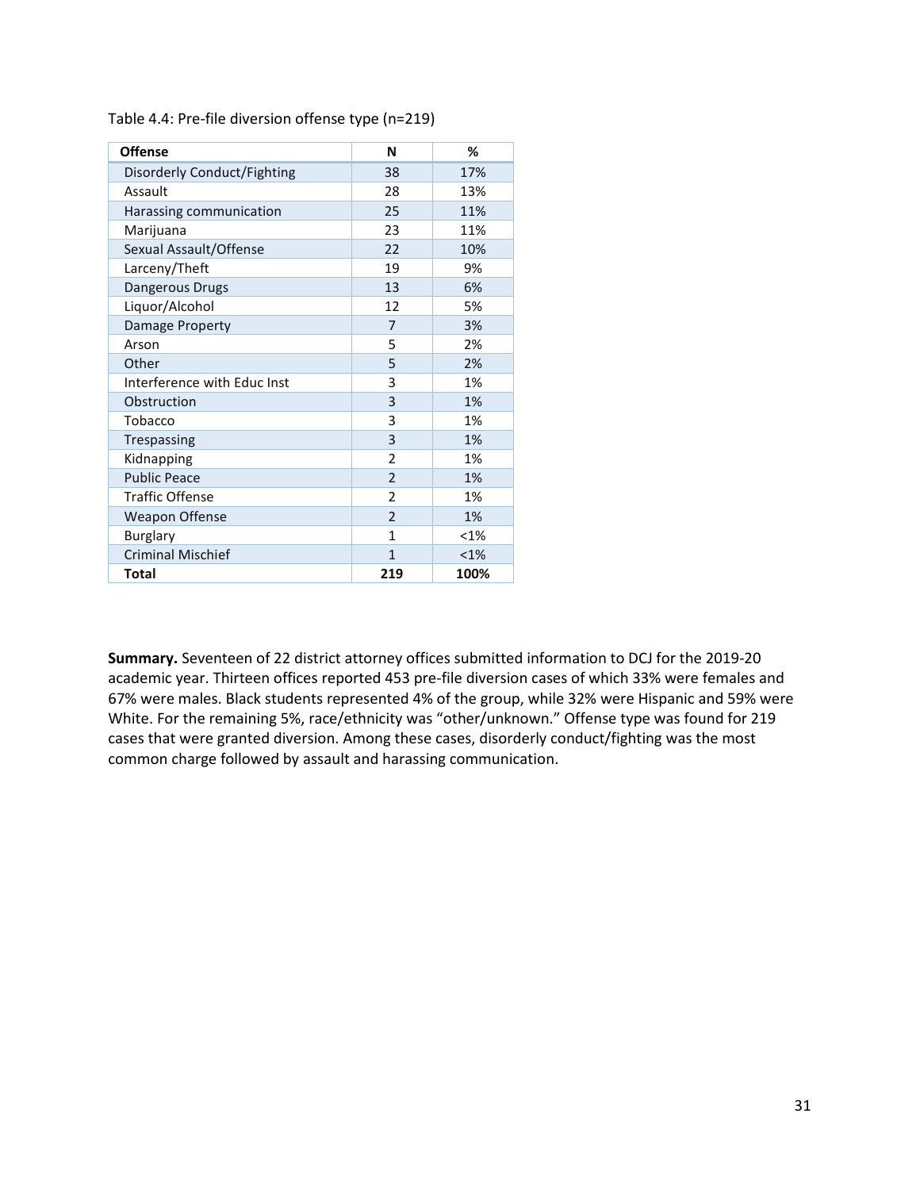Table 4.4: Pre-file diversion offense type (n=219)

| Offense | N | % |
|---|---|---|
| Disorderly Conduct/Fighting | 38 | 17% |
| Assault | 28 | 13% |
| Harassing communication | 25 | 11% |
| Marijuana | 23 | 11% |
| Sexual Assault/Offense | 22 | 10% |
| Larceny/Theft | 19 | 9% |
| Dangerous Drugs | 13 | 6% |
| Liquor/Alcohol | 12 | 5% |
| Damage Property | 7 | 3% |
| Arson | 5 | 2% |
| Other | 5 | 2% |
| Interference with Educ Inst | 3 | 1% |
| Obstruction | 3 | 1% |
| Tobacco | 3 | 1% |
| Trespassing | 3 | 1% |
| Kidnapping | 2 | 1% |
| Public Peace | 2 | 1% |
| Traffic Offense | 2 | 1% |
| Weapon Offense | 2 | 1% |
| Burglary | 1 | <1% |
| Criminal Mischief | 1 | <1% |
| **Total** | **219** | **100%** |

**Summary.** Seventeen of 22 district attorney offices submitted information to DCJ for the 2019-20 academic year. Thirteen offices reported 453 pre-file diversion cases of which 33% were females and 67% were males. Black students represented 4% of the group, while 32% were Hispanic and 59% were White. For the remaining 5%, race/ethnicity was "other/unknown." Offense type was found for 219 cases that were granted diversion. Among these cases, disorderly conduct/fighting was the most common charge followed by assault and harassing communication.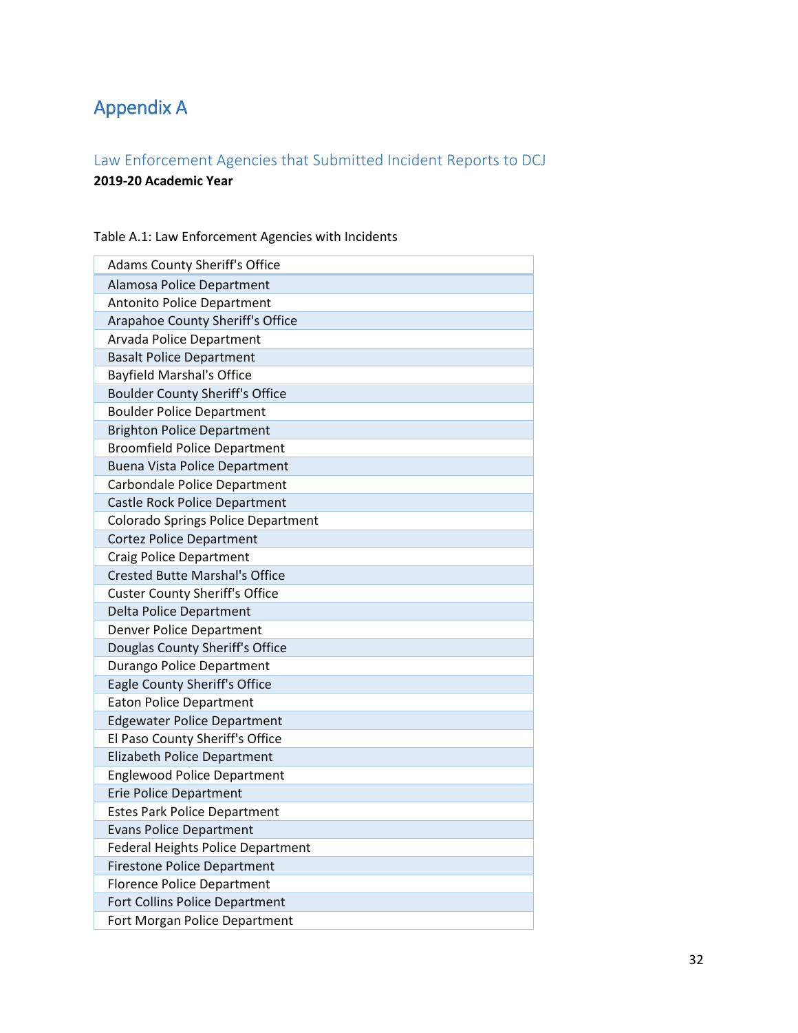# Appendix A

## Law Enforcement Agencies that Submitted Incident Reports to DCJ

**2019-20 Academic Year**

Table A.1: Law Enforcement Agencies with Incidents

| Adams County Sheriff's Office |
|---|
| Alamosa Police Department |
| Antonito Police Department |
| Arapahoe County Sheriff's Office |
| Arvada Police Department |
| Basalt Police Department |
| Bayfield Marshal's Office |
| Boulder County Sheriff's Office |
| Boulder Police Department |
| Brighton Police Department |
| Broomfield Police Department |
| Buena Vista Police Department |
| Carbondale Police Department |
| Castle Rock Police Department |
| Colorado Springs Police Department |
| Cortez Police Department |
| Craig Police Department |
| Crested Butte Marshal's Office |
| Custer County Sheriff's Office |
| Delta Police Department |
| Denver Police Department |
| Douglas County Sheriff's Office |
| Durango Police Department |
| Eagle County Sheriff's Office |
| Eaton Police Department |
| Edgewater Police Department |
| El Paso County Sheriff's Office |
| Elizabeth Police Department |
| Englewood Police Department |
| Erie Police Department |
| Estes Park Police Department |
| Evans Police Department |
| Federal Heights Police Department |
| Firestone Police Department |
| Florence Police Department |
| Fort Collins Police Department |
| Fort Morgan Police Department |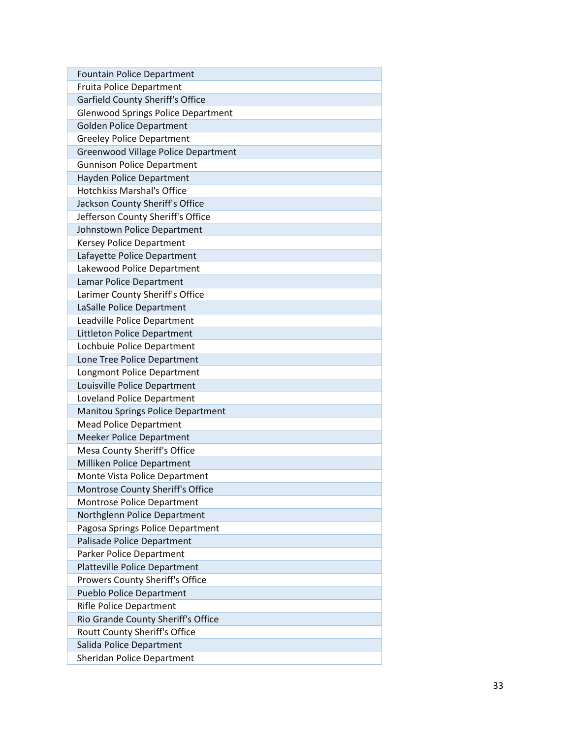| Fountain Police Department |
|---|
| Fruita Police Department |
| Garfield County Sheriff's Office |
| Glenwood Springs Police Department |
| Golden Police Department |
| Greeley Police Department |
| Greenwood Village Police Department |
| Gunnison Police Department |
| Hayden Police Department |
| Hotchkiss Marshal's Office |
| Jackson County Sheriff's Office |
| Jefferson County Sheriff's Office |
| Johnstown Police Department |
| Kersey Police Department |
| Lafayette Police Department |
| Lakewood Police Department |
| Lamar Police Department |
| Larimer County Sheriff's Office |
| LaSalle Police Department |
| Leadville Police Department |
| Littleton Police Department |
| Lochbuie Police Department |
| Lone Tree Police Department |
| Longmont Police Department |
| Louisville Police Department |
| Loveland Police Department |
| Manitou Springs Police Department |
| Mead Police Department |
| Meeker Police Department |
| Mesa County Sheriff's Office |
| Milliken Police Department |
| Monte Vista Police Department |
| Montrose County Sheriff's Office |
| Montrose Police Department |
| Northglenn Police Department |
| Pagosa Springs Police Department |
| Palisade Police Department |
| Parker Police Department |
| Platteville Police Department |
| Prowers County Sheriff's Office |
| Pueblo Police Department |
| Rifle Police Department |
| Rio Grande County Sheriff's Office |
| Routt County Sheriff's Office |
| Salida Police Department |
| Sheridan Police Department |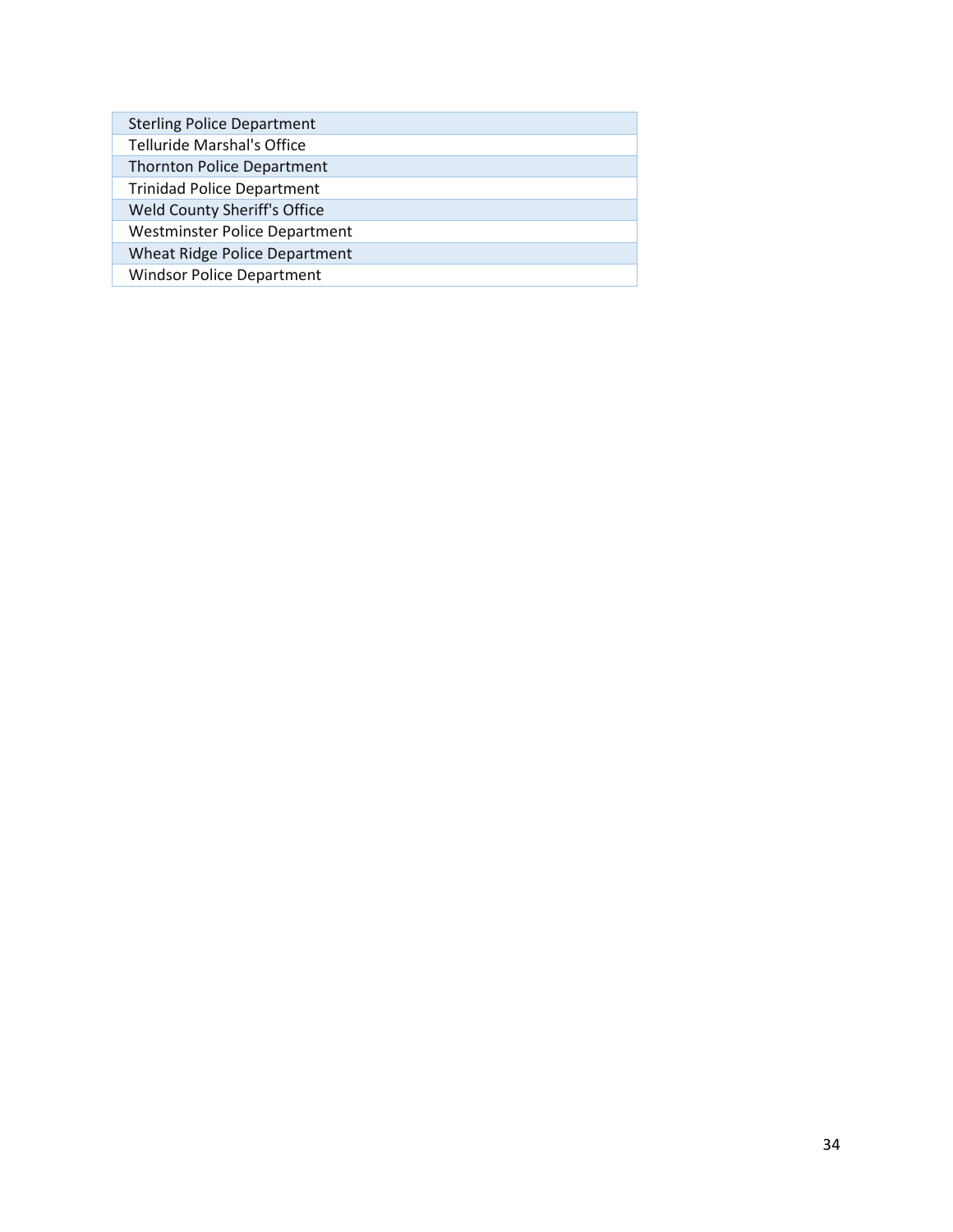| Sterling Police Department |
| --- |
| Telluride Marshal's Office |
| Thornton Police Department |
| Trinidad Police Department |
| Weld County Sheriff's Office |
| Westminster Police Department |
| Wheat Ridge Police Department |
| Windsor Police Department |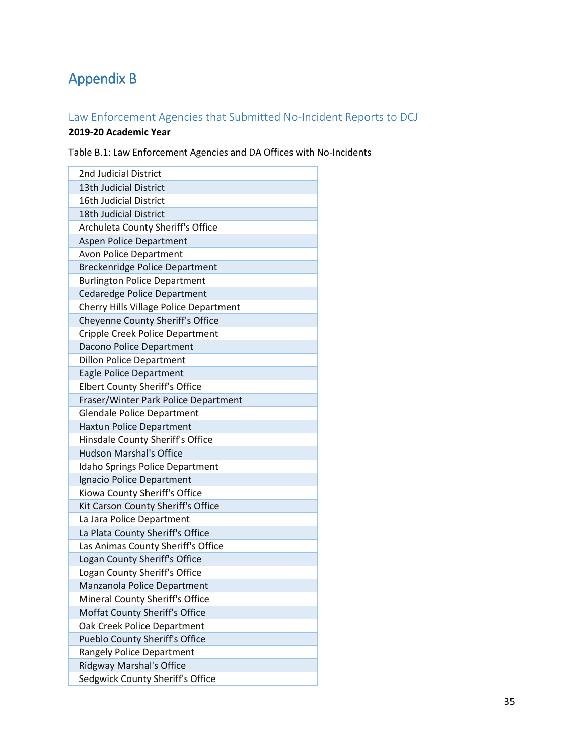# Appendix B

## Law Enforcement Agencies that Submitted No-Incident Reports to DCJ

**2019-20 Academic Year**

Table B.1: Law Enforcement Agencies and DA Offices with No-Incidents

| 2nd Judicial District |
|---|
| 13th Judicial District |
| 16th Judicial District |
| 18th Judicial District |
| Archuleta County Sheriff's Office |
| Aspen Police Department |
| Avon Police Department |
| Breckenridge Police Department |
| Burlington Police Department |
| Cedaredge Police Department |
| Cherry Hills Village Police Department |
| Cheyenne County Sheriff's Office |
| Cripple Creek Police Department |
| Dacono Police Department |
| Dillon Police Department |
| Eagle Police Department |
| Elbert County Sheriff's Office |
| Fraser/Winter Park Police Department |
| Glendale Police Department |
| Haxtun Police Department |
| Hinsdale County Sheriff's Office |
| Hudson Marshal's Office |
| Idaho Springs Police Department |
| Ignacio Police Department |
| Kiowa County Sheriff's Office |
| Kit Carson County Sheriff's Office |
| La Jara Police Department |
| La Plata County Sheriff's Office |
| Las Animas County Sheriff's Office |
| Logan County Sheriff's Office |
| Logan County Sheriff's Office |
| Manzanola Police Department |
| Mineral County Sheriff's Office |
| Moffat County Sheriff's Office |
| Oak Creek Police Department |
| Pueblo County Sheriff's Office |
| Rangely Police Department |
| Ridgway Marshal's Office |
| Sedgwick County Sheriff's Office |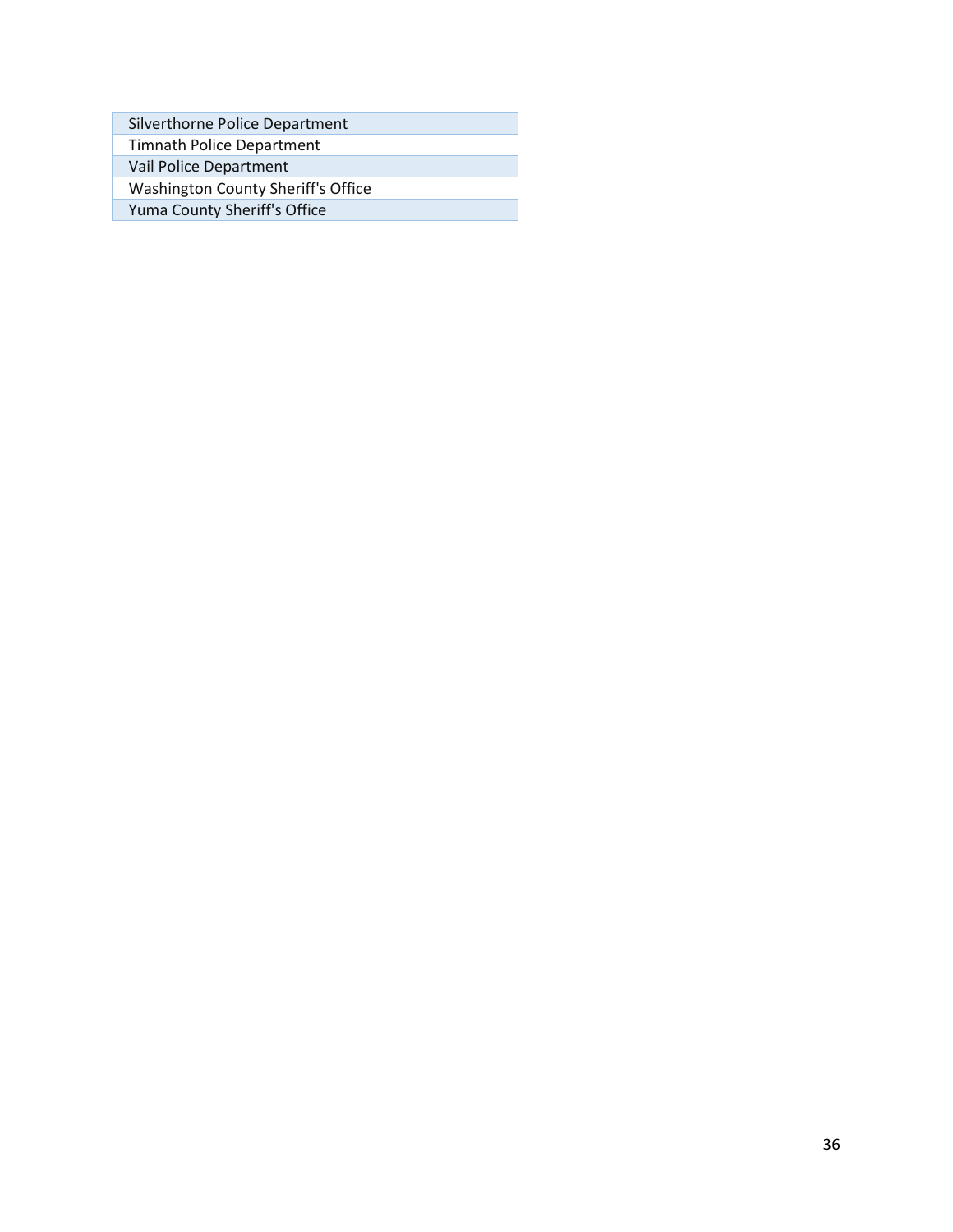| Silverthorne Police Department |
|---|
| Timnath Police Department |
| Vail Police Department |
| Washington County Sheriff's Office |
| Yuma County Sheriff's Office |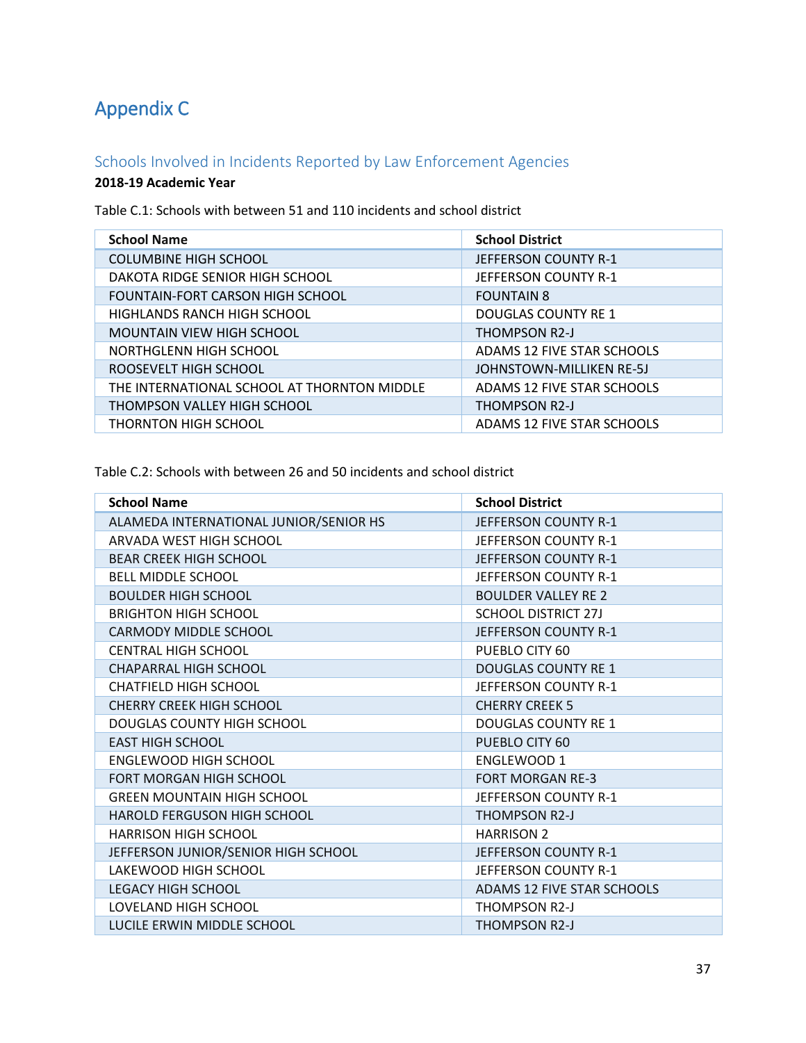# Appendix C

## Schools Involved in Incidents Reported by Law Enforcement Agencies

**2018-19 Academic Year**

Table C.1: Schools with between 51 and 110 incidents and school district

| School Name | School District |
|---|---|
| COLUMBINE HIGH SCHOOL | JEFFERSON COUNTY R-1 |
| DAKOTA RIDGE SENIOR HIGH SCHOOL | JEFFERSON COUNTY R-1 |
| FOUNTAIN-FORT CARSON HIGH SCHOOL | FOUNTAIN 8 |
| HIGHLANDS RANCH HIGH SCHOOL | DOUGLAS COUNTY RE 1 |
| MOUNTAIN VIEW HIGH SCHOOL | THOMPSON R2-J |
| NORTHGLENN HIGH SCHOOL | ADAMS 12 FIVE STAR SCHOOLS |
| ROOSEVELT HIGH SCHOOL | JOHNSTOWN-MILLIKEN RE-5J |
| THE INTERNATIONAL SCHOOL AT THORNTON MIDDLE | ADAMS 12 FIVE STAR SCHOOLS |
| THOMPSON VALLEY HIGH SCHOOL | THOMPSON R2-J |
| THORNTON HIGH SCHOOL | ADAMS 12 FIVE STAR SCHOOLS |

Table C.2: Schools with between 26 and 50 incidents and school district

| School Name | School District |
|---|---|
| ALAMEDA INTERNATIONAL JUNIOR/SENIOR HS | JEFFERSON COUNTY R-1 |
| ARVADA WEST HIGH SCHOOL | JEFFERSON COUNTY R-1 |
| BEAR CREEK HIGH SCHOOL | JEFFERSON COUNTY R-1 |
| BELL MIDDLE SCHOOL | JEFFERSON COUNTY R-1 |
| BOULDER HIGH SCHOOL | BOULDER VALLEY RE 2 |
| BRIGHTON HIGH SCHOOL | SCHOOL DISTRICT 27J |
| CARMODY MIDDLE SCHOOL | JEFFERSON COUNTY R-1 |
| CENTRAL HIGH SCHOOL | PUEBLO CITY 60 |
| CHAPARRAL HIGH SCHOOL | DOUGLAS COUNTY RE 1 |
| CHATFIELD HIGH SCHOOL | JEFFERSON COUNTY R-1 |
| CHERRY CREEK HIGH SCHOOL | CHERRY CREEK 5 |
| DOUGLAS COUNTY HIGH SCHOOL | DOUGLAS COUNTY RE 1 |
| EAST HIGH SCHOOL | PUEBLO CITY 60 |
| ENGLEWOOD HIGH SCHOOL | ENGLEWOOD 1 |
| FORT MORGAN HIGH SCHOOL | FORT MORGAN RE-3 |
| GREEN MOUNTAIN HIGH SCHOOL | JEFFERSON COUNTY R-1 |
| HAROLD FERGUSON HIGH SCHOOL | THOMPSON R2-J |
| HARRISON HIGH SCHOOL | HARRISON 2 |
| JEFFERSON JUNIOR/SENIOR HIGH SCHOOL | JEFFERSON COUNTY R-1 |
| LAKEWOOD HIGH SCHOOL | JEFFERSON COUNTY R-1 |
| LEGACY HIGH SCHOOL | ADAMS 12 FIVE STAR SCHOOLS |
| LOVELAND HIGH SCHOOL | THOMPSON R2-J |
| LUCILE ERWIN MIDDLE SCHOOL | THOMPSON R2-J |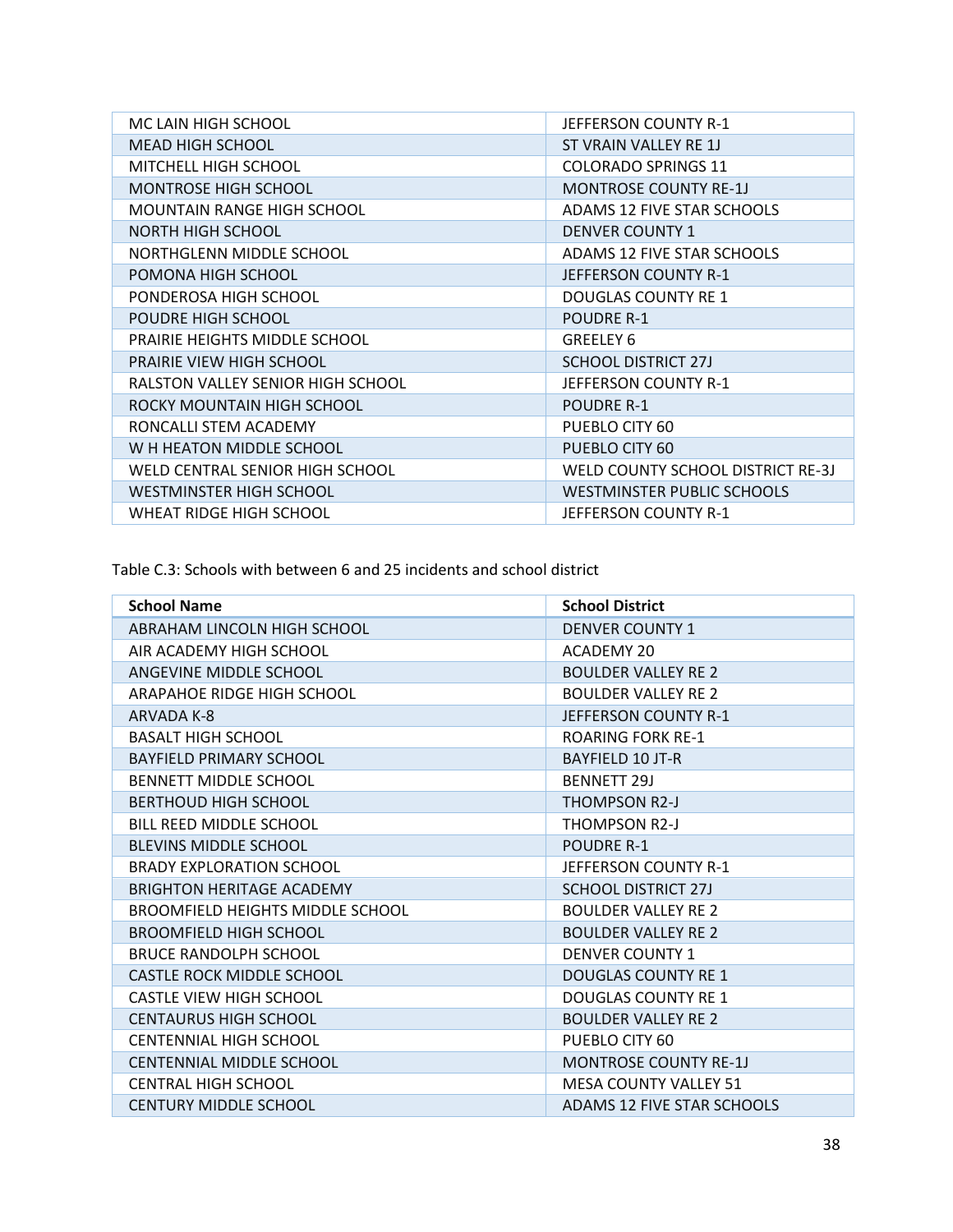| | |
|---|---|
| MC LAIN HIGH SCHOOL | JEFFERSON COUNTY R-1 |
| MEAD HIGH SCHOOL | ST VRAIN VALLEY RE 1J |
| MITCHELL HIGH SCHOOL | COLORADO SPRINGS 11 |
| MONTROSE HIGH SCHOOL | MONTROSE COUNTY RE-1J |
| MOUNTAIN RANGE HIGH SCHOOL | ADAMS 12 FIVE STAR SCHOOLS |
| NORTH HIGH SCHOOL | DENVER COUNTY 1 |
| NORTHGLENN MIDDLE SCHOOL | ADAMS 12 FIVE STAR SCHOOLS |
| POMONA HIGH SCHOOL | JEFFERSON COUNTY R-1 |
| PONDEROSA HIGH SCHOOL | DOUGLAS COUNTY RE 1 |
| POUDRE HIGH SCHOOL | POUDRE R-1 |
| PRAIRIE HEIGHTS MIDDLE SCHOOL | GREELEY 6 |
| PRAIRIE VIEW HIGH SCHOOL | SCHOOL DISTRICT 27J |
| RALSTON VALLEY SENIOR HIGH SCHOOL | JEFFERSON COUNTY R-1 |
| ROCKY MOUNTAIN HIGH SCHOOL | POUDRE R-1 |
| RONCALLI STEM ACADEMY | PUEBLO CITY 60 |
| W H HEATON MIDDLE SCHOOL | PUEBLO CITY 60 |
| WELD CENTRAL SENIOR HIGH SCHOOL | WELD COUNTY SCHOOL DISTRICT RE-3J |
| WESTMINSTER HIGH SCHOOL | WESTMINSTER PUBLIC SCHOOLS |
| WHEAT RIDGE HIGH SCHOOL | JEFFERSON COUNTY R-1 |

Table C.3: Schools with between 6 and 25 incidents and school district

| School Name | School District |
|---|---|
| ABRAHAM LINCOLN HIGH SCHOOL | DENVER COUNTY 1 |
| AIR ACADEMY HIGH SCHOOL | ACADEMY 20 |
| ANGEVINE MIDDLE SCHOOL | BOULDER VALLEY RE 2 |
| ARAPAHOE RIDGE HIGH SCHOOL | BOULDER VALLEY RE 2 |
| ARVADA K-8 | JEFFERSON COUNTY R-1 |
| BASALT HIGH SCHOOL | ROARING FORK RE-1 |
| BAYFIELD PRIMARY SCHOOL | BAYFIELD 10 JT-R |
| BENNETT MIDDLE SCHOOL | BENNETT 29J |
| BERTHOUD HIGH SCHOOL | THOMPSON R2-J |
| BILL REED MIDDLE SCHOOL | THOMPSON R2-J |
| BLEVINS MIDDLE SCHOOL | POUDRE R-1 |
| BRADY EXPLORATION SCHOOL | JEFFERSON COUNTY R-1 |
| BRIGHTON HERITAGE ACADEMY | SCHOOL DISTRICT 27J |
| BROOMFIELD HEIGHTS MIDDLE SCHOOL | BOULDER VALLEY RE 2 |
| BROOMFIELD HIGH SCHOOL | BOULDER VALLEY RE 2 |
| BRUCE RANDOLPH SCHOOL | DENVER COUNTY 1 |
| CASTLE ROCK MIDDLE SCHOOL | DOUGLAS COUNTY RE 1 |
| CASTLE VIEW HIGH SCHOOL | DOUGLAS COUNTY RE 1 |
| CENTAURUS HIGH SCHOOL | BOULDER VALLEY RE 2 |
| CENTENNIAL HIGH SCHOOL | PUEBLO CITY 60 |
| CENTENNIAL MIDDLE SCHOOL | MONTROSE COUNTY RE-1J |
| CENTRAL HIGH SCHOOL | MESA COUNTY VALLEY 51 |
| CENTURY MIDDLE SCHOOL | ADAMS 12 FIVE STAR SCHOOLS |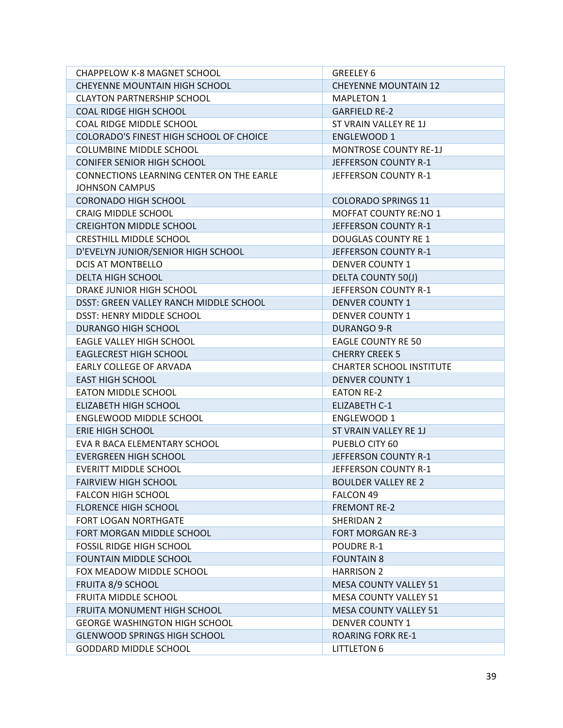| CHAPPELOW K-8 MAGNET SCHOOL | GREELEY 6 |
|---|---|
| CHEYENNE MOUNTAIN HIGH SCHOOL | CHEYENNE MOUNTAIN 12 |
| CLAYTON PARTNERSHIP SCHOOL | MAPLETON 1 |
| COAL RIDGE HIGH SCHOOL | GARFIELD RE-2 |
| COAL RIDGE MIDDLE SCHOOL | ST VRAIN VALLEY RE 1J |
| COLORADO'S FINEST HIGH SCHOOL OF CHOICE | ENGLEWOOD 1 |
| COLUMBINE MIDDLE SCHOOL | MONTROSE COUNTY RE-1J |
| CONIFER SENIOR HIGH SCHOOL | JEFFERSON COUNTY R-1 |
| CONNECTIONS LEARNING CENTER ON THE EARLE JOHNSON CAMPUS | JEFFERSON COUNTY R-1 |
| CORONADO HIGH SCHOOL | COLORADO SPRINGS 11 |
| CRAIG MIDDLE SCHOOL | MOFFAT COUNTY RE:NO 1 |
| CREIGHTON MIDDLE SCHOOL | JEFFERSON COUNTY R-1 |
| CRESTHILL MIDDLE SCHOOL | DOUGLAS COUNTY RE 1 |
| D'EVELYN JUNIOR/SENIOR HIGH SCHOOL | JEFFERSON COUNTY R-1 |
| DCIS AT MONTBELLO | DENVER COUNTY 1 |
| DELTA HIGH SCHOOL | DELTA COUNTY 50(J) |
| DRAKE JUNIOR HIGH SCHOOL | JEFFERSON COUNTY R-1 |
| DSST: GREEN VALLEY RANCH MIDDLE SCHOOL | DENVER COUNTY 1 |
| DSST: HENRY MIDDLE SCHOOL | DENVER COUNTY 1 |
| DURANGO HIGH SCHOOL | DURANGO 9-R |
| EAGLE VALLEY HIGH SCHOOL | EAGLE COUNTY RE 50 |
| EAGLECREST HIGH SCHOOL | CHERRY CREEK 5 |
| EARLY COLLEGE OF ARVADA | CHARTER SCHOOL INSTITUTE |
| EAST HIGH SCHOOL | DENVER COUNTY 1 |
| EATON MIDDLE SCHOOL | EATON RE-2 |
| ELIZABETH HIGH SCHOOL | ELIZABETH C-1 |
| ENGLEWOOD MIDDLE SCHOOL | ENGLEWOOD 1 |
| ERIE HIGH SCHOOL | ST VRAIN VALLEY RE 1J |
| EVA R BACA ELEMENTARY SCHOOL | PUEBLO CITY 60 |
| EVERGREEN HIGH SCHOOL | JEFFERSON COUNTY R-1 |
| EVERITT MIDDLE SCHOOL | JEFFERSON COUNTY R-1 |
| FAIRVIEW HIGH SCHOOL | BOULDER VALLEY RE 2 |
| FALCON HIGH SCHOOL | FALCON 49 |
| FLORENCE HIGH SCHOOL | FREMONT RE-2 |
| FORT LOGAN NORTHGATE | SHERIDAN 2 |
| FORT MORGAN MIDDLE SCHOOL | FORT MORGAN RE-3 |
| FOSSIL RIDGE HIGH SCHOOL | POUDRE R-1 |
| FOUNTAIN MIDDLE SCHOOL | FOUNTAIN 8 |
| FOX MEADOW MIDDLE SCHOOL | HARRISON 2 |
| FRUITA 8/9 SCHOOL | MESA COUNTY VALLEY 51 |
| FRUITA MIDDLE SCHOOL | MESA COUNTY VALLEY 51 |
| FRUITA MONUMENT HIGH SCHOOL | MESA COUNTY VALLEY 51 |
| GEORGE WASHINGTON HIGH SCHOOL | DENVER COUNTY 1 |
| GLENWOOD SPRINGS HIGH SCHOOL | ROARING FORK RE-1 |
| GODDARD MIDDLE SCHOOL | LITTLETON 6 |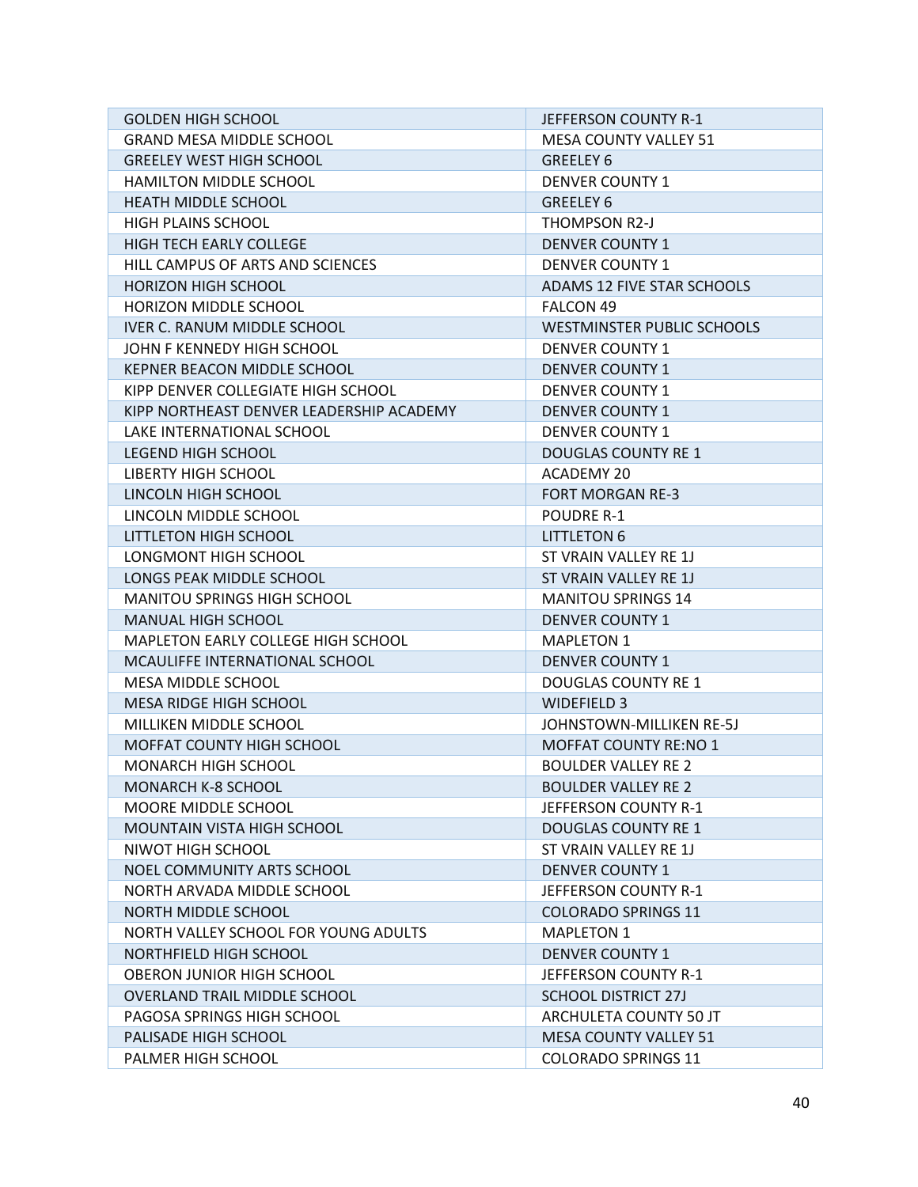| GOLDEN HIGH SCHOOL | JEFFERSON COUNTY R-1 |
|---|---|
| GRAND MESA MIDDLE SCHOOL | MESA COUNTY VALLEY 51 |
| GREELEY WEST HIGH SCHOOL | GREELEY 6 |
| HAMILTON MIDDLE SCHOOL | DENVER COUNTY 1 |
| HEATH MIDDLE SCHOOL | GREELEY 6 |
| HIGH PLAINS SCHOOL | THOMPSON R2-J |
| HIGH TECH EARLY COLLEGE | DENVER COUNTY 1 |
| HILL CAMPUS OF ARTS AND SCIENCES | DENVER COUNTY 1 |
| HORIZON HIGH SCHOOL | ADAMS 12 FIVE STAR SCHOOLS |
| HORIZON MIDDLE SCHOOL | FALCON 49 |
| IVER C. RANUM MIDDLE SCHOOL | WESTMINSTER PUBLIC SCHOOLS |
| JOHN F KENNEDY HIGH SCHOOL | DENVER COUNTY 1 |
| KEPNER BEACON MIDDLE SCHOOL | DENVER COUNTY 1 |
| KIPP DENVER COLLEGIATE HIGH SCHOOL | DENVER COUNTY 1 |
| KIPP NORTHEAST DENVER LEADERSHIP ACADEMY | DENVER COUNTY 1 |
| LAKE INTERNATIONAL SCHOOL | DENVER COUNTY 1 |
| LEGEND HIGH SCHOOL | DOUGLAS COUNTY RE 1 |
| LIBERTY HIGH SCHOOL | ACADEMY 20 |
| LINCOLN HIGH SCHOOL | FORT MORGAN RE-3 |
| LINCOLN MIDDLE SCHOOL | POUDRE R-1 |
| LITTLETON HIGH SCHOOL | LITTLETON 6 |
| LONGMONT HIGH SCHOOL | ST VRAIN VALLEY RE 1J |
| LONGS PEAK MIDDLE SCHOOL | ST VRAIN VALLEY RE 1J |
| MANITOU SPRINGS HIGH SCHOOL | MANITOU SPRINGS 14 |
| MANUAL HIGH SCHOOL | DENVER COUNTY 1 |
| MAPLETON EARLY COLLEGE HIGH SCHOOL | MAPLETON 1 |
| MCAULIFFE INTERNATIONAL SCHOOL | DENVER COUNTY 1 |
| MESA MIDDLE SCHOOL | DOUGLAS COUNTY RE 1 |
| MESA RIDGE HIGH SCHOOL | WIDEFIELD 3 |
| MILLIKEN MIDDLE SCHOOL | JOHNSTOWN-MILLIKEN RE-5J |
| MOFFAT COUNTY HIGH SCHOOL | MOFFAT COUNTY RE:NO 1 |
| MONARCH HIGH SCHOOL | BOULDER VALLEY RE 2 |
| MONARCH K-8 SCHOOL | BOULDER VALLEY RE 2 |
| MOORE MIDDLE SCHOOL | JEFFERSON COUNTY R-1 |
| MOUNTAIN VISTA HIGH SCHOOL | DOUGLAS COUNTY RE 1 |
| NIWOT HIGH SCHOOL | ST VRAIN VALLEY RE 1J |
| NOEL COMMUNITY ARTS SCHOOL | DENVER COUNTY 1 |
| NORTH ARVADA MIDDLE SCHOOL | JEFFERSON COUNTY R-1 |
| NORTH MIDDLE SCHOOL | COLORADO SPRINGS 11 |
| NORTH VALLEY SCHOOL FOR YOUNG ADULTS | MAPLETON 1 |
| NORTHFIELD HIGH SCHOOL | DENVER COUNTY 1 |
| OBERON JUNIOR HIGH SCHOOL | JEFFERSON COUNTY R-1 |
| OVERLAND TRAIL MIDDLE SCHOOL | SCHOOL DISTRICT 27J |
| PAGOSA SPRINGS HIGH SCHOOL | ARCHULETA COUNTY 50 JT |
| PALISADE HIGH SCHOOL | MESA COUNTY VALLEY 51 |
| PALMER HIGH SCHOOL | COLORADO SPRINGS 11 |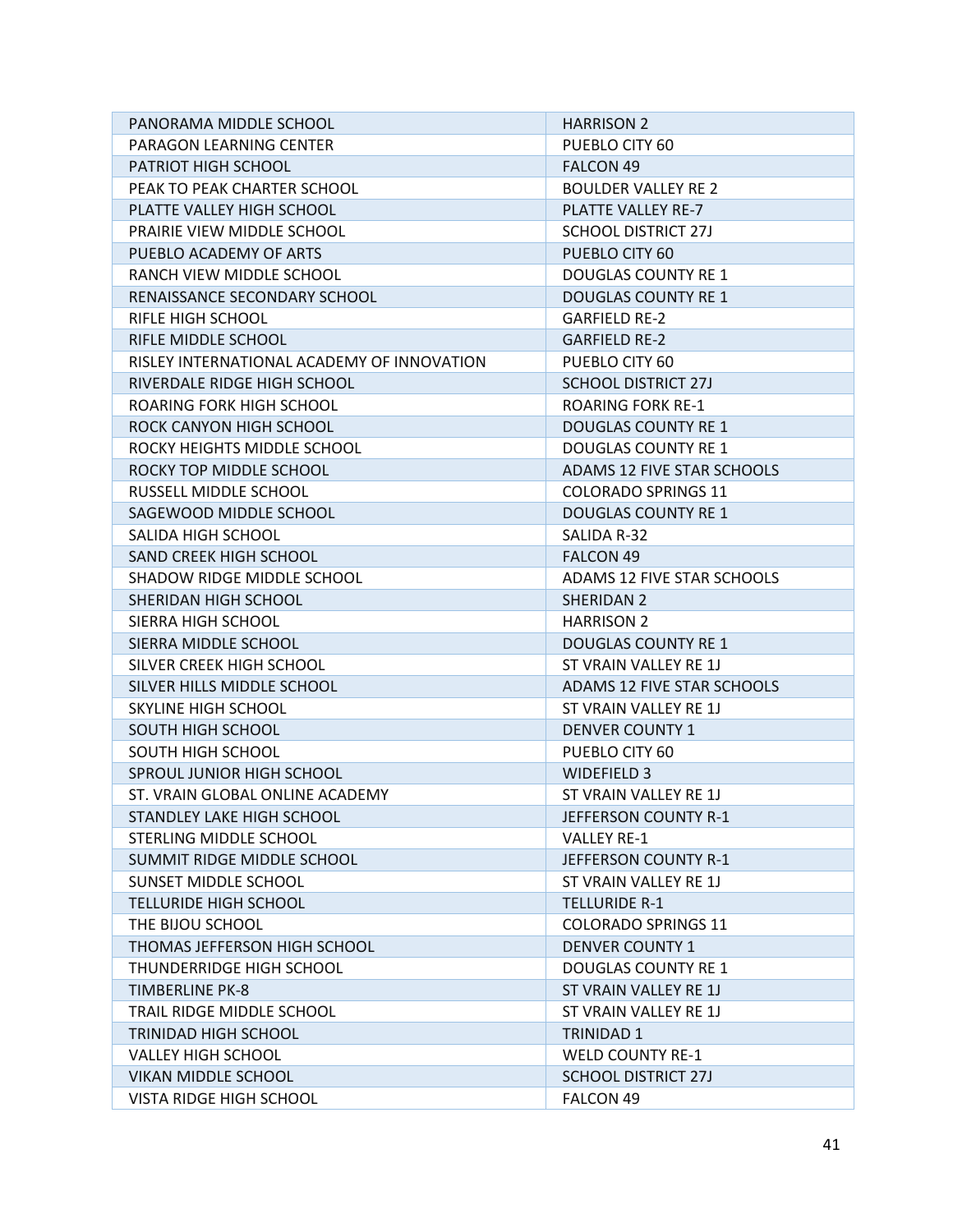| PANORAMA MIDDLE SCHOOL | HARRISON 2 |
|---|---|
| PARAGON LEARNING CENTER | PUEBLO CITY 60 |
| PATRIOT HIGH SCHOOL | FALCON 49 |
| PEAK TO PEAK CHARTER SCHOOL | BOULDER VALLEY RE 2 |
| PLATTE VALLEY HIGH SCHOOL | PLATTE VALLEY RE-7 |
| PRAIRIE VIEW MIDDLE SCHOOL | SCHOOL DISTRICT 27J |
| PUEBLO ACADEMY OF ARTS | PUEBLO CITY 60 |
| RANCH VIEW MIDDLE SCHOOL | DOUGLAS COUNTY RE 1 |
| RENAISSANCE SECONDARY SCHOOL | DOUGLAS COUNTY RE 1 |
| RIFLE HIGH SCHOOL | GARFIELD RE-2 |
| RIFLE MIDDLE SCHOOL | GARFIELD RE-2 |
| RISLEY INTERNATIONAL ACADEMY OF INNOVATION | PUEBLO CITY 60 |
| RIVERDALE RIDGE HIGH SCHOOL | SCHOOL DISTRICT 27J |
| ROARING FORK HIGH SCHOOL | ROARING FORK RE-1 |
| ROCK CANYON HIGH SCHOOL | DOUGLAS COUNTY RE 1 |
| ROCKY HEIGHTS MIDDLE SCHOOL | DOUGLAS COUNTY RE 1 |
| ROCKY TOP MIDDLE SCHOOL | ADAMS 12 FIVE STAR SCHOOLS |
| RUSSELL MIDDLE SCHOOL | COLORADO SPRINGS 11 |
| SAGEWOOD MIDDLE SCHOOL | DOUGLAS COUNTY RE 1 |
| SALIDA HIGH SCHOOL | SALIDA R-32 |
| SAND CREEK HIGH SCHOOL | FALCON 49 |
| SHADOW RIDGE MIDDLE SCHOOL | ADAMS 12 FIVE STAR SCHOOLS |
| SHERIDAN HIGH SCHOOL | SHERIDAN 2 |
| SIERRA HIGH SCHOOL | HARRISON 2 |
| SIERRA MIDDLE SCHOOL | DOUGLAS COUNTY RE 1 |
| SILVER CREEK HIGH SCHOOL | ST VRAIN VALLEY RE 1J |
| SILVER HILLS MIDDLE SCHOOL | ADAMS 12 FIVE STAR SCHOOLS |
| SKYLINE HIGH SCHOOL | ST VRAIN VALLEY RE 1J |
| SOUTH HIGH SCHOOL | DENVER COUNTY 1 |
| SOUTH HIGH SCHOOL | PUEBLO CITY 60 |
| SPROUL JUNIOR HIGH SCHOOL | WIDEFIELD 3 |
| ST. VRAIN GLOBAL ONLINE ACADEMY | ST VRAIN VALLEY RE 1J |
| STANDLEY LAKE HIGH SCHOOL | JEFFERSON COUNTY R-1 |
| STERLING MIDDLE SCHOOL | VALLEY RE-1 |
| SUMMIT RIDGE MIDDLE SCHOOL | JEFFERSON COUNTY R-1 |
| SUNSET MIDDLE SCHOOL | ST VRAIN VALLEY RE 1J |
| TELLURIDE HIGH SCHOOL | TELLURIDE R-1 |
| THE BIJOU SCHOOL | COLORADO SPRINGS 11 |
| THOMAS JEFFERSON HIGH SCHOOL | DENVER COUNTY 1 |
| THUNDERRIDGE HIGH SCHOOL | DOUGLAS COUNTY RE 1 |
| TIMBERLINE PK-8 | ST VRAIN VALLEY RE 1J |
| TRAIL RIDGE MIDDLE SCHOOL | ST VRAIN VALLEY RE 1J |
| TRINIDAD HIGH SCHOOL | TRINIDAD 1 |
| VALLEY HIGH SCHOOL | WELD COUNTY RE-1 |
| VIKAN MIDDLE SCHOOL | SCHOOL DISTRICT 27J |
| VISTA RIDGE HIGH SCHOOL | FALCON 49 |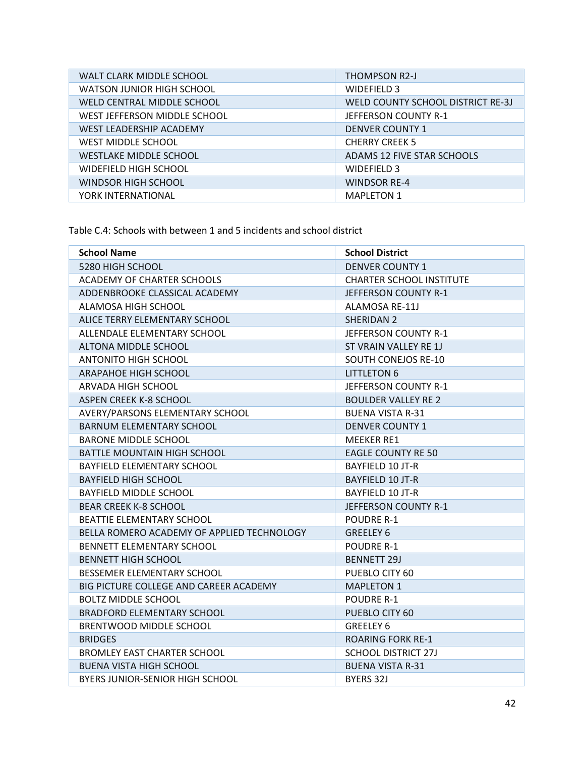| | |
|---|---|
| WALT CLARK MIDDLE SCHOOL | THOMPSON R2-J |
| WATSON JUNIOR HIGH SCHOOL | WIDEFIELD 3 |
| WELD CENTRAL MIDDLE SCHOOL | WELD COUNTY SCHOOL DISTRICT RE-3J |
| WEST JEFFERSON MIDDLE SCHOOL | JEFFERSON COUNTY R-1 |
| WEST LEADERSHIP ACADEMY | DENVER COUNTY 1 |
| WEST MIDDLE SCHOOL | CHERRY CREEK 5 |
| WESTLAKE MIDDLE SCHOOL | ADAMS 12 FIVE STAR SCHOOLS |
| WIDEFIELD HIGH SCHOOL | WIDEFIELD 3 |
| WINDSOR HIGH SCHOOL | WINDSOR RE-4 |
| YORK INTERNATIONAL | MAPLETON 1 |

Table C.4: Schools with between 1 and 5 incidents and school district

| School Name | School District |
|---|---|
| 5280 HIGH SCHOOL | DENVER COUNTY 1 |
| ACADEMY OF CHARTER SCHOOLS | CHARTER SCHOOL INSTITUTE |
| ADDENBROOKE CLASSICAL ACADEMY | JEFFERSON COUNTY R-1 |
| ALAMOSA HIGH SCHOOL | ALAMOSA RE-11J |
| ALICE TERRY ELEMENTARY SCHOOL | SHERIDAN 2 |
| ALLENDALE ELEMENTARY SCHOOL | JEFFERSON COUNTY R-1 |
| ALTONA MIDDLE SCHOOL | ST VRAIN VALLEY RE 1J |
| ANTONITO HIGH SCHOOL | SOUTH CONEJOS RE-10 |
| ARAPAHOE HIGH SCHOOL | LITTLETON 6 |
| ARVADA HIGH SCHOOL | JEFFERSON COUNTY R-1 |
| ASPEN CREEK K-8 SCHOOL | BOULDER VALLEY RE 2 |
| AVERY/PARSONS ELEMENTARY SCHOOL | BUENA VISTA R-31 |
| BARNUM ELEMENTARY SCHOOL | DENVER COUNTY 1 |
| BARONE MIDDLE SCHOOL | MEEKER RE1 |
| BATTLE MOUNTAIN HIGH SCHOOL | EAGLE COUNTY RE 50 |
| BAYFIELD ELEMENTARY SCHOOL | BAYFIELD 10 JT-R |
| BAYFIELD HIGH SCHOOL | BAYFIELD 10 JT-R |
| BAYFIELD MIDDLE SCHOOL | BAYFIELD 10 JT-R |
| BEAR CREEK K-8 SCHOOL | JEFFERSON COUNTY R-1 |
| BEATTIE ELEMENTARY SCHOOL | POUDRE R-1 |
| BELLA ROMERO ACADEMY OF APPLIED TECHNOLOGY | GREELEY 6 |
| BENNETT ELEMENTARY SCHOOL | POUDRE R-1 |
| BENNETT HIGH SCHOOL | BENNETT 29J |
| BESSEMER ELEMENTARY SCHOOL | PUEBLO CITY 60 |
| BIG PICTURE COLLEGE AND CAREER ACADEMY | MAPLETON 1 |
| BOLTZ MIDDLE SCHOOL | POUDRE R-1 |
| BRADFORD ELEMENTARY SCHOOL | PUEBLO CITY 60 |
| BRENTWOOD MIDDLE SCHOOL | GREELEY 6 |
| BRIDGES | ROARING FORK RE-1 |
| BROMLEY EAST CHARTER SCHOOL | SCHOOL DISTRICT 27J |
| BUENA VISTA HIGH SCHOOL | BUENA VISTA R-31 |
| BYERS JUNIOR-SENIOR HIGH SCHOOL | BYERS 32J |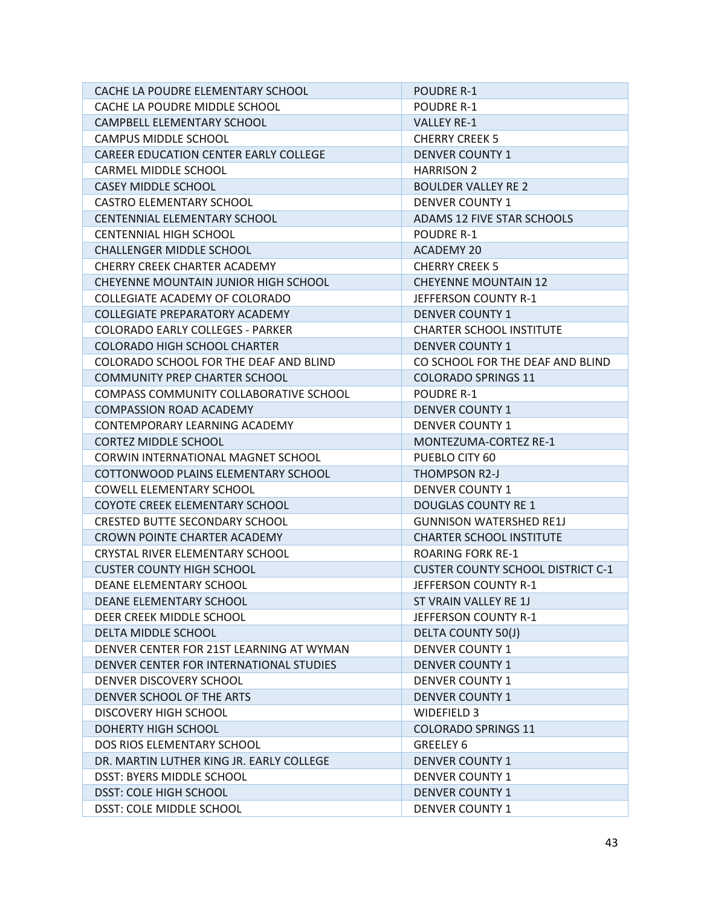| CACHE LA POUDRE ELEMENTARY SCHOOL | POUDRE R-1 |
|---|---|
| CACHE LA POUDRE MIDDLE SCHOOL | POUDRE R-1 |
| CAMPBELL ELEMENTARY SCHOOL | VALLEY RE-1 |
| CAMPUS MIDDLE SCHOOL | CHERRY CREEK 5 |
| CAREER EDUCATION CENTER EARLY COLLEGE | DENVER COUNTY 1 |
| CARMEL MIDDLE SCHOOL | HARRISON 2 |
| CASEY MIDDLE SCHOOL | BOULDER VALLEY RE 2 |
| CASTRO ELEMENTARY SCHOOL | DENVER COUNTY 1 |
| CENTENNIAL ELEMENTARY SCHOOL | ADAMS 12 FIVE STAR SCHOOLS |
| CENTENNIAL HIGH SCHOOL | POUDRE R-1 |
| CHALLENGER MIDDLE SCHOOL | ACADEMY 20 |
| CHERRY CREEK CHARTER ACADEMY | CHERRY CREEK 5 |
| CHEYENNE MOUNTAIN JUNIOR HIGH SCHOOL | CHEYENNE MOUNTAIN 12 |
| COLLEGIATE ACADEMY OF COLORADO | JEFFERSON COUNTY R-1 |
| COLLEGIATE PREPARATORY ACADEMY | DENVER COUNTY 1 |
| COLORADO EARLY COLLEGES - PARKER | CHARTER SCHOOL INSTITUTE |
| COLORADO HIGH SCHOOL CHARTER | DENVER COUNTY 1 |
| COLORADO SCHOOL FOR THE DEAF AND BLIND | CO SCHOOL FOR THE DEAF AND BLIND |
| COMMUNITY PREP CHARTER SCHOOL | COLORADO SPRINGS 11 |
| COMPASS COMMUNITY COLLABORATIVE SCHOOL | POUDRE R-1 |
| COMPASSION ROAD ACADEMY | DENVER COUNTY 1 |
| CONTEMPORARY LEARNING ACADEMY | DENVER COUNTY 1 |
| CORTEZ MIDDLE SCHOOL | MONTEZUMA-CORTEZ RE-1 |
| CORWIN INTERNATIONAL MAGNET SCHOOL | PUEBLO CITY 60 |
| COTTONWOOD PLAINS ELEMENTARY SCHOOL | THOMPSON R2-J |
| COWELL ELEMENTARY SCHOOL | DENVER COUNTY 1 |
| COYOTE CREEK ELEMENTARY SCHOOL | DOUGLAS COUNTY RE 1 |
| CRESTED BUTTE SECONDARY SCHOOL | GUNNISON WATERSHED RE1J |
| CROWN POINTE CHARTER ACADEMY | CHARTER SCHOOL INSTITUTE |
| CRYSTAL RIVER ELEMENTARY SCHOOL | ROARING FORK RE-1 |
| CUSTER COUNTY HIGH SCHOOL | CUSTER COUNTY SCHOOL DISTRICT C-1 |
| DEANE ELEMENTARY SCHOOL | JEFFERSON COUNTY R-1 |
| DEANE ELEMENTARY SCHOOL | ST VRAIN VALLEY RE 1J |
| DEER CREEK MIDDLE SCHOOL | JEFFERSON COUNTY R-1 |
| DELTA MIDDLE SCHOOL | DELTA COUNTY 50(J) |
| DENVER CENTER FOR 21ST LEARNING AT WYMAN | DENVER COUNTY 1 |
| DENVER CENTER FOR INTERNATIONAL STUDIES | DENVER COUNTY 1 |
| DENVER DISCOVERY SCHOOL | DENVER COUNTY 1 |
| DENVER SCHOOL OF THE ARTS | DENVER COUNTY 1 |
| DISCOVERY HIGH SCHOOL | WIDEFIELD 3 |
| DOHERTY HIGH SCHOOL | COLORADO SPRINGS 11 |
| DOS RIOS ELEMENTARY SCHOOL | GREELEY 6 |
| DR. MARTIN LUTHER KING JR. EARLY COLLEGE | DENVER COUNTY 1 |
| DSST: BYERS MIDDLE SCHOOL | DENVER COUNTY 1 |
| DSST: COLE HIGH SCHOOL | DENVER COUNTY 1 |
| DSST: COLE MIDDLE SCHOOL | DENVER COUNTY 1 |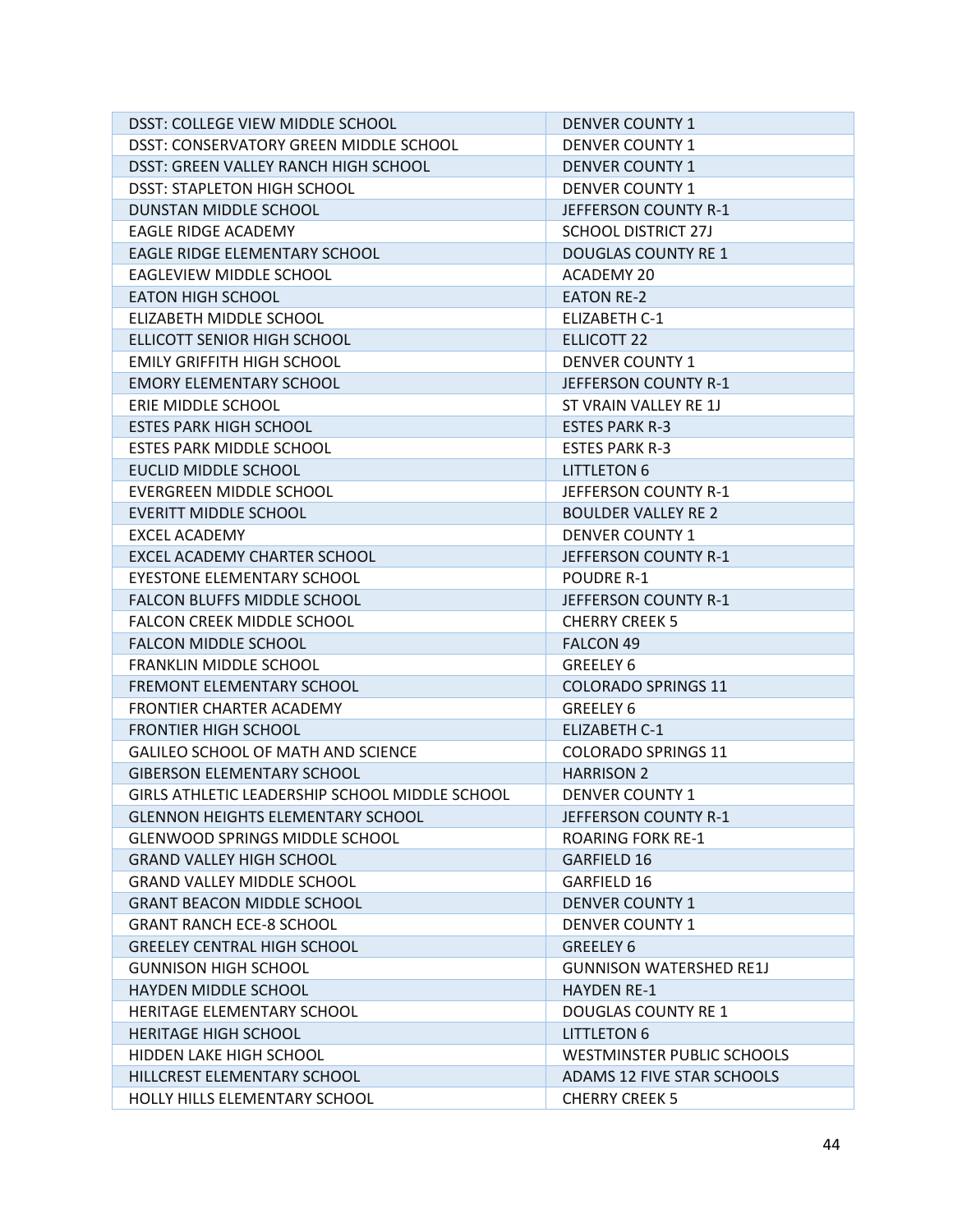| DSST: COLLEGE VIEW MIDDLE SCHOOL | DENVER COUNTY 1 |
|---|---|
| DSST: CONSERVATORY GREEN MIDDLE SCHOOL | DENVER COUNTY 1 |
| DSST: GREEN VALLEY RANCH HIGH SCHOOL | DENVER COUNTY 1 |
| DSST: STAPLETON HIGH SCHOOL | DENVER COUNTY 1 |
| DUNSTAN MIDDLE SCHOOL | JEFFERSON COUNTY R-1 |
| EAGLE RIDGE ACADEMY | SCHOOL DISTRICT 27J |
| EAGLE RIDGE ELEMENTARY SCHOOL | DOUGLAS COUNTY RE 1 |
| EAGLEVIEW MIDDLE SCHOOL | ACADEMY 20 |
| EATON HIGH SCHOOL | EATON RE-2 |
| ELIZABETH MIDDLE SCHOOL | ELIZABETH C-1 |
| ELLICOTT SENIOR HIGH SCHOOL | ELLICOTT 22 |
| EMILY GRIFFITH HIGH SCHOOL | DENVER COUNTY 1 |
| EMORY ELEMENTARY SCHOOL | JEFFERSON COUNTY R-1 |
| ERIE MIDDLE SCHOOL | ST VRAIN VALLEY RE 1J |
| ESTES PARK HIGH SCHOOL | ESTES PARK R-3 |
| ESTES PARK MIDDLE SCHOOL | ESTES PARK R-3 |
| EUCLID MIDDLE SCHOOL | LITTLETON 6 |
| EVERGREEN MIDDLE SCHOOL | JEFFERSON COUNTY R-1 |
| EVERITT MIDDLE SCHOOL | BOULDER VALLEY RE 2 |
| EXCEL ACADEMY | DENVER COUNTY 1 |
| EXCEL ACADEMY CHARTER SCHOOL | JEFFERSON COUNTY R-1 |
| EYESTONE ELEMENTARY SCHOOL | POUDRE R-1 |
| FALCON BLUFFS MIDDLE SCHOOL | JEFFERSON COUNTY R-1 |
| FALCON CREEK MIDDLE SCHOOL | CHERRY CREEK 5 |
| FALCON MIDDLE SCHOOL | FALCON 49 |
| FRANKLIN MIDDLE SCHOOL | GREELEY 6 |
| FREMONT ELEMENTARY SCHOOL | COLORADO SPRINGS 11 |
| FRONTIER CHARTER ACADEMY | GREELEY 6 |
| FRONTIER HIGH SCHOOL | ELIZABETH C-1 |
| GALILEO SCHOOL OF MATH AND SCIENCE | COLORADO SPRINGS 11 |
| GIBERSON ELEMENTARY SCHOOL | HARRISON 2 |
| GIRLS ATHLETIC LEADERSHIP SCHOOL MIDDLE SCHOOL | DENVER COUNTY 1 |
| GLENNON HEIGHTS ELEMENTARY SCHOOL | JEFFERSON COUNTY R-1 |
| GLENWOOD SPRINGS MIDDLE SCHOOL | ROARING FORK RE-1 |
| GRAND VALLEY HIGH SCHOOL | GARFIELD 16 |
| GRAND VALLEY MIDDLE SCHOOL | GARFIELD 16 |
| GRANT BEACON MIDDLE SCHOOL | DENVER COUNTY 1 |
| GRANT RANCH ECE-8 SCHOOL | DENVER COUNTY 1 |
| GREELEY CENTRAL HIGH SCHOOL | GREELEY 6 |
| GUNNISON HIGH SCHOOL | GUNNISON WATERSHED RE1J |
| HAYDEN MIDDLE SCHOOL | HAYDEN RE-1 |
| HERITAGE ELEMENTARY SCHOOL | DOUGLAS COUNTY RE 1 |
| HERITAGE HIGH SCHOOL | LITTLETON 6 |
| HIDDEN LAKE HIGH SCHOOL | WESTMINSTER PUBLIC SCHOOLS |
| HILLCREST ELEMENTARY SCHOOL | ADAMS 12 FIVE STAR SCHOOLS |
| HOLLY HILLS ELEMENTARY SCHOOL | CHERRY CREEK 5 |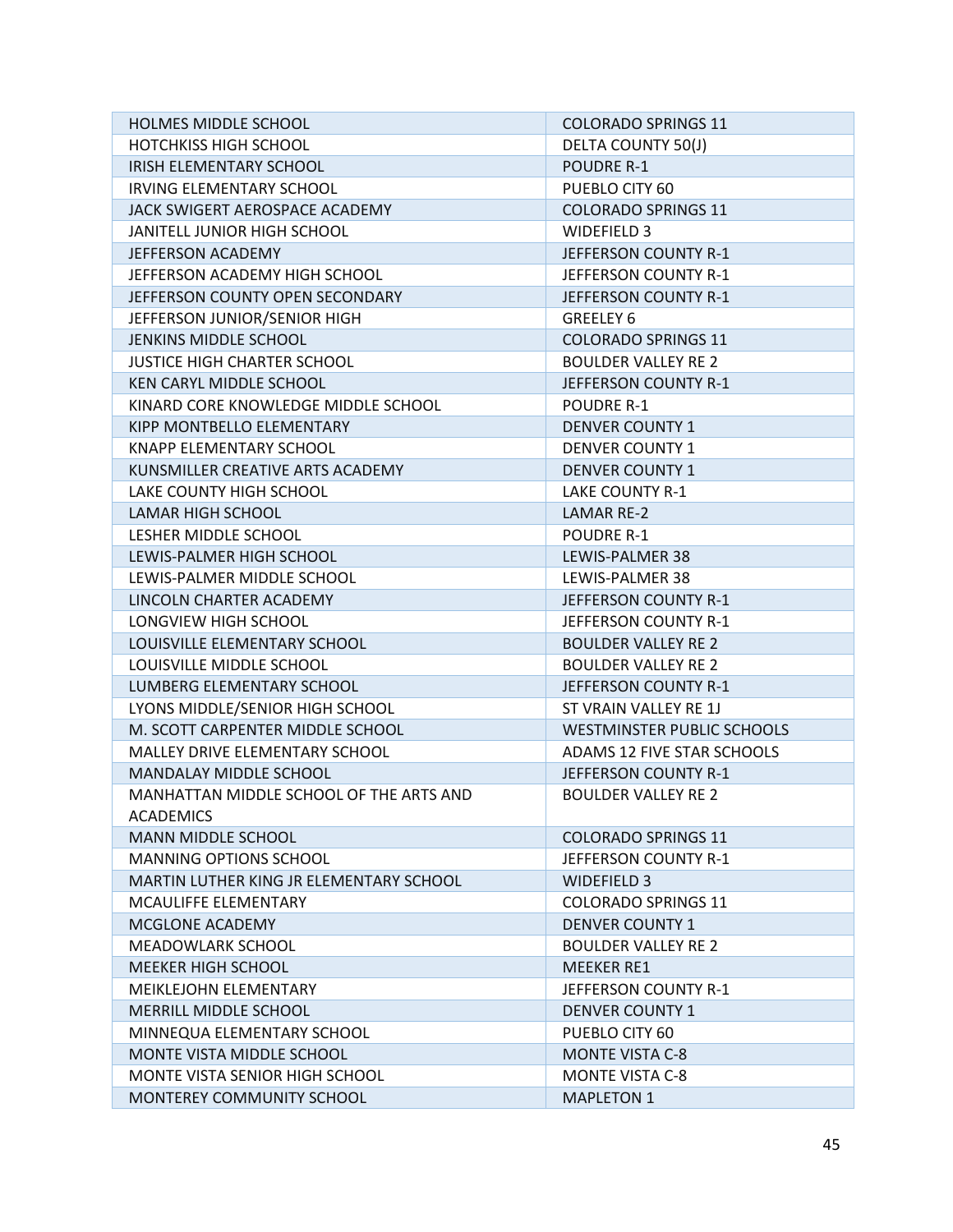| HOLMES MIDDLE SCHOOL | COLORADO SPRINGS 11 |
|---|---|
| HOTCHKISS HIGH SCHOOL | DELTA COUNTY 50(J) |
| IRISH ELEMENTARY SCHOOL | POUDRE R-1 |
| IRVING ELEMENTARY SCHOOL | PUEBLO CITY 60 |
| JACK SWIGERT AEROSPACE ACADEMY | COLORADO SPRINGS 11 |
| JANITELL JUNIOR HIGH SCHOOL | WIDEFIELD 3 |
| JEFFERSON ACADEMY | JEFFERSON COUNTY R-1 |
| JEFFERSON ACADEMY HIGH SCHOOL | JEFFERSON COUNTY R-1 |
| JEFFERSON COUNTY OPEN SECONDARY | JEFFERSON COUNTY R-1 |
| JEFFERSON JUNIOR/SENIOR HIGH | GREELEY 6 |
| JENKINS MIDDLE SCHOOL | COLORADO SPRINGS 11 |
| JUSTICE HIGH CHARTER SCHOOL | BOULDER VALLEY RE 2 |
| KEN CARYL MIDDLE SCHOOL | JEFFERSON COUNTY R-1 |
| KINARD CORE KNOWLEDGE MIDDLE SCHOOL | POUDRE R-1 |
| KIPP MONTBELLO ELEMENTARY | DENVER COUNTY 1 |
| KNAPP ELEMENTARY SCHOOL | DENVER COUNTY 1 |
| KUNSMILLER CREATIVE ARTS ACADEMY | DENVER COUNTY 1 |
| LAKE COUNTY HIGH SCHOOL | LAKE COUNTY R-1 |
| LAMAR HIGH SCHOOL | LAMAR RE-2 |
| LESHER MIDDLE SCHOOL | POUDRE R-1 |
| LEWIS-PALMER HIGH SCHOOL | LEWIS-PALMER 38 |
| LEWIS-PALMER MIDDLE SCHOOL | LEWIS-PALMER 38 |
| LINCOLN CHARTER ACADEMY | JEFFERSON COUNTY R-1 |
| LONGVIEW HIGH SCHOOL | JEFFERSON COUNTY R-1 |
| LOUISVILLE ELEMENTARY SCHOOL | BOULDER VALLEY RE 2 |
| LOUISVILLE MIDDLE SCHOOL | BOULDER VALLEY RE 2 |
| LUMBERG ELEMENTARY SCHOOL | JEFFERSON COUNTY R-1 |
| LYONS MIDDLE/SENIOR HIGH SCHOOL | ST VRAIN VALLEY RE 1J |
| M. SCOTT CARPENTER MIDDLE SCHOOL | WESTMINSTER PUBLIC SCHOOLS |
| MALLEY DRIVE ELEMENTARY SCHOOL | ADAMS 12 FIVE STAR SCHOOLS |
| MANDALAY MIDDLE SCHOOL | JEFFERSON COUNTY R-1 |
| MANHATTAN MIDDLE SCHOOL OF THE ARTS AND ACADEMICS | BOULDER VALLEY RE 2 |
| MANN MIDDLE SCHOOL | COLORADO SPRINGS 11 |
| MANNING OPTIONS SCHOOL | JEFFERSON COUNTY R-1 |
| MARTIN LUTHER KING JR ELEMENTARY SCHOOL | WIDEFIELD 3 |
| MCAULIFFE ELEMENTARY | COLORADO SPRINGS 11 |
| MCGLONE ACADEMY | DENVER COUNTY 1 |
| MEADOWLARK SCHOOL | BOULDER VALLEY RE 2 |
| MEEKER HIGH SCHOOL | MEEKER RE1 |
| MEIKLEJOHN ELEMENTARY | JEFFERSON COUNTY R-1 |
| MERRILL MIDDLE SCHOOL | DENVER COUNTY 1 |
| MINNEQUA ELEMENTARY SCHOOL | PUEBLO CITY 60 |
| MONTE VISTA MIDDLE SCHOOL | MONTE VISTA C-8 |
| MONTE VISTA SENIOR HIGH SCHOOL | MONTE VISTA C-8 |
| MONTEREY COMMUNITY SCHOOL | MAPLETON 1 |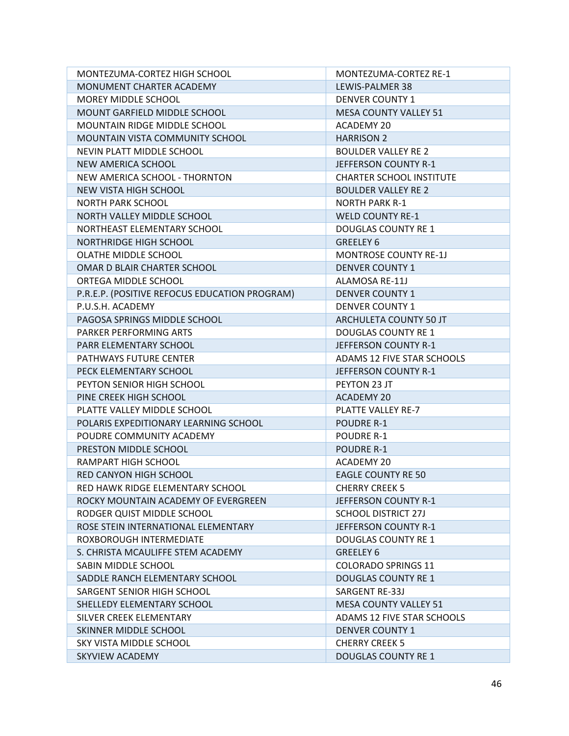| MONTEZUMA-CORTEZ HIGH SCHOOL | MONTEZUMA-CORTEZ RE-1 |
|---|---|
| MONUMENT CHARTER ACADEMY | LEWIS-PALMER 38 |
| MOREY MIDDLE SCHOOL | DENVER COUNTY 1 |
| MOUNT GARFIELD MIDDLE SCHOOL | MESA COUNTY VALLEY 51 |
| MOUNTAIN RIDGE MIDDLE SCHOOL | ACADEMY 20 |
| MOUNTAIN VISTA COMMUNITY SCHOOL | HARRISON 2 |
| NEVIN PLATT MIDDLE SCHOOL | BOULDER VALLEY RE 2 |
| NEW AMERICA SCHOOL | JEFFERSON COUNTY R-1 |
| NEW AMERICA SCHOOL - THORNTON | CHARTER SCHOOL INSTITUTE |
| NEW VISTA HIGH SCHOOL | BOULDER VALLEY RE 2 |
| NORTH PARK SCHOOL | NORTH PARK R-1 |
| NORTH VALLEY MIDDLE SCHOOL | WELD COUNTY RE-1 |
| NORTHEAST ELEMENTARY SCHOOL | DOUGLAS COUNTY RE 1 |
| NORTHRIDGE HIGH SCHOOL | GREELEY 6 |
| OLATHE MIDDLE SCHOOL | MONTROSE COUNTY RE-1J |
| OMAR D BLAIR CHARTER SCHOOL | DENVER COUNTY 1 |
| ORTEGA MIDDLE SCHOOL | ALAMOSA RE-11J |
| P.R.E.P. (POSITIVE REFOCUS EDUCATION PROGRAM) | DENVER COUNTY 1 |
| P.U.S.H. ACADEMY | DENVER COUNTY 1 |
| PAGOSA SPRINGS MIDDLE SCHOOL | ARCHULETA COUNTY 50 JT |
| PARKER PERFORMING ARTS | DOUGLAS COUNTY RE 1 |
| PARR ELEMENTARY SCHOOL | JEFFERSON COUNTY R-1 |
| PATHWAYS FUTURE CENTER | ADAMS 12 FIVE STAR SCHOOLS |
| PECK ELEMENTARY SCHOOL | JEFFERSON COUNTY R-1 |
| PEYTON SENIOR HIGH SCHOOL | PEYTON 23 JT |
| PINE CREEK HIGH SCHOOL | ACADEMY 20 |
| PLATTE VALLEY MIDDLE SCHOOL | PLATTE VALLEY RE-7 |
| POLARIS EXPEDITIONARY LEARNING SCHOOL | POUDRE R-1 |
| POUDRE COMMUNITY ACADEMY | POUDRE R-1 |
| PRESTON MIDDLE SCHOOL | POUDRE R-1 |
| RAMPART HIGH SCHOOL | ACADEMY 20 |
| RED CANYON HIGH SCHOOL | EAGLE COUNTY RE 50 |
| RED HAWK RIDGE ELEMENTARY SCHOOL | CHERRY CREEK 5 |
| ROCKY MOUNTAIN ACADEMY OF EVERGREEN | JEFFERSON COUNTY R-1 |
| RODGER QUIST MIDDLE SCHOOL | SCHOOL DISTRICT 27J |
| ROSE STEIN INTERNATIONAL ELEMENTARY | JEFFERSON COUNTY R-1 |
| ROXBOROUGH INTERMEDIATE | DOUGLAS COUNTY RE 1 |
| S. CHRISTA MCAULIFFE STEM ACADEMY | GREELEY 6 |
| SABIN MIDDLE SCHOOL | COLORADO SPRINGS 11 |
| SADDLE RANCH ELEMENTARY SCHOOL | DOUGLAS COUNTY RE 1 |
| SARGENT SENIOR HIGH SCHOOL | SARGENT RE-33J |
| SHELLEDY ELEMENTARY SCHOOL | MESA COUNTY VALLEY 51 |
| SILVER CREEK ELEMENTARY | ADAMS 12 FIVE STAR SCHOOLS |
| SKINNER MIDDLE SCHOOL | DENVER COUNTY 1 |
| SKY VISTA MIDDLE SCHOOL | CHERRY CREEK 5 |
| SKYVIEW ACADEMY | DOUGLAS COUNTY RE 1 |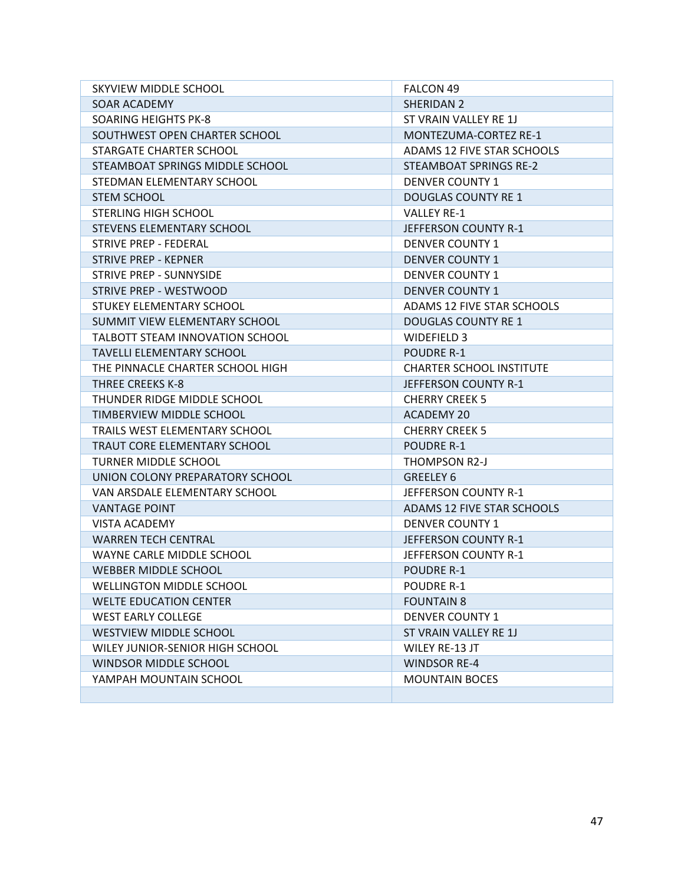| | |
|---|---|
| SKYVIEW MIDDLE SCHOOL | FALCON 49 |
| SOAR ACADEMY | SHERIDAN 2 |
| SOARING HEIGHTS PK-8 | ST VRAIN VALLEY RE 1J |
| SOUTHWEST OPEN CHARTER SCHOOL | MONTEZUMA-CORTEZ RE-1 |
| STARGATE CHARTER SCHOOL | ADAMS 12 FIVE STAR SCHOOLS |
| STEAMBOAT SPRINGS MIDDLE SCHOOL | STEAMBOAT SPRINGS RE-2 |
| STEDMAN ELEMENTARY SCHOOL | DENVER COUNTY 1 |
| STEM SCHOOL | DOUGLAS COUNTY RE 1 |
| STERLING HIGH SCHOOL | VALLEY RE-1 |
| STEVENS ELEMENTARY SCHOOL | JEFFERSON COUNTY R-1 |
| STRIVE PREP - FEDERAL | DENVER COUNTY 1 |
| STRIVE PREP - KEPNER | DENVER COUNTY 1 |
| STRIVE PREP - SUNNYSIDE | DENVER COUNTY 1 |
| STRIVE PREP - WESTWOOD | DENVER COUNTY 1 |
| STUKEY ELEMENTARY SCHOOL | ADAMS 12 FIVE STAR SCHOOLS |
| SUMMIT VIEW ELEMENTARY SCHOOL | DOUGLAS COUNTY RE 1 |
| TALBOTT STEAM INNOVATION SCHOOL | WIDEFIELD 3 |
| TAVELLI ELEMENTARY SCHOOL | POUDRE R-1 |
| THE PINNACLE CHARTER SCHOOL HIGH | CHARTER SCHOOL INSTITUTE |
| THREE CREEKS K-8 | JEFFERSON COUNTY R-1 |
| THUNDER RIDGE MIDDLE SCHOOL | CHERRY CREEK 5 |
| TIMBERVIEW MIDDLE SCHOOL | ACADEMY 20 |
| TRAILS WEST ELEMENTARY SCHOOL | CHERRY CREEK 5 |
| TRAUT CORE ELEMENTARY SCHOOL | POUDRE R-1 |
| TURNER MIDDLE SCHOOL | THOMPSON R2-J |
| UNION COLONY PREPARATORY SCHOOL | GREELEY 6 |
| VAN ARSDALE ELEMENTARY SCHOOL | JEFFERSON COUNTY R-1 |
| VANTAGE POINT | ADAMS 12 FIVE STAR SCHOOLS |
| VISTA ACADEMY | DENVER COUNTY 1 |
| WARREN TECH CENTRAL | JEFFERSON COUNTY R-1 |
| WAYNE CARLE MIDDLE SCHOOL | JEFFERSON COUNTY R-1 |
| WEBBER MIDDLE SCHOOL | POUDRE R-1 |
| WELLINGTON MIDDLE SCHOOL | POUDRE R-1 |
| WELTE EDUCATION CENTER | FOUNTAIN 8 |
| WEST EARLY COLLEGE | DENVER COUNTY 1 |
| WESTVIEW MIDDLE SCHOOL | ST VRAIN VALLEY RE 1J |
| WILEY JUNIOR-SENIOR HIGH SCHOOL | WILEY RE-13 JT |
| WINDSOR MIDDLE SCHOOL | WINDSOR RE-4 |
| YAMPAH MOUNTAIN SCHOOL | MOUNTAIN BOCES |
| | |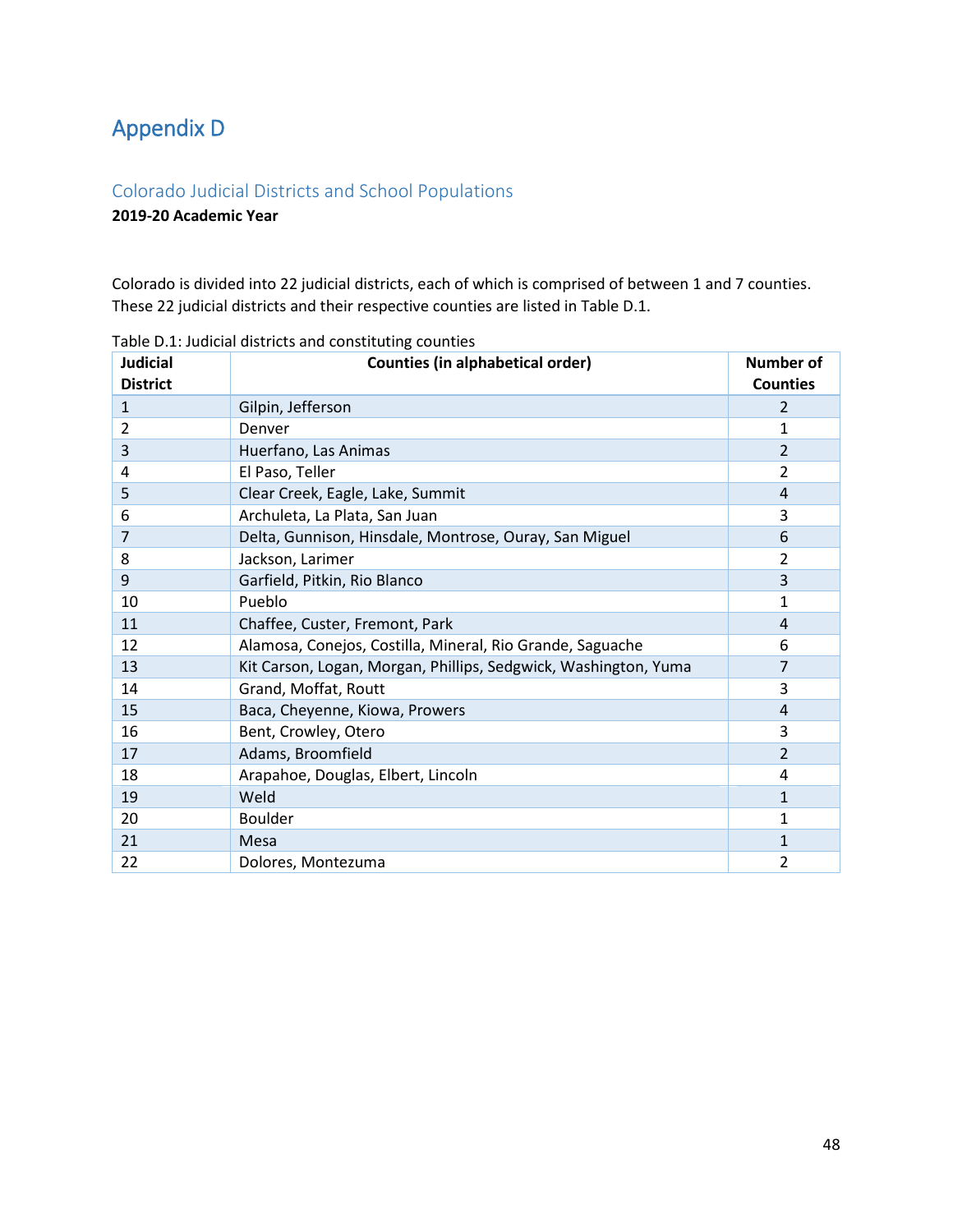# Appendix D

## Colorado Judicial Districts and School Populations

**2019-20 Academic Year**

Colorado is divided into 22 judicial districts, each of which is comprised of between 1 and 7 counties. These 22 judicial districts and their respective counties are listed in Table D.1.

Table D.1: Judicial districts and constituting counties

| Judicial District | Counties (in alphabetical order) | Number of Counties |
|---|---|---|
| 1 | Gilpin, Jefferson | 2 |
| 2 | Denver | 1 |
| 3 | Huerfano, Las Animas | 2 |
| 4 | El Paso, Teller | 2 |
| 5 | Clear Creek, Eagle, Lake, Summit | 4 |
| 6 | Archuleta, La Plata, San Juan | 3 |
| 7 | Delta, Gunnison, Hinsdale, Montrose, Ouray, San Miguel | 6 |
| 8 | Jackson, Larimer | 2 |
| 9 | Garfield, Pitkin, Rio Blanco | 3 |
| 10 | Pueblo | 1 |
| 11 | Chaffee, Custer, Fremont, Park | 4 |
| 12 | Alamosa, Conejos, Costilla, Mineral, Rio Grande, Saguache | 6 |
| 13 | Kit Carson, Logan, Morgan, Phillips, Sedgwick, Washington, Yuma | 7 |
| 14 | Grand, Moffat, Routt | 3 |
| 15 | Baca, Cheyenne, Kiowa, Prowers | 4 |
| 16 | Bent, Crowley, Otero | 3 |
| 17 | Adams, Broomfield | 2 |
| 18 | Arapahoe, Douglas, Elbert, Lincoln | 4 |
| 19 | Weld | 1 |
| 20 | Boulder | 1 |
| 21 | Mesa | 1 |
| 22 | Dolores, Montezuma | 2 |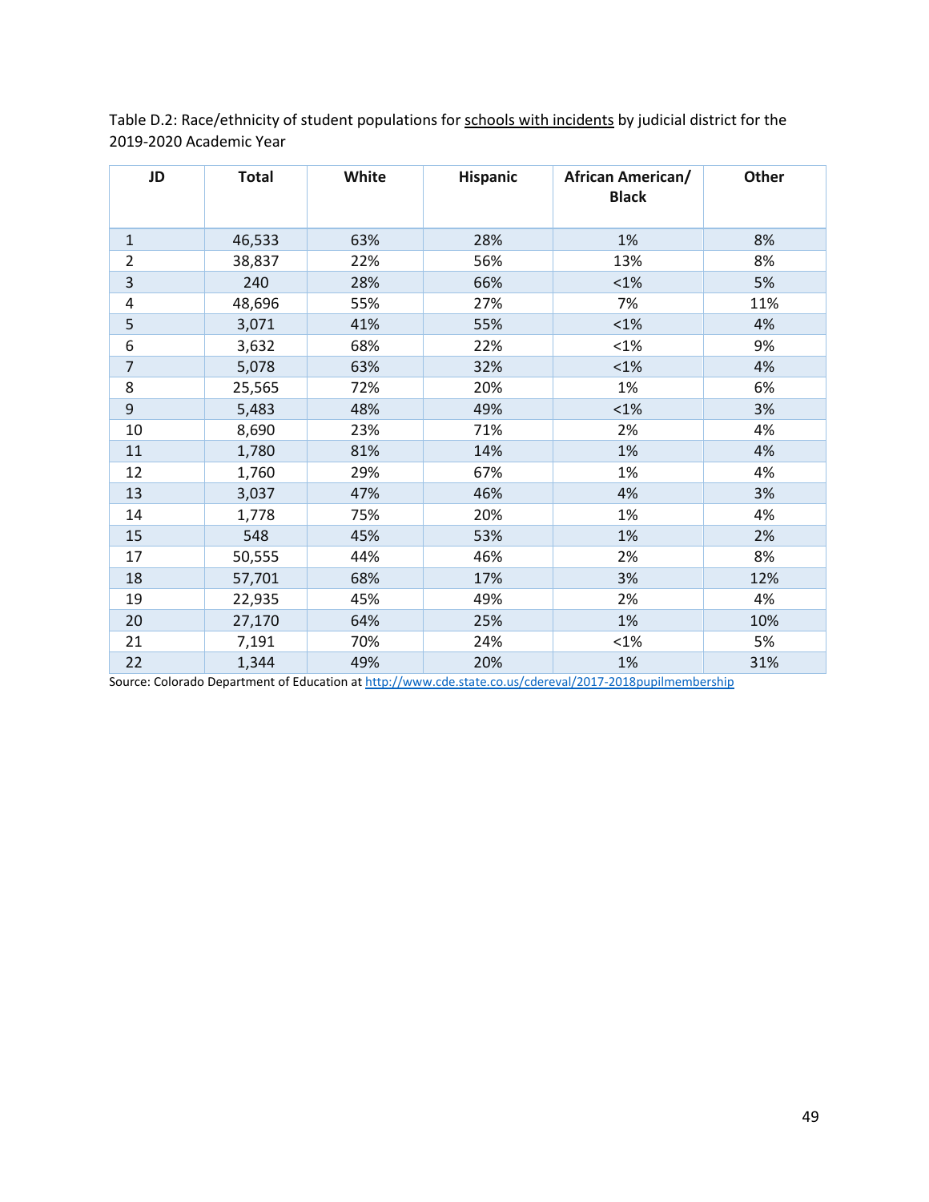Table D.2: Race/ethnicity of student populations for <u>schools with incidents</u> by judicial district for the 2019-2020 Academic Year

| JD | Total | White | Hispanic | African American/ Black | Other |
|---|---|---|---|---|---|
| 1 | 46,533 | 63% | 28% | 1% | 8% |
| 2 | 38,837 | 22% | 56% | 13% | 8% |
| 3 | 240 | 28% | 66% | <1% | 5% |
| 4 | 48,696 | 55% | 27% | 7% | 11% |
| 5 | 3,071 | 41% | 55% | <1% | 4% |
| 6 | 3,632 | 68% | 22% | <1% | 9% |
| 7 | 5,078 | 63% | 32% | <1% | 4% |
| 8 | 25,565 | 72% | 20% | 1% | 6% |
| 9 | 5,483 | 48% | 49% | <1% | 3% |
| 10 | 8,690 | 23% | 71% | 2% | 4% |
| 11 | 1,780 | 81% | 14% | 1% | 4% |
| 12 | 1,760 | 29% | 67% | 1% | 4% |
| 13 | 3,037 | 47% | 46% | 4% | 3% |
| 14 | 1,778 | 75% | 20% | 1% | 4% |
| 15 | 548 | 45% | 53% | 1% | 2% |
| 17 | 50,555 | 44% | 46% | 2% | 8% |
| 18 | 57,701 | 68% | 17% | 3% | 12% |
| 19 | 22,935 | 45% | 49% | 2% | 4% |
| 20 | 27,170 | 64% | 25% | 1% | 10% |
| 21 | 7,191 | 70% | 24% | <1% | 5% |
| 22 | 1,344 | 49% | 20% | 1% | 31% |

Source: Colorado Department of Education at http://www.cde.state.co.us/cdereval/2017-2018pupilmembership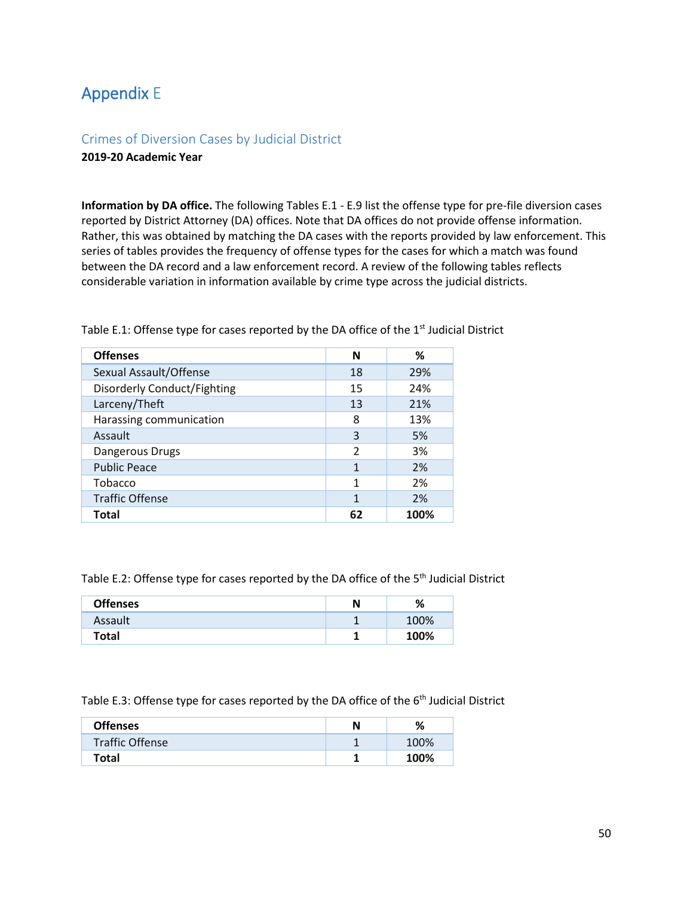# Appendix E

## Crimes of Diversion Cases by Judicial District

**2019-20 Academic Year**

**Information by DA office.** The following Tables E.1 - E.9 list the offense type for pre-file diversion cases reported by District Attorney (DA) offices. Note that DA offices do not provide offense information. Rather, this was obtained by matching the DA cases with the reports provided by law enforcement. This series of tables provides the frequency of offense types for the cases for which a match was found between the DA record and a law enforcement record. A review of the following tables reflects considerable variation in information available by crime type across the judicial districts.

Table E.1: Offense type for cases reported by the DA office of the 1st Judicial District

| Offenses | N | % |
|---|---|---|
| Sexual Assault/Offense | 18 | 29% |
| Disorderly Conduct/Fighting | 15 | 24% |
| Larceny/Theft | 13 | 21% |
| Harassing communication | 8 | 13% |
| Assault | 3 | 5% |
| Dangerous Drugs | 2 | 3% |
| Public Peace | 1 | 2% |
| Tobacco | 1 | 2% |
| Traffic Offense | 1 | 2% |
| **Total** | **62** | **100%** |

Table E.2: Offense type for cases reported by the DA office of the 5th Judicial District

| Offenses | N | % |
|---|---|---|
| Assault | 1 | 100% |
| **Total** | **1** | **100%** |

Table E.3: Offense type for cases reported by the DA office of the 6th Judicial District

| Offenses | N | % |
|---|---|---|
| Traffic Offense | 1 | 100% |
| **Total** | **1** | **100%** |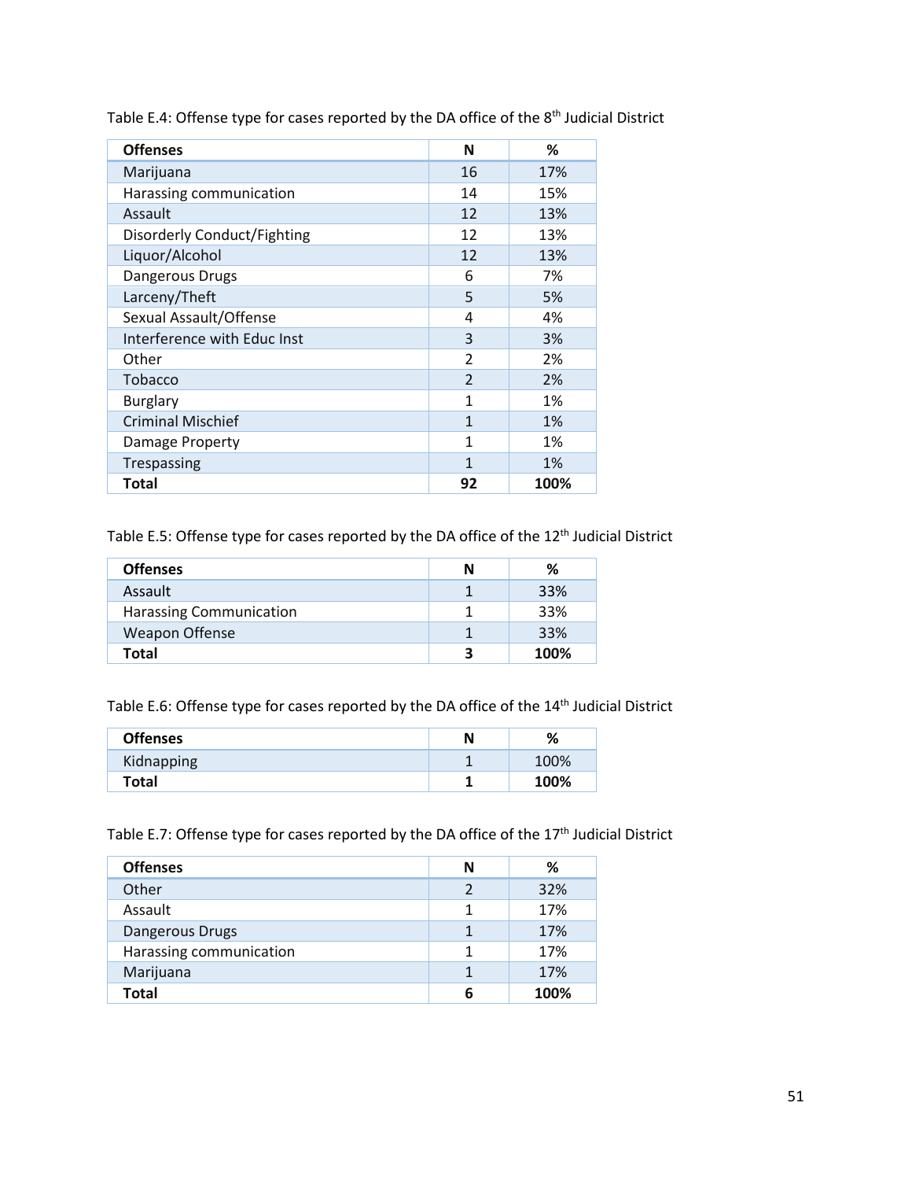Table E.4: Offense type for cases reported by the DA office of the 8th Judicial District

| Offenses | N | % |
|---|---|---|
| Marijuana | 16 | 17% |
| Harassing communication | 14 | 15% |
| Assault | 12 | 13% |
| Disorderly Conduct/Fighting | 12 | 13% |
| Liquor/Alcohol | 12 | 13% |
| Dangerous Drugs | 6 | 7% |
| Larceny/Theft | 5 | 5% |
| Sexual Assault/Offense | 4 | 4% |
| Interference with Educ Inst | 3 | 3% |
| Other | 2 | 2% |
| Tobacco | 2 | 2% |
| Burglary | 1 | 1% |
| Criminal Mischief | 1 | 1% |
| Damage Property | 1 | 1% |
| Trespassing | 1 | 1% |
| **Total** | **92** | **100%** |

Table E.5: Offense type for cases reported by the DA office of the 12th Judicial District

| Offenses | N | % |
|---|---|---|
| Assault | 1 | 33% |
| Harassing Communication | 1 | 33% |
| Weapon Offense | 1 | 33% |
| **Total** | **3** | **100%** |

Table E.6: Offense type for cases reported by the DA office of the 14th Judicial District

| Offenses | N | % |
|---|---|---|
| Kidnapping | 1 | 100% |
| **Total** | **1** | **100%** |

Table E.7: Offense type for cases reported by the DA office of the 17th Judicial District

| Offenses | N | % |
|---|---|---|
| Other | 2 | 32% |
| Assault | 1 | 17% |
| Dangerous Drugs | 1 | 17% |
| Harassing communication | 1 | 17% |
| Marijuana | 1 | 17% |
| **Total** | **6** | **100%** |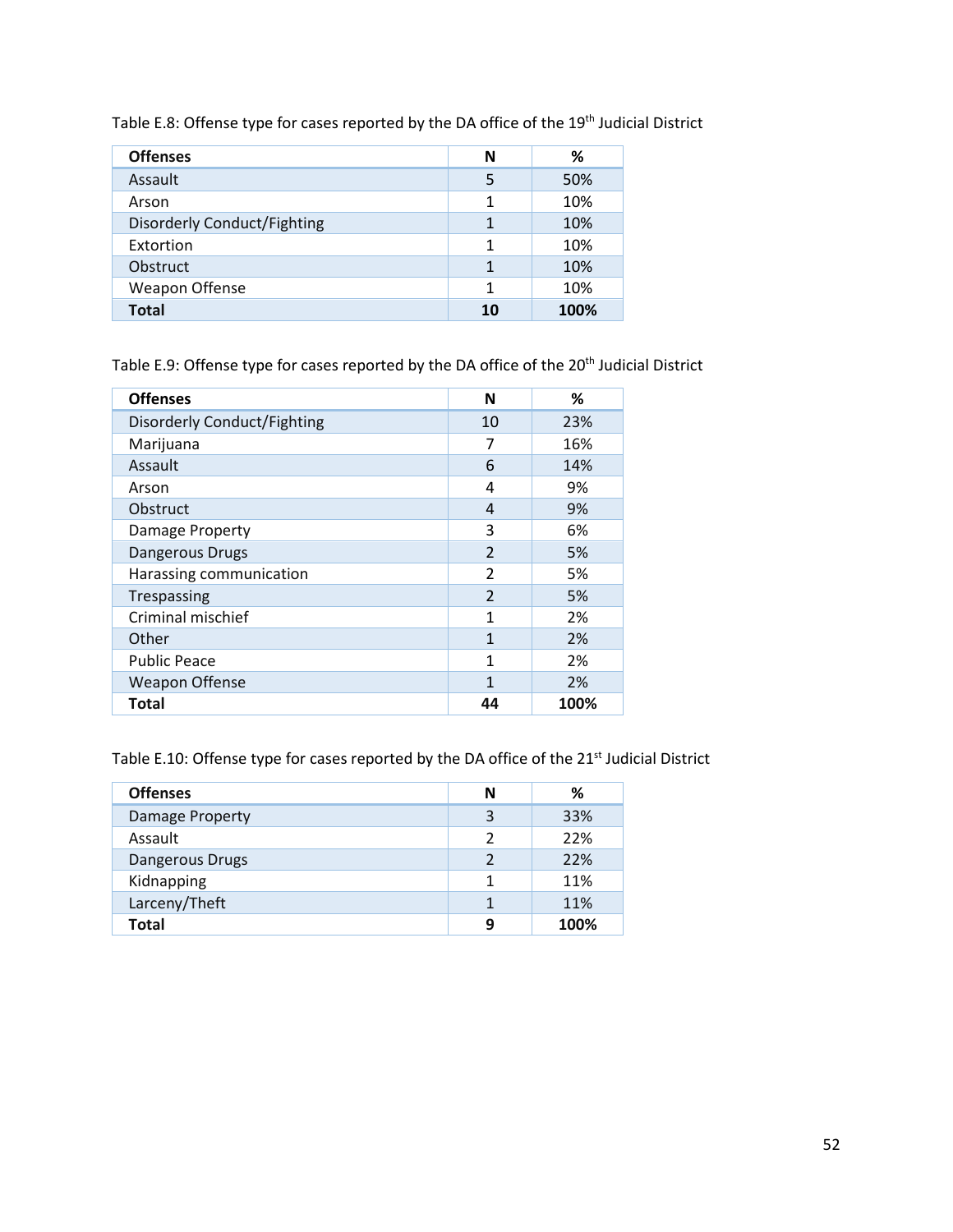Table E.8: Offense type for cases reported by the DA office of the 19th Judicial District

| Offenses | N | % |
|---|---|---|
| Assault | 5 | 50% |
| Arson | 1 | 10% |
| Disorderly Conduct/Fighting | 1 | 10% |
| Extortion | 1 | 10% |
| Obstruct | 1 | 10% |
| Weapon Offense | 1 | 10% |
| **Total** | **10** | **100%** |

Table E.9: Offense type for cases reported by the DA office of the 20th Judicial District

| Offenses | N | % |
|---|---|---|
| Disorderly Conduct/Fighting | 10 | 23% |
| Marijuana | 7 | 16% |
| Assault | 6 | 14% |
| Arson | 4 | 9% |
| Obstruct | 4 | 9% |
| Damage Property | 3 | 6% |
| Dangerous Drugs | 2 | 5% |
| Harassing communication | 2 | 5% |
| Trespassing | 2 | 5% |
| Criminal mischief | 1 | 2% |
| Other | 1 | 2% |
| Public Peace | 1 | 2% |
| Weapon Offense | 1 | 2% |
| **Total** | **44** | **100%** |

Table E.10: Offense type for cases reported by the DA office of the 21st Judicial District

| Offenses | N | % |
|---|---|---|
| Damage Property | 3 | 33% |
| Assault | 2 | 22% |
| Dangerous Drugs | 2 | 22% |
| Kidnapping | 1 | 11% |
| Larceny/Theft | 1 | 11% |
| **Total** | **9** | **100%** |